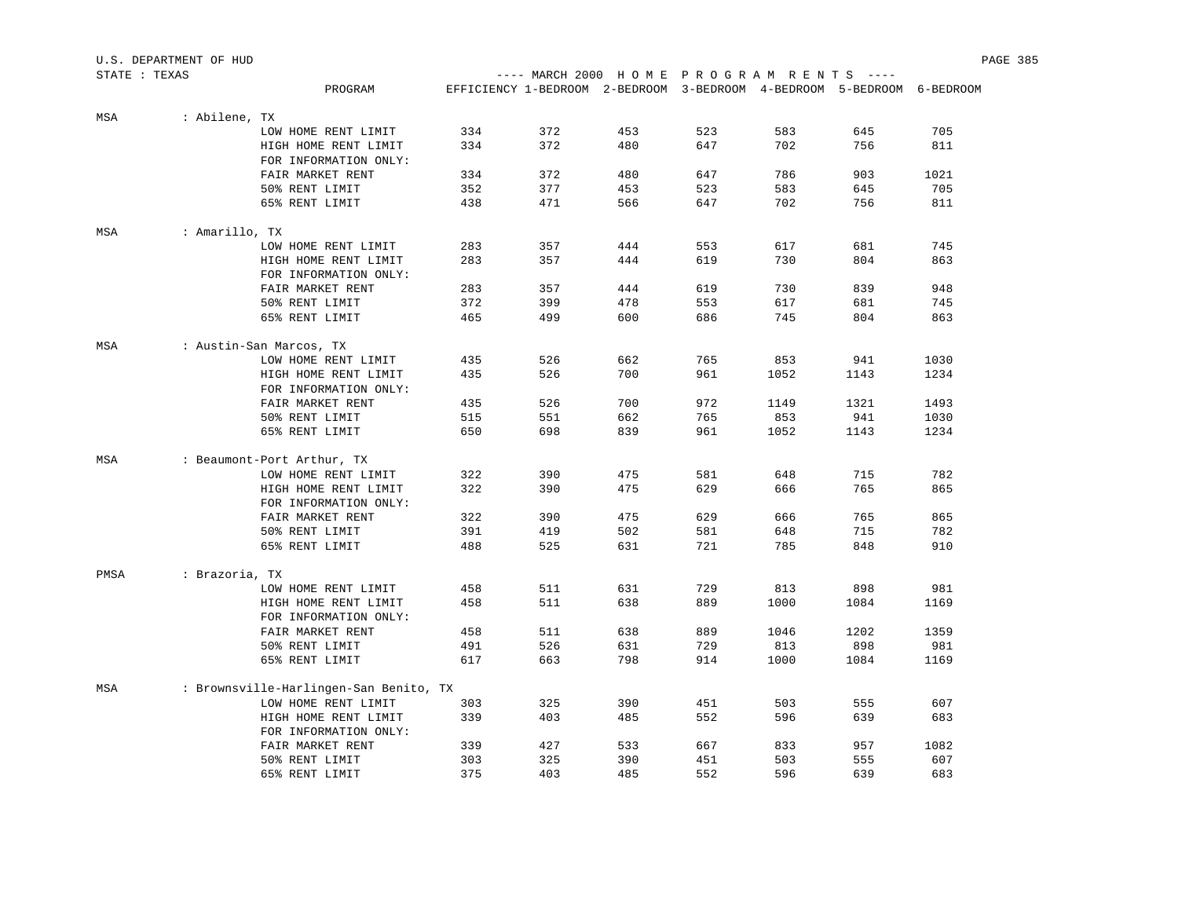U.S. DEPARTMENT OF HUD

STATE : TEXAS

---- MARCH 2000 H O M E P R O G R A M R E N T S ----

| | PROGRAM | EFFICIENCY | 1-BEDROOM | 2-BEDROOM | 3-BEDROOM | 4-BEDROOM | 5-BEDROOM | 6-BEDROOM |
|---|---|---|---|---|---|---|---|---|
| MSA | : Abilene, TX | | | | | | | |
| | LOW HOME RENT LIMIT | 334 | 372 | 453 | 523 | 583 | 645 | 705 |
| | HIGH HOME RENT LIMIT | 334 | 372 | 480 | 647 | 702 | 756 | 811 |
| | FOR INFORMATION ONLY: | | | | | | | |
| | FAIR MARKET RENT | 334 | 372 | 480 | 647 | 786 | 903 | 1021 |
| | 50% RENT LIMIT | 352 | 377 | 453 | 523 | 583 | 645 | 705 |
| | 65% RENT LIMIT | 438 | 471 | 566 | 647 | 702 | 756 | 811 |
| MSA | : Amarillo, TX | | | | | | | |
| | LOW HOME RENT LIMIT | 283 | 357 | 444 | 553 | 617 | 681 | 745 |
| | HIGH HOME RENT LIMIT | 283 | 357 | 444 | 619 | 730 | 804 | 863 |
| | FOR INFORMATION ONLY: | | | | | | | |
| | FAIR MARKET RENT | 283 | 357 | 444 | 619 | 730 | 839 | 948 |
| | 50% RENT LIMIT | 372 | 399 | 478 | 553 | 617 | 681 | 745 |
| | 65% RENT LIMIT | 465 | 499 | 600 | 686 | 745 | 804 | 863 |
| MSA | : Austin-San Marcos, TX | | | | | | | |
| | LOW HOME RENT LIMIT | 435 | 526 | 662 | 765 | 853 | 941 | 1030 |
| | HIGH HOME RENT LIMIT | 435 | 526 | 700 | 961 | 1052 | 1143 | 1234 |
| | FOR INFORMATION ONLY: | | | | | | | |
| | FAIR MARKET RENT | 435 | 526 | 700 | 972 | 1149 | 1321 | 1493 |
| | 50% RENT LIMIT | 515 | 551 | 662 | 765 | 853 | 941 | 1030 |
| | 65% RENT LIMIT | 650 | 698 | 839 | 961 | 1052 | 1143 | 1234 |
| MSA | : Beaumont-Port Arthur, TX | | | | | | | |
| | LOW HOME RENT LIMIT | 322 | 390 | 475 | 581 | 648 | 715 | 782 |
| | HIGH HOME RENT LIMIT | 322 | 390 | 475 | 629 | 666 | 765 | 865 |
| | FOR INFORMATION ONLY: | | | | | | | |
| | FAIR MARKET RENT | 322 | 390 | 475 | 629 | 666 | 765 | 865 |
| | 50% RENT LIMIT | 391 | 419 | 502 | 581 | 648 | 715 | 782 |
| | 65% RENT LIMIT | 488 | 525 | 631 | 721 | 785 | 848 | 910 |
| PMSA | : Brazoria, TX | | | | | | | |
| | LOW HOME RENT LIMIT | 458 | 511 | 631 | 729 | 813 | 898 | 981 |
| | HIGH HOME RENT LIMIT | 458 | 511 | 638 | 889 | 1000 | 1084 | 1169 |
| | FOR INFORMATION ONLY: | | | | | | | |
| | FAIR MARKET RENT | 458 | 511 | 638 | 889 | 1046 | 1202 | 1359 |
| | 50% RENT LIMIT | 491 | 526 | 631 | 729 | 813 | 898 | 981 |
| | 65% RENT LIMIT | 617 | 663 | 798 | 914 | 1000 | 1084 | 1169 |
| MSA | : Brownsville-Harlingen-San Benito, TX | | | | | | | |
| | LOW HOME RENT LIMIT | 303 | 325 | 390 | 451 | 503 | 555 | 607 |
| | HIGH HOME RENT LIMIT | 339 | 403 | 485 | 552 | 596 | 639 | 683 |
| | FOR INFORMATION ONLY: | | | | | | | |
| | FAIR MARKET RENT | 339 | 427 | 533 | 667 | 833 | 957 | 1082 |
| | 50% RENT LIMIT | 303 | 325 | 390 | 451 | 503 | 555 | 607 |
| | 65% RENT LIMIT | 375 | 403 | 485 | 552 | 596 | 639 | 683 |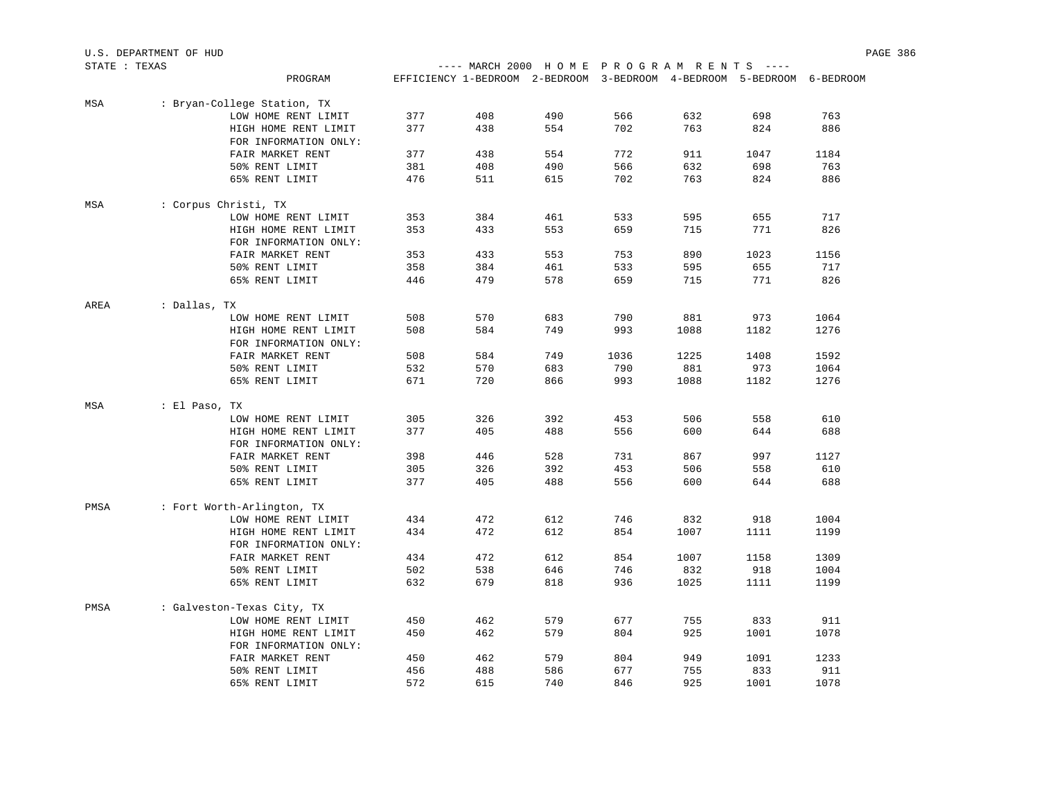U.S. DEPARTMENT OF HUD

STATE : TEXAS

---- MARCH 2000 H O M E P R O G R A M R E N T S ----

| | PROGRAM | EFFICIENCY | 1-BEDROOM | 2-BEDROOM | 3-BEDROOM | 4-BEDROOM | 5-BEDROOM | 6-BEDROOM |
|---|---|---|---|---|---|---|---|---|
| MSA | : Bryan-College Station, TX | | | | | | | |
| | LOW HOME RENT LIMIT | 377 | 408 | 490 | 566 | 632 | 698 | 763 |
| | HIGH HOME RENT LIMIT | 377 | 438 | 554 | 702 | 763 | 824 | 886 |
| | FOR INFORMATION ONLY: | | | | | | | |
| | FAIR MARKET RENT | 377 | 438 | 554 | 772 | 911 | 1047 | 1184 |
| | 50% RENT LIMIT | 381 | 408 | 490 | 566 | 632 | 698 | 763 |
| | 65% RENT LIMIT | 476 | 511 | 615 | 702 | 763 | 824 | 886 |
| MSA | : Corpus Christi, TX | | | | | | | |
| | LOW HOME RENT LIMIT | 353 | 384 | 461 | 533 | 595 | 655 | 717 |
| | HIGH HOME RENT LIMIT | 353 | 433 | 553 | 659 | 715 | 771 | 826 |
| | FOR INFORMATION ONLY: | | | | | | | |
| | FAIR MARKET RENT | 353 | 433 | 553 | 753 | 890 | 1023 | 1156 |
| | 50% RENT LIMIT | 358 | 384 | 461 | 533 | 595 | 655 | 717 |
| | 65% RENT LIMIT | 446 | 479 | 578 | 659 | 715 | 771 | 826 |
| AREA | : Dallas, TX | | | | | | | |
| | LOW HOME RENT LIMIT | 508 | 570 | 683 | 790 | 881 | 973 | 1064 |
| | HIGH HOME RENT LIMIT | 508 | 584 | 749 | 993 | 1088 | 1182 | 1276 |
| | FOR INFORMATION ONLY: | | | | | | | |
| | FAIR MARKET RENT | 508 | 584 | 749 | 1036 | 1225 | 1408 | 1592 |
| | 50% RENT LIMIT | 532 | 570 | 683 | 790 | 881 | 973 | 1064 |
| | 65% RENT LIMIT | 671 | 720 | 866 | 993 | 1088 | 1182 | 1276 |
| MSA | : El Paso, TX | | | | | | | |
| | LOW HOME RENT LIMIT | 305 | 326 | 392 | 453 | 506 | 558 | 610 |
| | HIGH HOME RENT LIMIT | 377 | 405 | 488 | 556 | 600 | 644 | 688 |
| | FOR INFORMATION ONLY: | | | | | | | |
| | FAIR MARKET RENT | 398 | 446 | 528 | 731 | 867 | 997 | 1127 |
| | 50% RENT LIMIT | 305 | 326 | 392 | 453 | 506 | 558 | 610 |
| | 65% RENT LIMIT | 377 | 405 | 488 | 556 | 600 | 644 | 688 |
| PMSA | : Fort Worth-Arlington, TX | | | | | | | |
| | LOW HOME RENT LIMIT | 434 | 472 | 612 | 746 | 832 | 918 | 1004 |
| | HIGH HOME RENT LIMIT | 434 | 472 | 612 | 854 | 1007 | 1111 | 1199 |
| | FOR INFORMATION ONLY: | | | | | | | |
| | FAIR MARKET RENT | 434 | 472 | 612 | 854 | 1007 | 1158 | 1309 |
| | 50% RENT LIMIT | 502 | 538 | 646 | 746 | 832 | 918 | 1004 |
| | 65% RENT LIMIT | 632 | 679 | 818 | 936 | 1025 | 1111 | 1199 |
| PMSA | : Galveston-Texas City, TX | | | | | | | |
| | LOW HOME RENT LIMIT | 450 | 462 | 579 | 677 | 755 | 833 | 911 |
| | HIGH HOME RENT LIMIT | 450 | 462 | 579 | 804 | 925 | 1001 | 1078 |
| | FOR INFORMATION ONLY: | | | | | | | |
| | FAIR MARKET RENT | 450 | 462 | 579 | 804 | 949 | 1091 | 1233 |
| | 50% RENT LIMIT | 456 | 488 | 586 | 677 | 755 | 833 | 911 |
| | 65% RENT LIMIT | 572 | 615 | 740 | 846 | 925 | 1001 | 1078 |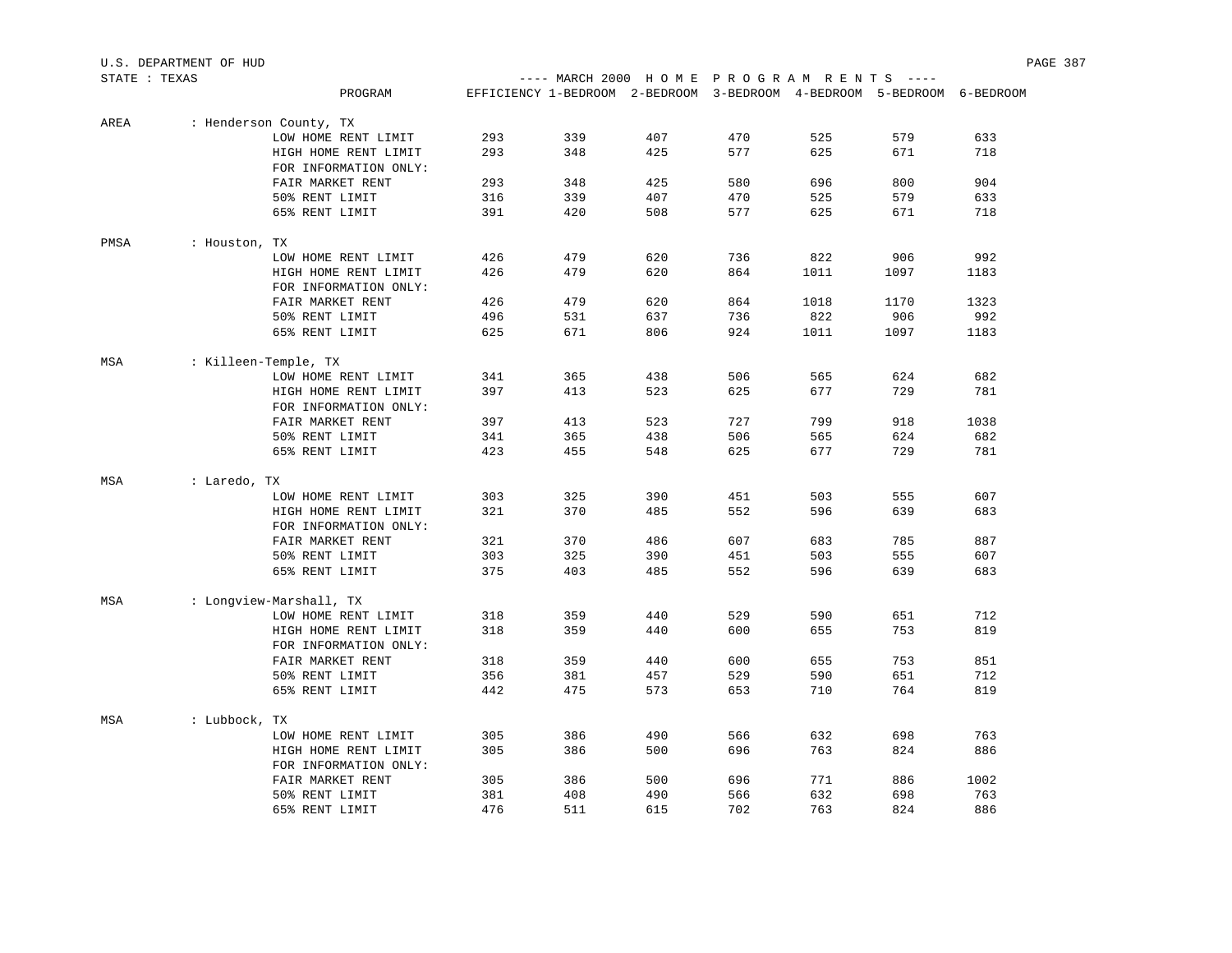U.S. DEPARTMENT OF HUD

STATE : TEXAS

---- MARCH 2000 H O M E P R O G R A M R E N T S ----

| | PROGRAM | EFFICIENCY | 1-BEDROOM | 2-BEDROOM | 3-BEDROOM | 4-BEDROOM | 5-BEDROOM | 6-BEDROOM |
|---|---|---|---|---|---|---|---|---|
| AREA | : Henderson County, TX | | | | | | | |
| | LOW HOME RENT LIMIT | 293 | 339 | 407 | 470 | 525 | 579 | 633 |
| | HIGH HOME RENT LIMIT | 293 | 348 | 425 | 577 | 625 | 671 | 718 |
| | FOR INFORMATION ONLY: | | | | | | | |
| | FAIR MARKET RENT | 293 | 348 | 425 | 580 | 696 | 800 | 904 |
| | 50% RENT LIMIT | 316 | 339 | 407 | 470 | 525 | 579 | 633 |
| | 65% RENT LIMIT | 391 | 420 | 508 | 577 | 625 | 671 | 718 |
| PMSA | : Houston, TX | | | | | | | |
| | LOW HOME RENT LIMIT | 426 | 479 | 620 | 736 | 822 | 906 | 992 |
| | HIGH HOME RENT LIMIT | 426 | 479 | 620 | 864 | 1011 | 1097 | 1183 |
| | FOR INFORMATION ONLY: | | | | | | | |
| | FAIR MARKET RENT | 426 | 479 | 620 | 864 | 1018 | 1170 | 1323 |
| | 50% RENT LIMIT | 496 | 531 | 637 | 736 | 822 | 906 | 992 |
| | 65% RENT LIMIT | 625 | 671 | 806 | 924 | 1011 | 1097 | 1183 |
| MSA | : Killeen-Temple, TX | | | | | | | |
| | LOW HOME RENT LIMIT | 341 | 365 | 438 | 506 | 565 | 624 | 682 |
| | HIGH HOME RENT LIMIT | 397 | 413 | 523 | 625 | 677 | 729 | 781 |
| | FOR INFORMATION ONLY: | | | | | | | |
| | FAIR MARKET RENT | 397 | 413 | 523 | 727 | 799 | 918 | 1038 |
| | 50% RENT LIMIT | 341 | 365 | 438 | 506 | 565 | 624 | 682 |
| | 65% RENT LIMIT | 423 | 455 | 548 | 625 | 677 | 729 | 781 |
| MSA | : Laredo, TX | | | | | | | |
| | LOW HOME RENT LIMIT | 303 | 325 | 390 | 451 | 503 | 555 | 607 |
| | HIGH HOME RENT LIMIT | 321 | 370 | 485 | 552 | 596 | 639 | 683 |
| | FOR INFORMATION ONLY: | | | | | | | |
| | FAIR MARKET RENT | 321 | 370 | 486 | 607 | 683 | 785 | 887 |
| | 50% RENT LIMIT | 303 | 325 | 390 | 451 | 503 | 555 | 607 |
| | 65% RENT LIMIT | 375 | 403 | 485 | 552 | 596 | 639 | 683 |
| MSA | : Longview-Marshall, TX | | | | | | | |
| | LOW HOME RENT LIMIT | 318 | 359 | 440 | 529 | 590 | 651 | 712 |
| | HIGH HOME RENT LIMIT | 318 | 359 | 440 | 600 | 655 | 753 | 819 |
| | FOR INFORMATION ONLY: | | | | | | | |
| | FAIR MARKET RENT | 318 | 359 | 440 | 600 | 655 | 753 | 851 |
| | 50% RENT LIMIT | 356 | 381 | 457 | 529 | 590 | 651 | 712 |
| | 65% RENT LIMIT | 442 | 475 | 573 | 653 | 710 | 764 | 819 |
| MSA | : Lubbock, TX | | | | | | | |
| | LOW HOME RENT LIMIT | 305 | 386 | 490 | 566 | 632 | 698 | 763 |
| | HIGH HOME RENT LIMIT | 305 | 386 | 500 | 696 | 763 | 824 | 886 |
| | FOR INFORMATION ONLY: | | | | | | | |
| | FAIR MARKET RENT | 305 | 386 | 500 | 696 | 771 | 886 | 1002 |
| | 50% RENT LIMIT | 381 | 408 | 490 | 566 | 632 | 698 | 763 |
| | 65% RENT LIMIT | 476 | 511 | 615 | 702 | 763 | 824 | 886 |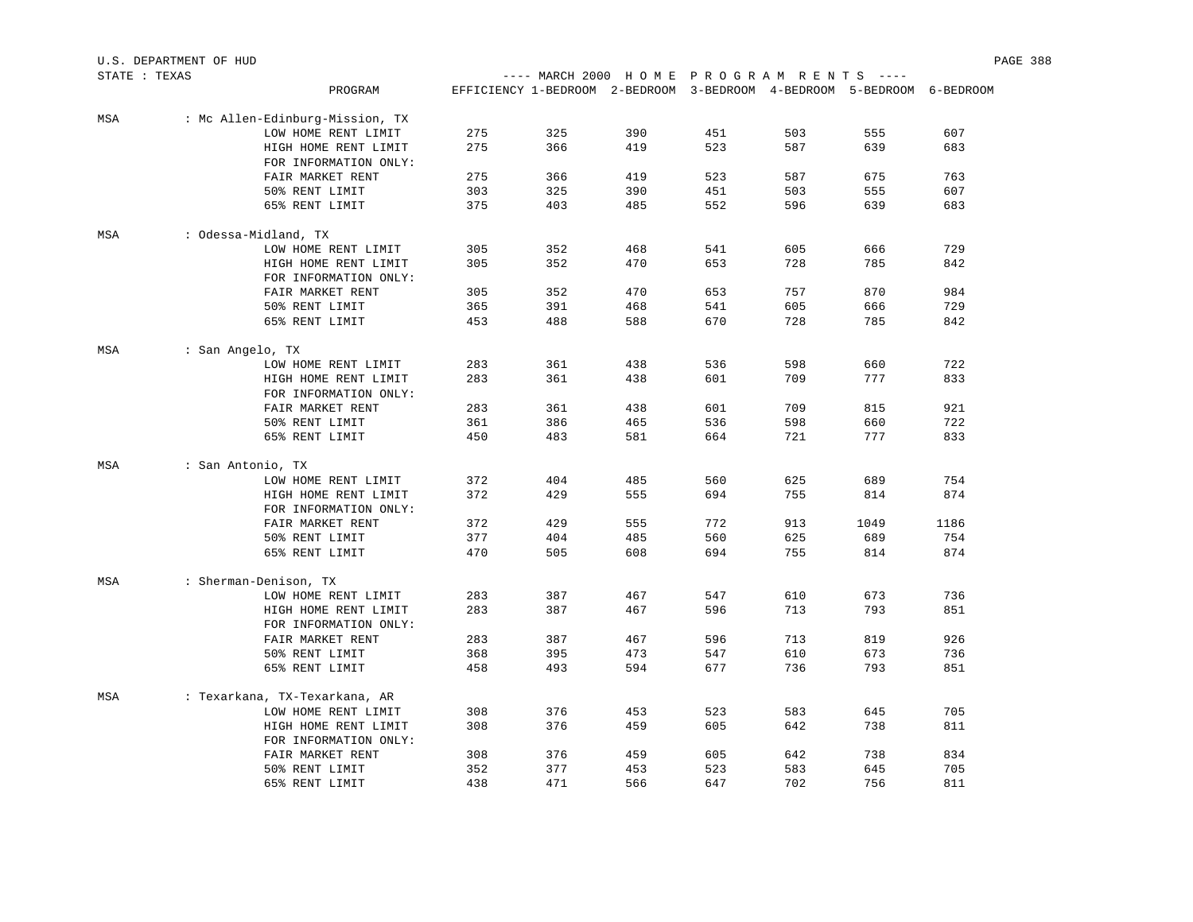U.S. DEPARTMENT OF HUD

STATE : TEXAS

---- MARCH 2000 H O M E P R O G R A M R E N T S ----

| | PROGRAM | EFFICIENCY | 1-BEDROOM | 2-BEDROOM | 3-BEDROOM | 4-BEDROOM | 5-BEDROOM | 6-BEDROOM |
|---|---|---|---|---|---|---|---|---|
| MSA | : Mc Allen-Edinburg-Mission, TX | | | | | | | |
| | LOW HOME RENT LIMIT | 275 | 325 | 390 | 451 | 503 | 555 | 607 |
| | HIGH HOME RENT LIMIT | 275 | 366 | 419 | 523 | 587 | 639 | 683 |
| | FOR INFORMATION ONLY: | | | | | | | |
| | FAIR MARKET RENT | 275 | 366 | 419 | 523 | 587 | 675 | 763 |
| | 50% RENT LIMIT | 303 | 325 | 390 | 451 | 503 | 555 | 607 |
| | 65% RENT LIMIT | 375 | 403 | 485 | 552 | 596 | 639 | 683 |
| MSA | : Odessa-Midland, TX | | | | | | | |
| | LOW HOME RENT LIMIT | 305 | 352 | 468 | 541 | 605 | 666 | 729 |
| | HIGH HOME RENT LIMIT | 305 | 352 | 470 | 653 | 728 | 785 | 842 |
| | FOR INFORMATION ONLY: | | | | | | | |
| | FAIR MARKET RENT | 305 | 352 | 470 | 653 | 757 | 870 | 984 |
| | 50% RENT LIMIT | 365 | 391 | 468 | 541 | 605 | 666 | 729 |
| | 65% RENT LIMIT | 453 | 488 | 588 | 670 | 728 | 785 | 842 |
| MSA | : San Angelo, TX | | | | | | | |
| | LOW HOME RENT LIMIT | 283 | 361 | 438 | 536 | 598 | 660 | 722 |
| | HIGH HOME RENT LIMIT | 283 | 361 | 438 | 601 | 709 | 777 | 833 |
| | FOR INFORMATION ONLY: | | | | | | | |
| | FAIR MARKET RENT | 283 | 361 | 438 | 601 | 709 | 815 | 921 |
| | 50% RENT LIMIT | 361 | 386 | 465 | 536 | 598 | 660 | 722 |
| | 65% RENT LIMIT | 450 | 483 | 581 | 664 | 721 | 777 | 833 |
| MSA | : San Antonio, TX | | | | | | | |
| | LOW HOME RENT LIMIT | 372 | 404 | 485 | 560 | 625 | 689 | 754 |
| | HIGH HOME RENT LIMIT | 372 | 429 | 555 | 694 | 755 | 814 | 874 |
| | FOR INFORMATION ONLY: | | | | | | | |
| | FAIR MARKET RENT | 372 | 429 | 555 | 772 | 913 | 1049 | 1186 |
| | 50% RENT LIMIT | 377 | 404 | 485 | 560 | 625 | 689 | 754 |
| | 65% RENT LIMIT | 470 | 505 | 608 | 694 | 755 | 814 | 874 |
| MSA | : Sherman-Denison, TX | | | | | | | |
| | LOW HOME RENT LIMIT | 283 | 387 | 467 | 547 | 610 | 673 | 736 |
| | HIGH HOME RENT LIMIT | 283 | 387 | 467 | 596 | 713 | 793 | 851 |
| | FOR INFORMATION ONLY: | | | | | | | |
| | FAIR MARKET RENT | 283 | 387 | 467 | 596 | 713 | 819 | 926 |
| | 50% RENT LIMIT | 368 | 395 | 473 | 547 | 610 | 673 | 736 |
| | 65% RENT LIMIT | 458 | 493 | 594 | 677 | 736 | 793 | 851 |
| MSA | : Texarkana, TX-Texarkana, AR | | | | | | | |
| | LOW HOME RENT LIMIT | 308 | 376 | 453 | 523 | 583 | 645 | 705 |
| | HIGH HOME RENT LIMIT | 308 | 376 | 459 | 605 | 642 | 738 | 811 |
| | FOR INFORMATION ONLY: | | | | | | | |
| | FAIR MARKET RENT | 308 | 376 | 459 | 605 | 642 | 738 | 834 |
| | 50% RENT LIMIT | 352 | 377 | 453 | 523 | 583 | 645 | 705 |
| | 65% RENT LIMIT | 438 | 471 | 566 | 647 | 702 | 756 | 811 |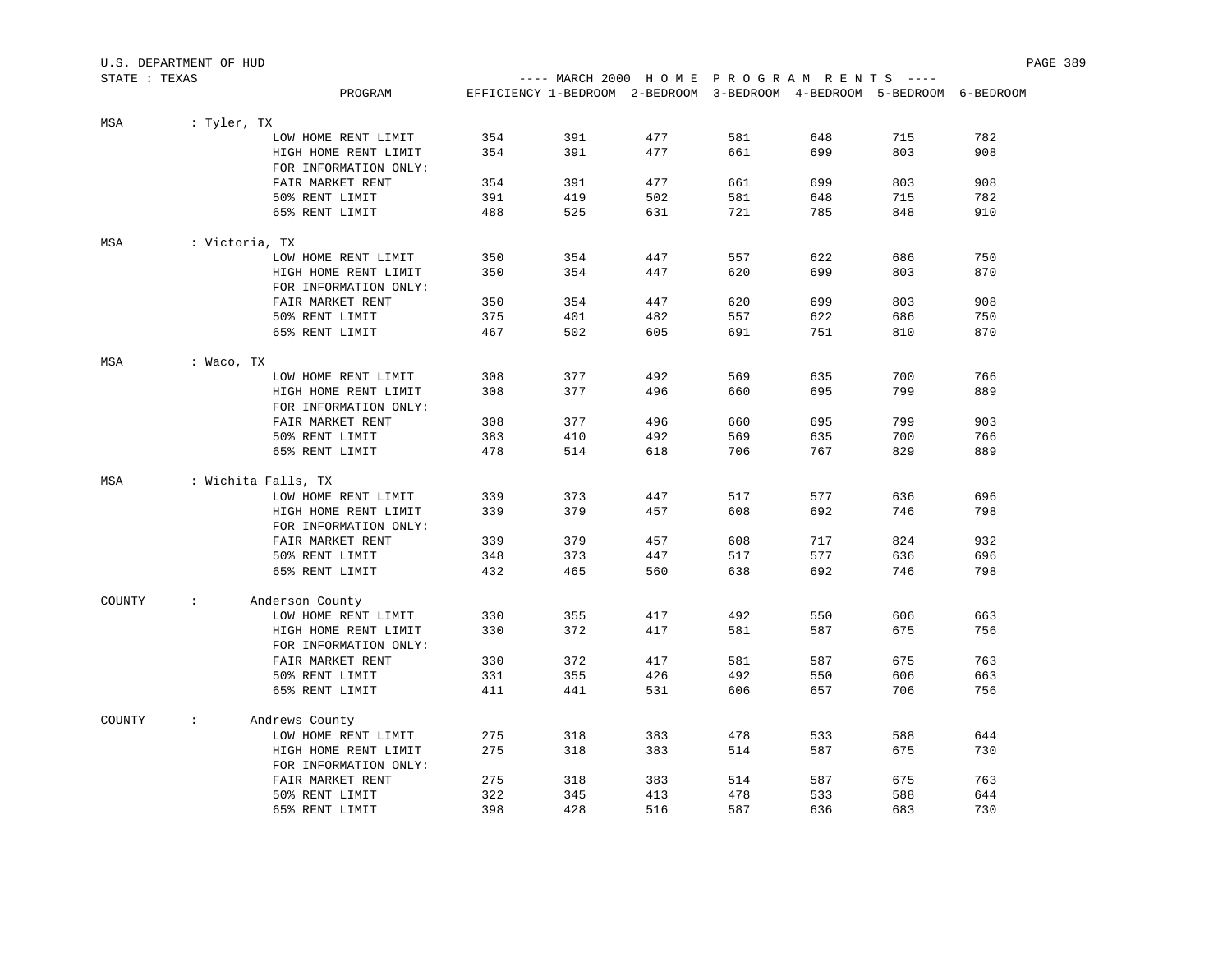U.S. DEPARTMENT OF HUD

STATE : TEXAS

---- MARCH 2000 H O M E P R O G R A M R E N T S ----

| | PROGRAM | EFFICIENCY | 1-BEDROOM | 2-BEDROOM | 3-BEDROOM | 4-BEDROOM | 5-BEDROOM | 6-BEDROOM |
|---|---|---|---|---|---|---|---|---|
| MSA : Tyler, TX | | | | | | | | |
| | LOW HOME RENT LIMIT | 354 | 391 | 477 | 581 | 648 | 715 | 782 |
| | HIGH HOME RENT LIMIT | 354 | 391 | 477 | 661 | 699 | 803 | 908 |
| | FOR INFORMATION ONLY: | | | | | | | |
| | FAIR MARKET RENT | 354 | 391 | 477 | 661 | 699 | 803 | 908 |
| | 50% RENT LIMIT | 391 | 419 | 502 | 581 | 648 | 715 | 782 |
| | 65% RENT LIMIT | 488 | 525 | 631 | 721 | 785 | 848 | 910 |
| MSA : Victoria, TX | | | | | | | | |
| | LOW HOME RENT LIMIT | 350 | 354 | 447 | 557 | 622 | 686 | 750 |
| | HIGH HOME RENT LIMIT | 350 | 354 | 447 | 620 | 699 | 803 | 870 |
| | FOR INFORMATION ONLY: | | | | | | | |
| | FAIR MARKET RENT | 350 | 354 | 447 | 620 | 699 | 803 | 908 |
| | 50% RENT LIMIT | 375 | 401 | 482 | 557 | 622 | 686 | 750 |
| | 65% RENT LIMIT | 467 | 502 | 605 | 691 | 751 | 810 | 870 |
| MSA : Waco, TX | | | | | | | | |
| | LOW HOME RENT LIMIT | 308 | 377 | 492 | 569 | 635 | 700 | 766 |
| | HIGH HOME RENT LIMIT | 308 | 377 | 496 | 660 | 695 | 799 | 889 |
| | FOR INFORMATION ONLY: | | | | | | | |
| | FAIR MARKET RENT | 308 | 377 | 496 | 660 | 695 | 799 | 903 |
| | 50% RENT LIMIT | 383 | 410 | 492 | 569 | 635 | 700 | 766 |
| | 65% RENT LIMIT | 478 | 514 | 618 | 706 | 767 | 829 | 889 |
| MSA : Wichita Falls, TX | | | | | | | | |
| | LOW HOME RENT LIMIT | 339 | 373 | 447 | 517 | 577 | 636 | 696 |
| | HIGH HOME RENT LIMIT | 339 | 379 | 457 | 608 | 692 | 746 | 798 |
| | FOR INFORMATION ONLY: | | | | | | | |
| | FAIR MARKET RENT | 339 | 379 | 457 | 608 | 717 | 824 | 932 |
| | 50% RENT LIMIT | 348 | 373 | 447 | 517 | 577 | 636 | 696 |
| | 65% RENT LIMIT | 432 | 465 | 560 | 638 | 692 | 746 | 798 |
| COUNTY : Anderson County | | | | | | | | |
| | LOW HOME RENT LIMIT | 330 | 355 | 417 | 492 | 550 | 606 | 663 |
| | HIGH HOME RENT LIMIT | 330 | 372 | 417 | 581 | 587 | 675 | 756 |
| | FOR INFORMATION ONLY: | | | | | | | |
| | FAIR MARKET RENT | 330 | 372 | 417 | 581 | 587 | 675 | 763 |
| | 50% RENT LIMIT | 331 | 355 | 426 | 492 | 550 | 606 | 663 |
| | 65% RENT LIMIT | 411 | 441 | 531 | 606 | 657 | 706 | 756 |
| COUNTY : Andrews County | | | | | | | | |
| | LOW HOME RENT LIMIT | 275 | 318 | 383 | 478 | 533 | 588 | 644 |
| | HIGH HOME RENT LIMIT | 275 | 318 | 383 | 514 | 587 | 675 | 730 |
| | FOR INFORMATION ONLY: | | | | | | | |
| | FAIR MARKET RENT | 275 | 318 | 383 | 514 | 587 | 675 | 763 |
| | 50% RENT LIMIT | 322 | 345 | 413 | 478 | 533 | 588 | 644 |
| | 65% RENT LIMIT | 398 | 428 | 516 | 587 | 636 | 683 | 730 |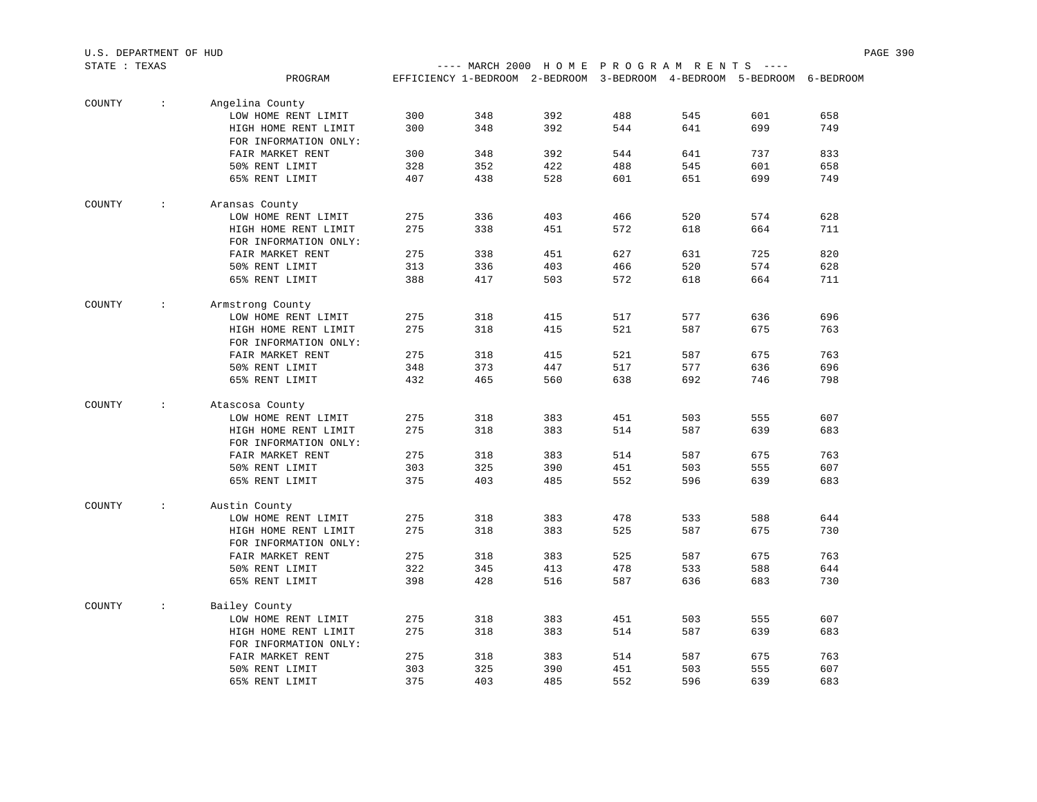U.S. DEPARTMENT OF HUD

STATE : TEXAS

---- MARCH 2000 H O M E P R O G R A M R E N T S ----

| | | PROGRAM | EFFICIENCY | 1-BEDROOM | 2-BEDROOM | 3-BEDROOM | 4-BEDROOM | 5-BEDROOM | 6-BEDROOM |
|---|---|---|---|---|---|---|---|---|---|
| COUNTY | : | Angelina County | | | | | | | |
| | | LOW HOME RENT LIMIT | 300 | 348 | 392 | 488 | 545 | 601 | 658 |
| | | HIGH HOME RENT LIMIT | 300 | 348 | 392 | 544 | 641 | 699 | 749 |
| | | FOR INFORMATION ONLY: | | | | | | | |
| | | FAIR MARKET RENT | 300 | 348 | 392 | 544 | 641 | 737 | 833 |
| | | 50% RENT LIMIT | 328 | 352 | 422 | 488 | 545 | 601 | 658 |
| | | 65% RENT LIMIT | 407 | 438 | 528 | 601 | 651 | 699 | 749 |
| COUNTY | : | Aransas County | | | | | | | |
| | | LOW HOME RENT LIMIT | 275 | 336 | 403 | 466 | 520 | 574 | 628 |
| | | HIGH HOME RENT LIMIT | 275 | 338 | 451 | 572 | 618 | 664 | 711 |
| | | FOR INFORMATION ONLY: | | | | | | | |
| | | FAIR MARKET RENT | 275 | 338 | 451 | 627 | 631 | 725 | 820 |
| | | 50% RENT LIMIT | 313 | 336 | 403 | 466 | 520 | 574 | 628 |
| | | 65% RENT LIMIT | 388 | 417 | 503 | 572 | 618 | 664 | 711 |
| COUNTY | : | Armstrong County | | | | | | | |
| | | LOW HOME RENT LIMIT | 275 | 318 | 415 | 517 | 577 | 636 | 696 |
| | | HIGH HOME RENT LIMIT | 275 | 318 | 415 | 521 | 587 | 675 | 763 |
| | | FOR INFORMATION ONLY: | | | | | | | |
| | | FAIR MARKET RENT | 275 | 318 | 415 | 521 | 587 | 675 | 763 |
| | | 50% RENT LIMIT | 348 | 373 | 447 | 517 | 577 | 636 | 696 |
| | | 65% RENT LIMIT | 432 | 465 | 560 | 638 | 692 | 746 | 798 |
| COUNTY | : | Atascosa County | | | | | | | |
| | | LOW HOME RENT LIMIT | 275 | 318 | 383 | 451 | 503 | 555 | 607 |
| | | HIGH HOME RENT LIMIT | 275 | 318 | 383 | 514 | 587 | 639 | 683 |
| | | FOR INFORMATION ONLY: | | | | | | | |
| | | FAIR MARKET RENT | 275 | 318 | 383 | 514 | 587 | 675 | 763 |
| | | 50% RENT LIMIT | 303 | 325 | 390 | 451 | 503 | 555 | 607 |
| | | 65% RENT LIMIT | 375 | 403 | 485 | 552 | 596 | 639 | 683 |
| COUNTY | : | Austin County | | | | | | | |
| | | LOW HOME RENT LIMIT | 275 | 318 | 383 | 478 | 533 | 588 | 644 |
| | | HIGH HOME RENT LIMIT | 275 | 318 | 383 | 525 | 587 | 675 | 730 |
| | | FOR INFORMATION ONLY: | | | | | | | |
| | | FAIR MARKET RENT | 275 | 318 | 383 | 525 | 587 | 675 | 763 |
| | | 50% RENT LIMIT | 322 | 345 | 413 | 478 | 533 | 588 | 644 |
| | | 65% RENT LIMIT | 398 | 428 | 516 | 587 | 636 | 683 | 730 |
| COUNTY | : | Bailey County | | | | | | | |
| | | LOW HOME RENT LIMIT | 275 | 318 | 383 | 451 | 503 | 555 | 607 |
| | | HIGH HOME RENT LIMIT | 275 | 318 | 383 | 514 | 587 | 639 | 683 |
| | | FOR INFORMATION ONLY: | | | | | | | |
| | | FAIR MARKET RENT | 275 | 318 | 383 | 514 | 587 | 675 | 763 |
| | | 50% RENT LIMIT | 303 | 325 | 390 | 451 | 503 | 555 | 607 |
| | | 65% RENT LIMIT | 375 | 403 | 485 | 552 | 596 | 639 | 683 |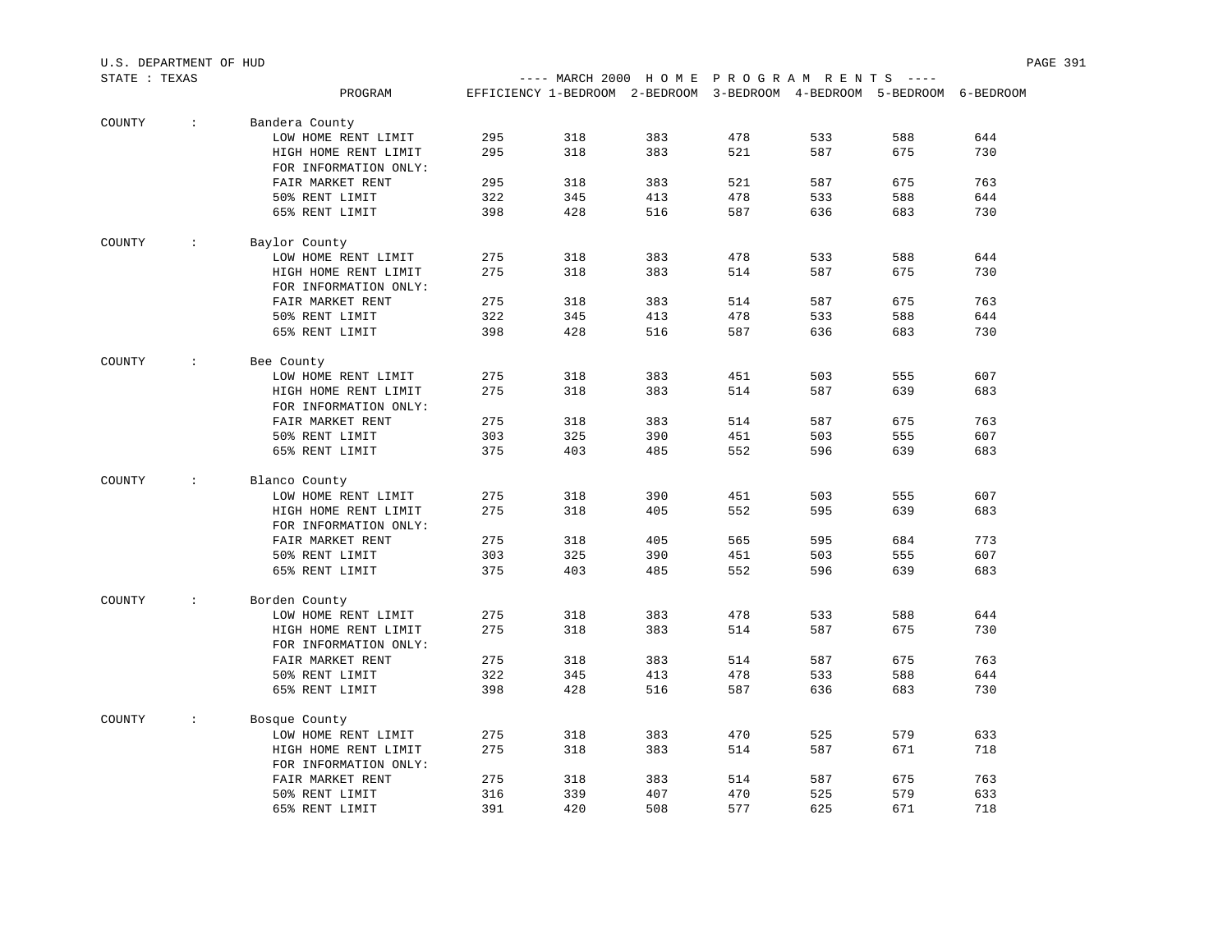U.S. DEPARTMENT OF HUD

STATE : TEXAS

---- MARCH 2000 H O M E P R O G R A M R E N T S ----

| | PROGRAM | EFFICIENCY | 1-BEDROOM | 2-BEDROOM | 3-BEDROOM | 4-BEDROOM | 5-BEDROOM | 6-BEDROOM |
|---|---|---|---|---|---|---|---|---|
| COUNTY : | Bandera County | | | | | | | |
| | LOW HOME RENT LIMIT | 295 | 318 | 383 | 478 | 533 | 588 | 644 |
| | HIGH HOME RENT LIMIT | 295 | 318 | 383 | 521 | 587 | 675 | 730 |
| | FOR INFORMATION ONLY: | | | | | | | |
| | FAIR MARKET RENT | 295 | 318 | 383 | 521 | 587 | 675 | 763 |
| | 50% RENT LIMIT | 322 | 345 | 413 | 478 | 533 | 588 | 644 |
| | 65% RENT LIMIT | 398 | 428 | 516 | 587 | 636 | 683 | 730 |
| COUNTY : | Baylor County | | | | | | | |
| | LOW HOME RENT LIMIT | 275 | 318 | 383 | 478 | 533 | 588 | 644 |
| | HIGH HOME RENT LIMIT | 275 | 318 | 383 | 514 | 587 | 675 | 730 |
| | FOR INFORMATION ONLY: | | | | | | | |
| | FAIR MARKET RENT | 275 | 318 | 383 | 514 | 587 | 675 | 763 |
| | 50% RENT LIMIT | 322 | 345 | 413 | 478 | 533 | 588 | 644 |
| | 65% RENT LIMIT | 398 | 428 | 516 | 587 | 636 | 683 | 730 |
| COUNTY : | Bee County | | | | | | | |
| | LOW HOME RENT LIMIT | 275 | 318 | 383 | 451 | 503 | 555 | 607 |
| | HIGH HOME RENT LIMIT | 275 | 318 | 383 | 514 | 587 | 639 | 683 |
| | FOR INFORMATION ONLY: | | | | | | | |
| | FAIR MARKET RENT | 275 | 318 | 383 | 514 | 587 | 675 | 763 |
| | 50% RENT LIMIT | 303 | 325 | 390 | 451 | 503 | 555 | 607 |
| | 65% RENT LIMIT | 375 | 403 | 485 | 552 | 596 | 639 | 683 |
| COUNTY : | Blanco County | | | | | | | |
| | LOW HOME RENT LIMIT | 275 | 318 | 390 | 451 | 503 | 555 | 607 |
| | HIGH HOME RENT LIMIT | 275 | 318 | 405 | 552 | 595 | 639 | 683 |
| | FOR INFORMATION ONLY: | | | | | | | |
| | FAIR MARKET RENT | 275 | 318 | 405 | 565 | 595 | 684 | 773 |
| | 50% RENT LIMIT | 303 | 325 | 390 | 451 | 503 | 555 | 607 |
| | 65% RENT LIMIT | 375 | 403 | 485 | 552 | 596 | 639 | 683 |
| COUNTY : | Borden County | | | | | | | |
| | LOW HOME RENT LIMIT | 275 | 318 | 383 | 478 | 533 | 588 | 644 |
| | HIGH HOME RENT LIMIT | 275 | 318 | 383 | 514 | 587 | 675 | 730 |
| | FOR INFORMATION ONLY: | | | | | | | |
| | FAIR MARKET RENT | 275 | 318 | 383 | 514 | 587 | 675 | 763 |
| | 50% RENT LIMIT | 322 | 345 | 413 | 478 | 533 | 588 | 644 |
| | 65% RENT LIMIT | 398 | 428 | 516 | 587 | 636 | 683 | 730 |
| COUNTY : | Bosque County | | | | | | | |
| | LOW HOME RENT LIMIT | 275 | 318 | 383 | 470 | 525 | 579 | 633 |
| | HIGH HOME RENT LIMIT | 275 | 318 | 383 | 514 | 587 | 671 | 718 |
| | FOR INFORMATION ONLY: | | | | | | | |
| | FAIR MARKET RENT | 275 | 318 | 383 | 514 | 587 | 675 | 763 |
| | 50% RENT LIMIT | 316 | 339 | 407 | 470 | 525 | 579 | 633 |
| | 65% RENT LIMIT | 391 | 420 | 508 | 577 | 625 | 671 | 718 |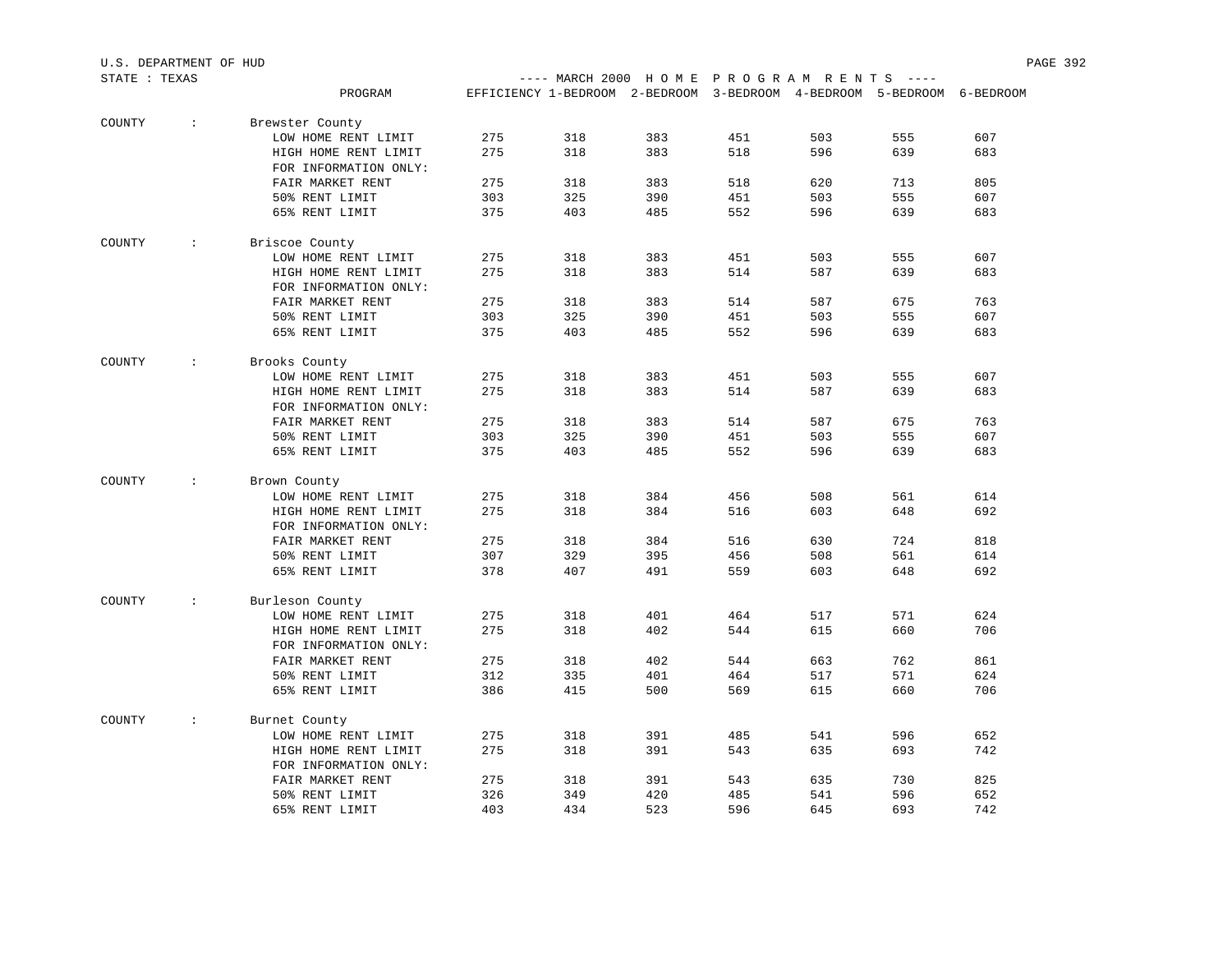U.S. DEPARTMENT OF HUD

STATE : TEXAS

---- MARCH 2000 H O M E P R O G R A M R E N T S ----

| | PROGRAM | EFFICIENCY | 1-BEDROOM | 2-BEDROOM | 3-BEDROOM | 4-BEDROOM | 5-BEDROOM | 6-BEDROOM |
|---|---|---|---|---|---|---|---|---|
| COUNTY : | Brewster County | | | | | | | |
| | LOW HOME RENT LIMIT | 275 | 318 | 383 | 451 | 503 | 555 | 607 |
| | HIGH HOME RENT LIMIT | 275 | 318 | 383 | 518 | 596 | 639 | 683 |
| | FOR INFORMATION ONLY: | | | | | | | |
| | FAIR MARKET RENT | 275 | 318 | 383 | 518 | 620 | 713 | 805 |
| | 50% RENT LIMIT | 303 | 325 | 390 | 451 | 503 | 555 | 607 |
| | 65% RENT LIMIT | 375 | 403 | 485 | 552 | 596 | 639 | 683 |
| COUNTY : | Briscoe County | | | | | | | |
| | LOW HOME RENT LIMIT | 275 | 318 | 383 | 451 | 503 | 555 | 607 |
| | HIGH HOME RENT LIMIT | 275 | 318 | 383 | 514 | 587 | 639 | 683 |
| | FOR INFORMATION ONLY: | | | | | | | |
| | FAIR MARKET RENT | 275 | 318 | 383 | 514 | 587 | 675 | 763 |
| | 50% RENT LIMIT | 303 | 325 | 390 | 451 | 503 | 555 | 607 |
| | 65% RENT LIMIT | 375 | 403 | 485 | 552 | 596 | 639 | 683 |
| COUNTY : | Brooks County | | | | | | | |
| | LOW HOME RENT LIMIT | 275 | 318 | 383 | 451 | 503 | 555 | 607 |
| | HIGH HOME RENT LIMIT | 275 | 318 | 383 | 514 | 587 | 639 | 683 |
| | FOR INFORMATION ONLY: | | | | | | | |
| | FAIR MARKET RENT | 275 | 318 | 383 | 514 | 587 | 675 | 763 |
| | 50% RENT LIMIT | 303 | 325 | 390 | 451 | 503 | 555 | 607 |
| | 65% RENT LIMIT | 375 | 403 | 485 | 552 | 596 | 639 | 683 |
| COUNTY : | Brown County | | | | | | | |
| | LOW HOME RENT LIMIT | 275 | 318 | 384 | 456 | 508 | 561 | 614 |
| | HIGH HOME RENT LIMIT | 275 | 318 | 384 | 516 | 603 | 648 | 692 |
| | FOR INFORMATION ONLY: | | | | | | | |
| | FAIR MARKET RENT | 275 | 318 | 384 | 516 | 630 | 724 | 818 |
| | 50% RENT LIMIT | 307 | 329 | 395 | 456 | 508 | 561 | 614 |
| | 65% RENT LIMIT | 378 | 407 | 491 | 559 | 603 | 648 | 692 |
| COUNTY : | Burleson County | | | | | | | |
| | LOW HOME RENT LIMIT | 275 | 318 | 401 | 464 | 517 | 571 | 624 |
| | HIGH HOME RENT LIMIT | 275 | 318 | 402 | 544 | 615 | 660 | 706 |
| | FOR INFORMATION ONLY: | | | | | | | |
| | FAIR MARKET RENT | 275 | 318 | 402 | 544 | 663 | 762 | 861 |
| | 50% RENT LIMIT | 312 | 335 | 401 | 464 | 517 | 571 | 624 |
| | 65% RENT LIMIT | 386 | 415 | 500 | 569 | 615 | 660 | 706 |
| COUNTY : | Burnet County | | | | | | | |
| | LOW HOME RENT LIMIT | 275 | 318 | 391 | 485 | 541 | 596 | 652 |
| | HIGH HOME RENT LIMIT | 275 | 318 | 391 | 543 | 635 | 693 | 742 |
| | FOR INFORMATION ONLY: | | | | | | | |
| | FAIR MARKET RENT | 275 | 318 | 391 | 543 | 635 | 730 | 825 |
| | 50% RENT LIMIT | 326 | 349 | 420 | 485 | 541 | 596 | 652 |
| | 65% RENT LIMIT | 403 | 434 | 523 | 596 | 645 | 693 | 742 |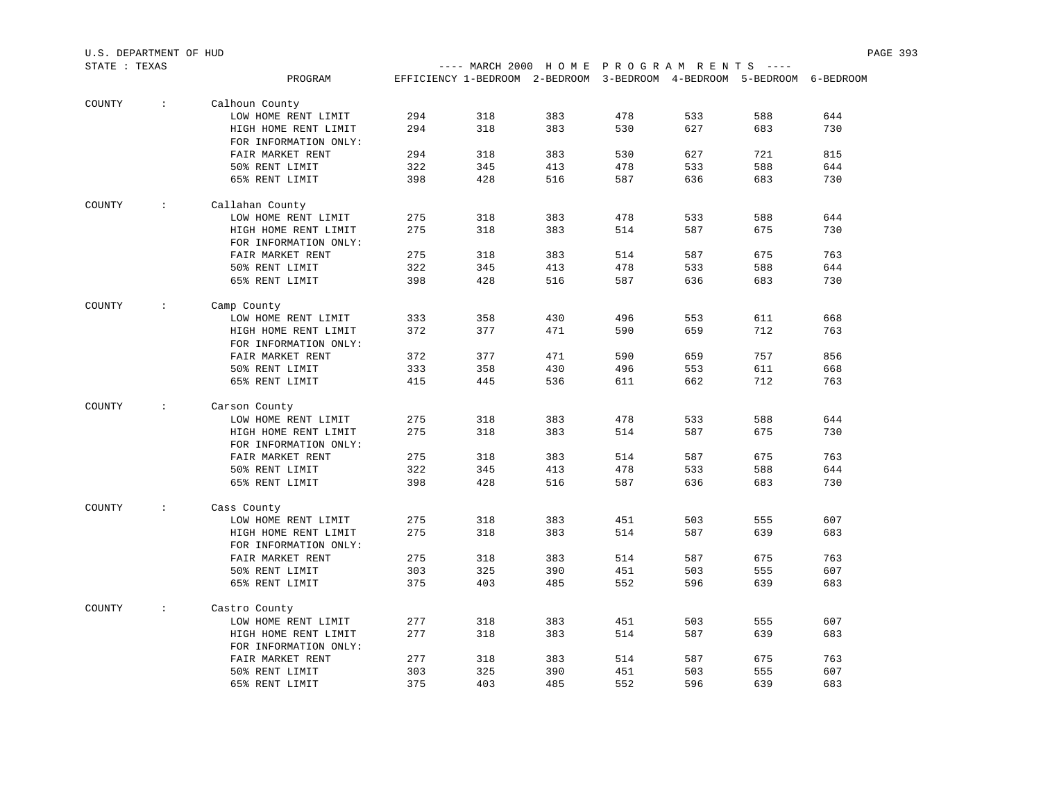U.S. DEPARTMENT OF HUD

STATE : TEXAS

---- MARCH 2000 H O M E P R O G R A M R E N T S ----

| | PROGRAM | EFFICIENCY | 1-BEDROOM | 2-BEDROOM | 3-BEDROOM | 4-BEDROOM | 5-BEDROOM | 6-BEDROOM |
|---|---|---|---|---|---|---|---|---|
| COUNTY : | Calhoun County | | | | | | | |
| | LOW HOME RENT LIMIT | 294 | 318 | 383 | 478 | 533 | 588 | 644 |
| | HIGH HOME RENT LIMIT | 294 | 318 | 383 | 530 | 627 | 683 | 730 |
| | FOR INFORMATION ONLY: | | | | | | | |
| | FAIR MARKET RENT | 294 | 318 | 383 | 530 | 627 | 721 | 815 |
| | 50% RENT LIMIT | 322 | 345 | 413 | 478 | 533 | 588 | 644 |
| | 65% RENT LIMIT | 398 | 428 | 516 | 587 | 636 | 683 | 730 |
| COUNTY : | Callahan County | | | | | | | |
| | LOW HOME RENT LIMIT | 275 | 318 | 383 | 478 | 533 | 588 | 644 |
| | HIGH HOME RENT LIMIT | 275 | 318 | 383 | 514 | 587 | 675 | 730 |
| | FOR INFORMATION ONLY: | | | | | | | |
| | FAIR MARKET RENT | 275 | 318 | 383 | 514 | 587 | 675 | 763 |
| | 50% RENT LIMIT | 322 | 345 | 413 | 478 | 533 | 588 | 644 |
| | 65% RENT LIMIT | 398 | 428 | 516 | 587 | 636 | 683 | 730 |
| COUNTY : | Camp County | | | | | | | |
| | LOW HOME RENT LIMIT | 333 | 358 | 430 | 496 | 553 | 611 | 668 |
| | HIGH HOME RENT LIMIT | 372 | 377 | 471 | 590 | 659 | 712 | 763 |
| | FOR INFORMATION ONLY: | | | | | | | |
| | FAIR MARKET RENT | 372 | 377 | 471 | 590 | 659 | 757 | 856 |
| | 50% RENT LIMIT | 333 | 358 | 430 | 496 | 553 | 611 | 668 |
| | 65% RENT LIMIT | 415 | 445 | 536 | 611 | 662 | 712 | 763 |
| COUNTY : | Carson County | | | | | | | |
| | LOW HOME RENT LIMIT | 275 | 318 | 383 | 478 | 533 | 588 | 644 |
| | HIGH HOME RENT LIMIT | 275 | 318 | 383 | 514 | 587 | 675 | 730 |
| | FOR INFORMATION ONLY: | | | | | | | |
| | FAIR MARKET RENT | 275 | 318 | 383 | 514 | 587 | 675 | 763 |
| | 50% RENT LIMIT | 322 | 345 | 413 | 478 | 533 | 588 | 644 |
| | 65% RENT LIMIT | 398 | 428 | 516 | 587 | 636 | 683 | 730 |
| COUNTY : | Cass County | | | | | | | |
| | LOW HOME RENT LIMIT | 275 | 318 | 383 | 451 | 503 | 555 | 607 |
| | HIGH HOME RENT LIMIT | 275 | 318 | 383 | 514 | 587 | 639 | 683 |
| | FOR INFORMATION ONLY: | | | | | | | |
| | FAIR MARKET RENT | 275 | 318 | 383 | 514 | 587 | 675 | 763 |
| | 50% RENT LIMIT | 303 | 325 | 390 | 451 | 503 | 555 | 607 |
| | 65% RENT LIMIT | 375 | 403 | 485 | 552 | 596 | 639 | 683 |
| COUNTY : | Castro County | | | | | | | |
| | LOW HOME RENT LIMIT | 277 | 318 | 383 | 451 | 503 | 555 | 607 |
| | HIGH HOME RENT LIMIT | 277 | 318 | 383 | 514 | 587 | 639 | 683 |
| | FOR INFORMATION ONLY: | | | | | | | |
| | FAIR MARKET RENT | 277 | 318 | 383 | 514 | 587 | 675 | 763 |
| | 50% RENT LIMIT | 303 | 325 | 390 | 451 | 503 | 555 | 607 |
| | 65% RENT LIMIT | 375 | 403 | 485 | 552 | 596 | 639 | 683 |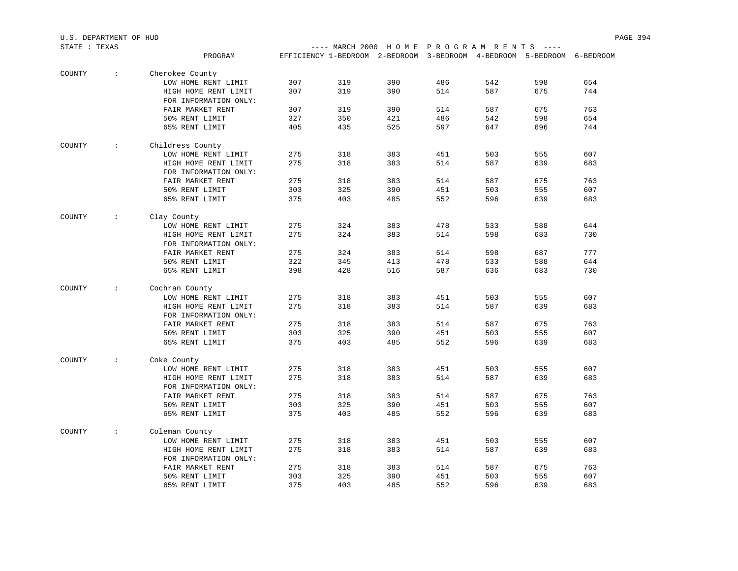U.S. DEPARTMENT OF HUD

STATE : TEXAS

---- MARCH 2000 H O M E P R O G R A M R E N T S ----

| COUNTY | PROGRAM | EFFICIENCY | 1-BEDROOM | 2-BEDROOM | 3-BEDROOM | 4-BEDROOM | 5-BEDROOM | 6-BEDROOM |
|---|---|---|---|---|---|---|---|---|
| COUNTY : | Cherokee County | | | | | | | |
| | LOW HOME RENT LIMIT | 307 | 319 | 390 | 486 | 542 | 598 | 654 |
| | HIGH HOME RENT LIMIT | 307 | 319 | 390 | 514 | 587 | 675 | 744 |
| | FOR INFORMATION ONLY: | | | | | | | |
| | FAIR MARKET RENT | 307 | 319 | 390 | 514 | 587 | 675 | 763 |
| | 50% RENT LIMIT | 327 | 350 | 421 | 486 | 542 | 598 | 654 |
| | 65% RENT LIMIT | 405 | 435 | 525 | 597 | 647 | 696 | 744 |
| COUNTY : | Childress County | | | | | | | |
| | LOW HOME RENT LIMIT | 275 | 318 | 383 | 451 | 503 | 555 | 607 |
| | HIGH HOME RENT LIMIT | 275 | 318 | 383 | 514 | 587 | 639 | 683 |
| | FOR INFORMATION ONLY: | | | | | | | |
| | FAIR MARKET RENT | 275 | 318 | 383 | 514 | 587 | 675 | 763 |
| | 50% RENT LIMIT | 303 | 325 | 390 | 451 | 503 | 555 | 607 |
| | 65% RENT LIMIT | 375 | 403 | 485 | 552 | 596 | 639 | 683 |
| COUNTY : | Clay County | | | | | | | |
| | LOW HOME RENT LIMIT | 275 | 324 | 383 | 478 | 533 | 588 | 644 |
| | HIGH HOME RENT LIMIT | 275 | 324 | 383 | 514 | 598 | 683 | 730 |
| | FOR INFORMATION ONLY: | | | | | | | |
| | FAIR MARKET RENT | 275 | 324 | 383 | 514 | 598 | 687 | 777 |
| | 50% RENT LIMIT | 322 | 345 | 413 | 478 | 533 | 588 | 644 |
| | 65% RENT LIMIT | 398 | 428 | 516 | 587 | 636 | 683 | 730 |
| COUNTY : | Cochran County | | | | | | | |
| | LOW HOME RENT LIMIT | 275 | 318 | 383 | 451 | 503 | 555 | 607 |
| | HIGH HOME RENT LIMIT | 275 | 318 | 383 | 514 | 587 | 639 | 683 |
| | FOR INFORMATION ONLY: | | | | | | | |
| | FAIR MARKET RENT | 275 | 318 | 383 | 514 | 587 | 675 | 763 |
| | 50% RENT LIMIT | 303 | 325 | 390 | 451 | 503 | 555 | 607 |
| | 65% RENT LIMIT | 375 | 403 | 485 | 552 | 596 | 639 | 683 |
| COUNTY : | Coke County | | | | | | | |
| | LOW HOME RENT LIMIT | 275 | 318 | 383 | 451 | 503 | 555 | 607 |
| | HIGH HOME RENT LIMIT | 275 | 318 | 383 | 514 | 587 | 639 | 683 |
| | FOR INFORMATION ONLY: | | | | | | | |
| | FAIR MARKET RENT | 275 | 318 | 383 | 514 | 587 | 675 | 763 |
| | 50% RENT LIMIT | 303 | 325 | 390 | 451 | 503 | 555 | 607 |
| | 65% RENT LIMIT | 375 | 403 | 485 | 552 | 596 | 639 | 683 |
| COUNTY : | Coleman County | | | | | | | |
| | LOW HOME RENT LIMIT | 275 | 318 | 383 | 451 | 503 | 555 | 607 |
| | HIGH HOME RENT LIMIT | 275 | 318 | 383 | 514 | 587 | 639 | 683 |
| | FOR INFORMATION ONLY: | | | | | | | |
| | FAIR MARKET RENT | 275 | 318 | 383 | 514 | 587 | 675 | 763 |
| | 50% RENT LIMIT | 303 | 325 | 390 | 451 | 503 | 555 | 607 |
| | 65% RENT LIMIT | 375 | 403 | 485 | 552 | 596 | 639 | 683 |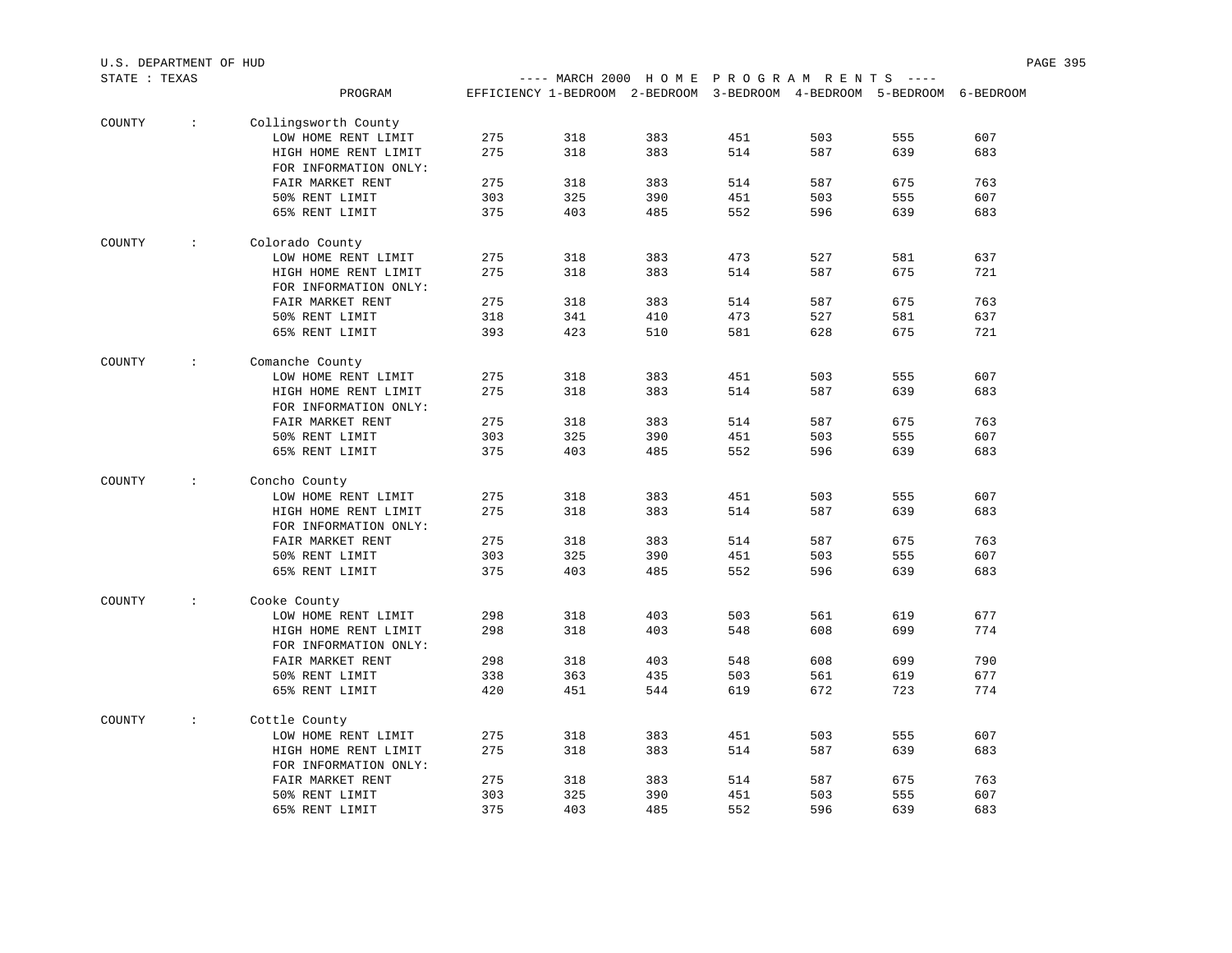U.S. DEPARTMENT OF HUD

STATE : TEXAS

---- MARCH 2000 H O M E P R O G R A M R E N T S ----

| | | PROGRAM | EFFICIENCY | 1-BEDROOM | 2-BEDROOM | 3-BEDROOM | 4-BEDROOM | 5-BEDROOM | 6-BEDROOM |
|---|---|---|---|---|---|---|---|---|---|
| COUNTY | : | Collingsworth County | | | | | | | |
| | | LOW HOME RENT LIMIT | 275 | 318 | 383 | 451 | 503 | 555 | 607 |
| | | HIGH HOME RENT LIMIT | 275 | 318 | 383 | 514 | 587 | 639 | 683 |
| | | FOR INFORMATION ONLY: | | | | | | | |
| | | FAIR MARKET RENT | 275 | 318 | 383 | 514 | 587 | 675 | 763 |
| | | 50% RENT LIMIT | 303 | 325 | 390 | 451 | 503 | 555 | 607 |
| | | 65% RENT LIMIT | 375 | 403 | 485 | 552 | 596 | 639 | 683 |
| COUNTY | : | Colorado County | | | | | | | |
| | | LOW HOME RENT LIMIT | 275 | 318 | 383 | 473 | 527 | 581 | 637 |
| | | HIGH HOME RENT LIMIT | 275 | 318 | 383 | 514 | 587 | 675 | 721 |
| | | FOR INFORMATION ONLY: | | | | | | | |
| | | FAIR MARKET RENT | 275 | 318 | 383 | 514 | 587 | 675 | 763 |
| | | 50% RENT LIMIT | 318 | 341 | 410 | 473 | 527 | 581 | 637 |
| | | 65% RENT LIMIT | 393 | 423 | 510 | 581 | 628 | 675 | 721 |
| COUNTY | : | Comanche County | | | | | | | |
| | | LOW HOME RENT LIMIT | 275 | 318 | 383 | 451 | 503 | 555 | 607 |
| | | HIGH HOME RENT LIMIT | 275 | 318 | 383 | 514 | 587 | 639 | 683 |
| | | FOR INFORMATION ONLY: | | | | | | | |
| | | FAIR MARKET RENT | 275 | 318 | 383 | 514 | 587 | 675 | 763 |
| | | 50% RENT LIMIT | 303 | 325 | 390 | 451 | 503 | 555 | 607 |
| | | 65% RENT LIMIT | 375 | 403 | 485 | 552 | 596 | 639 | 683 |
| COUNTY | : | Concho County | | | | | | | |
| | | LOW HOME RENT LIMIT | 275 | 318 | 383 | 451 | 503 | 555 | 607 |
| | | HIGH HOME RENT LIMIT | 275 | 318 | 383 | 514 | 587 | 639 | 683 |
| | | FOR INFORMATION ONLY: | | | | | | | |
| | | FAIR MARKET RENT | 275 | 318 | 383 | 514 | 587 | 675 | 763 |
| | | 50% RENT LIMIT | 303 | 325 | 390 | 451 | 503 | 555 | 607 |
| | | 65% RENT LIMIT | 375 | 403 | 485 | 552 | 596 | 639 | 683 |
| COUNTY | : | Cooke County | | | | | | | |
| | | LOW HOME RENT LIMIT | 298 | 318 | 403 | 503 | 561 | 619 | 677 |
| | | HIGH HOME RENT LIMIT | 298 | 318 | 403 | 548 | 608 | 699 | 774 |
| | | FOR INFORMATION ONLY: | | | | | | | |
| | | FAIR MARKET RENT | 298 | 318 | 403 | 548 | 608 | 699 | 790 |
| | | 50% RENT LIMIT | 338 | 363 | 435 | 503 | 561 | 619 | 677 |
| | | 65% RENT LIMIT | 420 | 451 | 544 | 619 | 672 | 723 | 774 |
| COUNTY | : | Cottle County | | | | | | | |
| | | LOW HOME RENT LIMIT | 275 | 318 | 383 | 451 | 503 | 555 | 607 |
| | | HIGH HOME RENT LIMIT | 275 | 318 | 383 | 514 | 587 | 639 | 683 |
| | | FOR INFORMATION ONLY: | | | | | | | |
| | | FAIR MARKET RENT | 275 | 318 | 383 | 514 | 587 | 675 | 763 |
| | | 50% RENT LIMIT | 303 | 325 | 390 | 451 | 503 | 555 | 607 |
| | | 65% RENT LIMIT | 375 | 403 | 485 | 552 | 596 | 639 | 683 |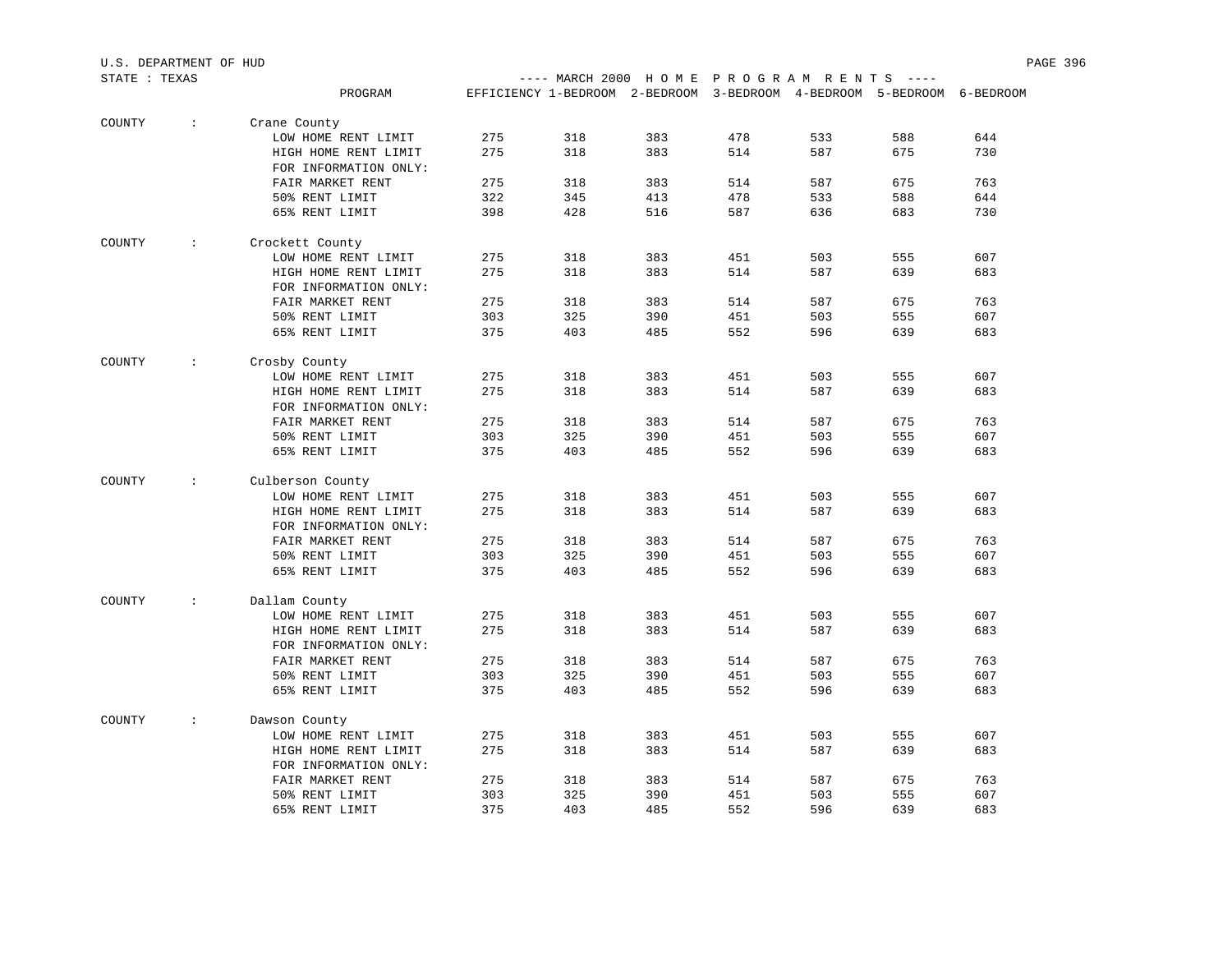STATE : TEXAS

---- MARCH 2000 H O M E P R O G R A M R E N T S ----

| COUNTY | PROGRAM | EFFICIENCY | 1-BEDROOM | 2-BEDROOM | 3-BEDROOM | 4-BEDROOM | 5-BEDROOM | 6-BEDROOM |
|---|---|---|---|---|---|---|---|---|
| COUNTY : | Crane County | | | | | | | |
| | LOW HOME RENT LIMIT | 275 | 318 | 383 | 478 | 533 | 588 | 644 |
| | HIGH HOME RENT LIMIT | 275 | 318 | 383 | 514 | 587 | 675 | 730 |
| | FOR INFORMATION ONLY: | | | | | | | |
| | FAIR MARKET RENT | 275 | 318 | 383 | 514 | 587 | 675 | 763 |
| | 50% RENT LIMIT | 322 | 345 | 413 | 478 | 533 | 588 | 644 |
| | 65% RENT LIMIT | 398 | 428 | 516 | 587 | 636 | 683 | 730 |
| COUNTY : | Crockett County | | | | | | | |
| | LOW HOME RENT LIMIT | 275 | 318 | 383 | 451 | 503 | 555 | 607 |
| | HIGH HOME RENT LIMIT | 275 | 318 | 383 | 514 | 587 | 639 | 683 |
| | FOR INFORMATION ONLY: | | | | | | | |
| | FAIR MARKET RENT | 275 | 318 | 383 | 514 | 587 | 675 | 763 |
| | 50% RENT LIMIT | 303 | 325 | 390 | 451 | 503 | 555 | 607 |
| | 65% RENT LIMIT | 375 | 403 | 485 | 552 | 596 | 639 | 683 |
| COUNTY : | Crosby County | | | | | | | |
| | LOW HOME RENT LIMIT | 275 | 318 | 383 | 451 | 503 | 555 | 607 |
| | HIGH HOME RENT LIMIT | 275 | 318 | 383 | 514 | 587 | 639 | 683 |
| | FOR INFORMATION ONLY: | | | | | | | |
| | FAIR MARKET RENT | 275 | 318 | 383 | 514 | 587 | 675 | 763 |
| | 50% RENT LIMIT | 303 | 325 | 390 | 451 | 503 | 555 | 607 |
| | 65% RENT LIMIT | 375 | 403 | 485 | 552 | 596 | 639 | 683 |
| COUNTY : | Culberson County | | | | | | | |
| | LOW HOME RENT LIMIT | 275 | 318 | 383 | 451 | 503 | 555 | 607 |
| | HIGH HOME RENT LIMIT | 275 | 318 | 383 | 514 | 587 | 639 | 683 |
| | FOR INFORMATION ONLY: | | | | | | | |
| | FAIR MARKET RENT | 275 | 318 | 383 | 514 | 587 | 675 | 763 |
| | 50% RENT LIMIT | 303 | 325 | 390 | 451 | 503 | 555 | 607 |
| | 65% RENT LIMIT | 375 | 403 | 485 | 552 | 596 | 639 | 683 |
| COUNTY : | Dallam County | | | | | | | |
| | LOW HOME RENT LIMIT | 275 | 318 | 383 | 451 | 503 | 555 | 607 |
| | HIGH HOME RENT LIMIT | 275 | 318 | 383 | 514 | 587 | 639 | 683 |
| | FOR INFORMATION ONLY: | | | | | | | |
| | FAIR MARKET RENT | 275 | 318 | 383 | 514 | 587 | 675 | 763 |
| | 50% RENT LIMIT | 303 | 325 | 390 | 451 | 503 | 555 | 607 |
| | 65% RENT LIMIT | 375 | 403 | 485 | 552 | 596 | 639 | 683 |
| COUNTY : | Dawson County | | | | | | | |
| | LOW HOME RENT LIMIT | 275 | 318 | 383 | 451 | 503 | 555 | 607 |
| | HIGH HOME RENT LIMIT | 275 | 318 | 383 | 514 | 587 | 639 | 683 |
| | FOR INFORMATION ONLY: | | | | | | | |
| | FAIR MARKET RENT | 275 | 318 | 383 | 514 | 587 | 675 | 763 |
| | 50% RENT LIMIT | 303 | 325 | 390 | 451 | 503 | 555 | 607 |
| | 65% RENT LIMIT | 375 | 403 | 485 | 552 | 596 | 639 | 683 |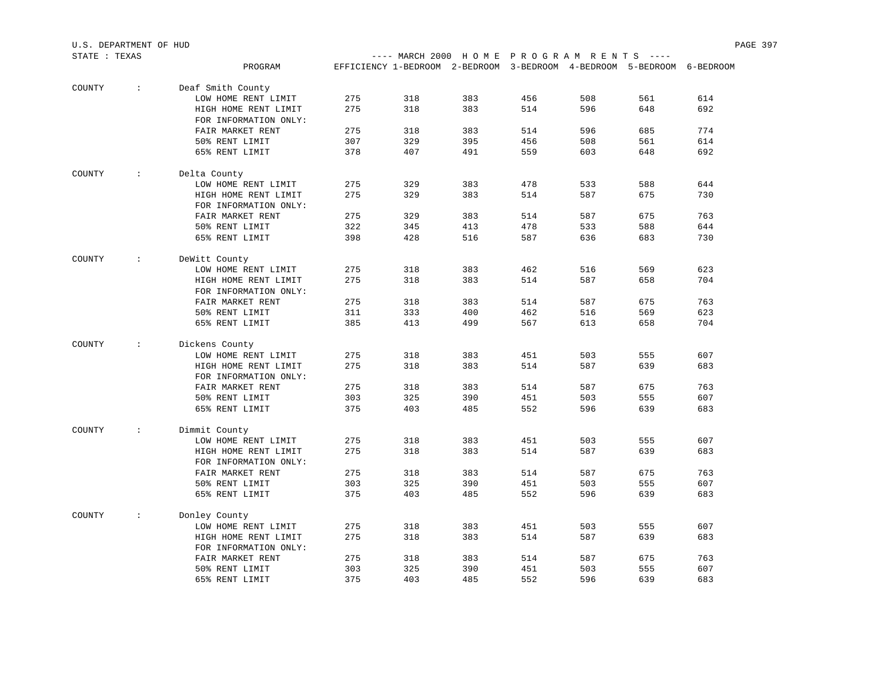U.S. DEPARTMENT OF HUD

STATE : TEXAS

---- MARCH 2000 H O M E P R O G R A M R E N T S ----

| | PROGRAM | EFFICIENCY | 1-BEDROOM | 2-BEDROOM | 3-BEDROOM | 4-BEDROOM | 5-BEDROOM | 6-BEDROOM |
|---|---|---|---|---|---|---|---|---|
| COUNTY : | Deaf Smith County | | | | | | | |
| | LOW HOME RENT LIMIT | 275 | 318 | 383 | 456 | 508 | 561 | 614 |
| | HIGH HOME RENT LIMIT | 275 | 318 | 383 | 514 | 596 | 648 | 692 |
| | FOR INFORMATION ONLY: | | | | | | | |
| | FAIR MARKET RENT | 275 | 318 | 383 | 514 | 596 | 685 | 774 |
| | 50% RENT LIMIT | 307 | 329 | 395 | 456 | 508 | 561 | 614 |
| | 65% RENT LIMIT | 378 | 407 | 491 | 559 | 603 | 648 | 692 |
| COUNTY : | Delta County | | | | | | | |
| | LOW HOME RENT LIMIT | 275 | 329 | 383 | 478 | 533 | 588 | 644 |
| | HIGH HOME RENT LIMIT | 275 | 329 | 383 | 514 | 587 | 675 | 730 |
| | FOR INFORMATION ONLY: | | | | | | | |
| | FAIR MARKET RENT | 275 | 329 | 383 | 514 | 587 | 675 | 763 |
| | 50% RENT LIMIT | 322 | 345 | 413 | 478 | 533 | 588 | 644 |
| | 65% RENT LIMIT | 398 | 428 | 516 | 587 | 636 | 683 | 730 |
| COUNTY : | DeWitt County | | | | | | | |
| | LOW HOME RENT LIMIT | 275 | 318 | 383 | 462 | 516 | 569 | 623 |
| | HIGH HOME RENT LIMIT | 275 | 318 | 383 | 514 | 587 | 658 | 704 |
| | FOR INFORMATION ONLY: | | | | | | | |
| | FAIR MARKET RENT | 275 | 318 | 383 | 514 | 587 | 675 | 763 |
| | 50% RENT LIMIT | 311 | 333 | 400 | 462 | 516 | 569 | 623 |
| | 65% RENT LIMIT | 385 | 413 | 499 | 567 | 613 | 658 | 704 |
| COUNTY : | Dickens County | | | | | | | |
| | LOW HOME RENT LIMIT | 275 | 318 | 383 | 451 | 503 | 555 | 607 |
| | HIGH HOME RENT LIMIT | 275 | 318 | 383 | 514 | 587 | 639 | 683 |
| | FOR INFORMATION ONLY: | | | | | | | |
| | FAIR MARKET RENT | 275 | 318 | 383 | 514 | 587 | 675 | 763 |
| | 50% RENT LIMIT | 303 | 325 | 390 | 451 | 503 | 555 | 607 |
| | 65% RENT LIMIT | 375 | 403 | 485 | 552 | 596 | 639 | 683 |
| COUNTY : | Dimmit County | | | | | | | |
| | LOW HOME RENT LIMIT | 275 | 318 | 383 | 451 | 503 | 555 | 607 |
| | HIGH HOME RENT LIMIT | 275 | 318 | 383 | 514 | 587 | 639 | 683 |
| | FOR INFORMATION ONLY: | | | | | | | |
| | FAIR MARKET RENT | 275 | 318 | 383 | 514 | 587 | 675 | 763 |
| | 50% RENT LIMIT | 303 | 325 | 390 | 451 | 503 | 555 | 607 |
| | 65% RENT LIMIT | 375 | 403 | 485 | 552 | 596 | 639 | 683 |
| COUNTY : | Donley County | | | | | | | |
| | LOW HOME RENT LIMIT | 275 | 318 | 383 | 451 | 503 | 555 | 607 |
| | HIGH HOME RENT LIMIT | 275 | 318 | 383 | 514 | 587 | 639 | 683 |
| | FOR INFORMATION ONLY: | | | | | | | |
| | FAIR MARKET RENT | 275 | 318 | 383 | 514 | 587 | 675 | 763 |
| | 50% RENT LIMIT | 303 | 325 | 390 | 451 | 503 | 555 | 607 |
| | 65% RENT LIMIT | 375 | 403 | 485 | 552 | 596 | 639 | 683 |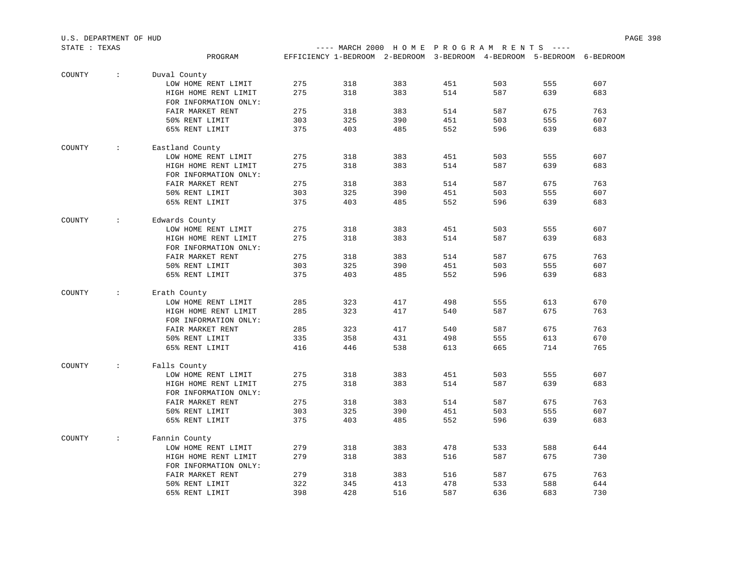U.S. DEPARTMENT OF HUD

STATE : TEXAS

---- MARCH 2000 H O M E P R O G R A M R E N T S ----

| | PROGRAM | EFFICIENCY | 1-BEDROOM | 2-BEDROOM | 3-BEDROOM | 4-BEDROOM | 5-BEDROOM | 6-BEDROOM |
|---|---|---|---|---|---|---|---|---|
| COUNTY : | Duval County | | | | | | | |
| | LOW HOME RENT LIMIT | 275 | 318 | 383 | 451 | 503 | 555 | 607 |
| | HIGH HOME RENT LIMIT | 275 | 318 | 383 | 514 | 587 | 639 | 683 |
| | FOR INFORMATION ONLY: | | | | | | | |
| | FAIR MARKET RENT | 275 | 318 | 383 | 514 | 587 | 675 | 763 |
| | 50% RENT LIMIT | 303 | 325 | 390 | 451 | 503 | 555 | 607 |
| | 65% RENT LIMIT | 375 | 403 | 485 | 552 | 596 | 639 | 683 |
| COUNTY : | Eastland County | | | | | | | |
| | LOW HOME RENT LIMIT | 275 | 318 | 383 | 451 | 503 | 555 | 607 |
| | HIGH HOME RENT LIMIT | 275 | 318 | 383 | 514 | 587 | 639 | 683 |
| | FOR INFORMATION ONLY: | | | | | | | |
| | FAIR MARKET RENT | 275 | 318 | 383 | 514 | 587 | 675 | 763 |
| | 50% RENT LIMIT | 303 | 325 | 390 | 451 | 503 | 555 | 607 |
| | 65% RENT LIMIT | 375 | 403 | 485 | 552 | 596 | 639 | 683 |
| COUNTY : | Edwards County | | | | | | | |
| | LOW HOME RENT LIMIT | 275 | 318 | 383 | 451 | 503 | 555 | 607 |
| | HIGH HOME RENT LIMIT | 275 | 318 | 383 | 514 | 587 | 639 | 683 |
| | FOR INFORMATION ONLY: | | | | | | | |
| | FAIR MARKET RENT | 275 | 318 | 383 | 514 | 587 | 675 | 763 |
| | 50% RENT LIMIT | 303 | 325 | 390 | 451 | 503 | 555 | 607 |
| | 65% RENT LIMIT | 375 | 403 | 485 | 552 | 596 | 639 | 683 |
| COUNTY : | Erath County | | | | | | | |
| | LOW HOME RENT LIMIT | 285 | 323 | 417 | 498 | 555 | 613 | 670 |
| | HIGH HOME RENT LIMIT | 285 | 323 | 417 | 540 | 587 | 675 | 763 |
| | FOR INFORMATION ONLY: | | | | | | | |
| | FAIR MARKET RENT | 285 | 323 | 417 | 540 | 587 | 675 | 763 |
| | 50% RENT LIMIT | 335 | 358 | 431 | 498 | 555 | 613 | 670 |
| | 65% RENT LIMIT | 416 | 446 | 538 | 613 | 665 | 714 | 765 |
| COUNTY : | Falls County | | | | | | | |
| | LOW HOME RENT LIMIT | 275 | 318 | 383 | 451 | 503 | 555 | 607 |
| | HIGH HOME RENT LIMIT | 275 | 318 | 383 | 514 | 587 | 639 | 683 |
| | FOR INFORMATION ONLY: | | | | | | | |
| | FAIR MARKET RENT | 275 | 318 | 383 | 514 | 587 | 675 | 763 |
| | 50% RENT LIMIT | 303 | 325 | 390 | 451 | 503 | 555 | 607 |
| | 65% RENT LIMIT | 375 | 403 | 485 | 552 | 596 | 639 | 683 |
| COUNTY : | Fannin County | | | | | | | |
| | LOW HOME RENT LIMIT | 279 | 318 | 383 | 478 | 533 | 588 | 644 |
| | HIGH HOME RENT LIMIT | 279 | 318 | 383 | 516 | 587 | 675 | 730 |
| | FOR INFORMATION ONLY: | | | | | | | |
| | FAIR MARKET RENT | 279 | 318 | 383 | 516 | 587 | 675 | 763 |
| | 50% RENT LIMIT | 322 | 345 | 413 | 478 | 533 | 588 | 644 |
| | 65% RENT LIMIT | 398 | 428 | 516 | 587 | 636 | 683 | 730 |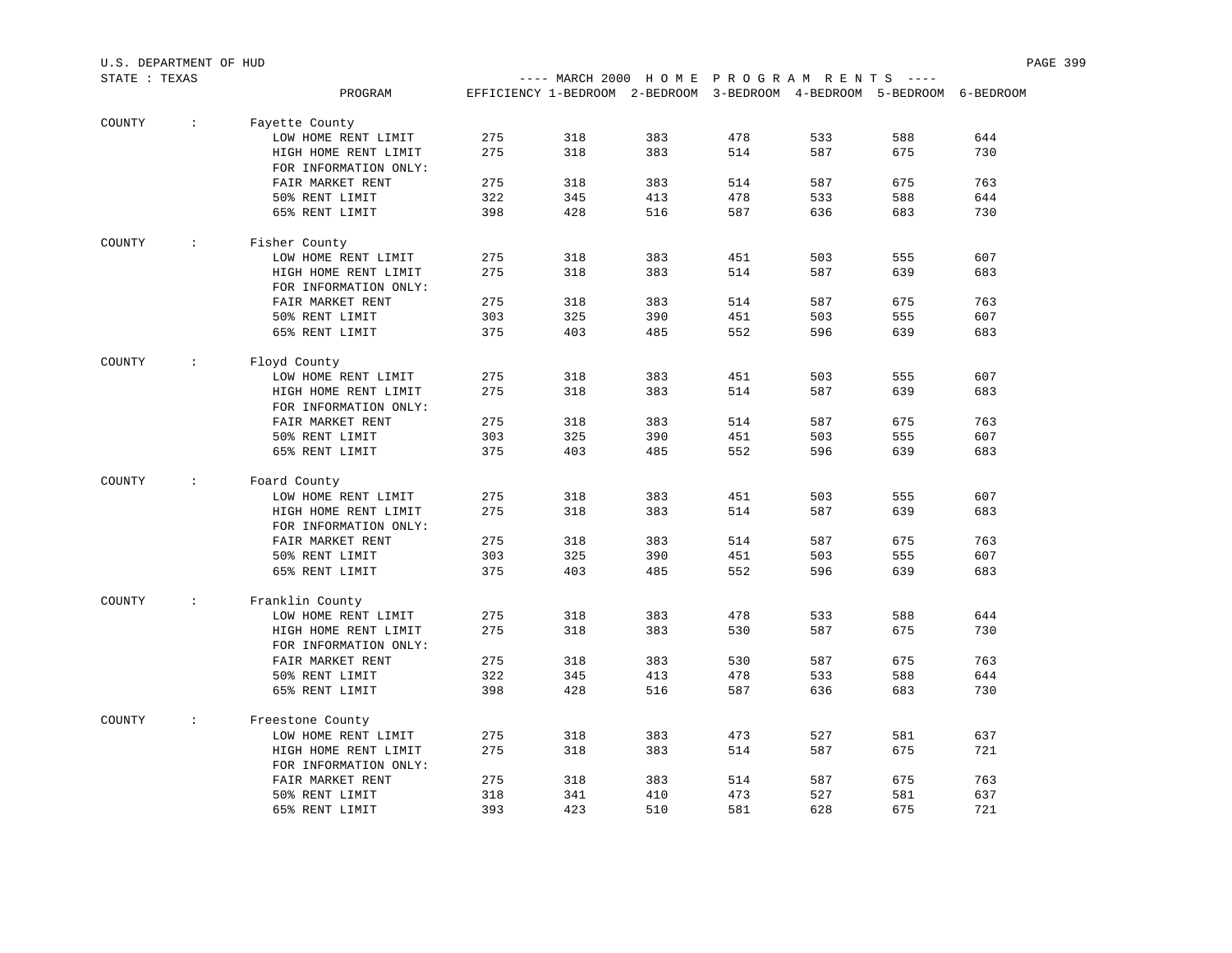U.S. DEPARTMENT OF HUD

STATE : TEXAS

---- MARCH 2000 H O M E P R O G R A M R E N T S ----

| | PROGRAM | EFFICIENCY | 1-BEDROOM | 2-BEDROOM | 3-BEDROOM | 4-BEDROOM | 5-BEDROOM | 6-BEDROOM |
|---|---|---|---|---|---|---|---|---|
| COUNTY : | Fayette County | | | | | | | |
| | LOW HOME RENT LIMIT | 275 | 318 | 383 | 478 | 533 | 588 | 644 |
| | HIGH HOME RENT LIMIT | 275 | 318 | 383 | 514 | 587 | 675 | 730 |
| | FOR INFORMATION ONLY: | | | | | | | |
| | FAIR MARKET RENT | 275 | 318 | 383 | 514 | 587 | 675 | 763 |
| | 50% RENT LIMIT | 322 | 345 | 413 | 478 | 533 | 588 | 644 |
| | 65% RENT LIMIT | 398 | 428 | 516 | 587 | 636 | 683 | 730 |
| COUNTY : | Fisher County | | | | | | | |
| | LOW HOME RENT LIMIT | 275 | 318 | 383 | 451 | 503 | 555 | 607 |
| | HIGH HOME RENT LIMIT | 275 | 318 | 383 | 514 | 587 | 639 | 683 |
| | FOR INFORMATION ONLY: | | | | | | | |
| | FAIR MARKET RENT | 275 | 318 | 383 | 514 | 587 | 675 | 763 |
| | 50% RENT LIMIT | 303 | 325 | 390 | 451 | 503 | 555 | 607 |
| | 65% RENT LIMIT | 375 | 403 | 485 | 552 | 596 | 639 | 683 |
| COUNTY : | Floyd County | | | | | | | |
| | LOW HOME RENT LIMIT | 275 | 318 | 383 | 451 | 503 | 555 | 607 |
| | HIGH HOME RENT LIMIT | 275 | 318 | 383 | 514 | 587 | 639 | 683 |
| | FOR INFORMATION ONLY: | | | | | | | |
| | FAIR MARKET RENT | 275 | 318 | 383 | 514 | 587 | 675 | 763 |
| | 50% RENT LIMIT | 303 | 325 | 390 | 451 | 503 | 555 | 607 |
| | 65% RENT LIMIT | 375 | 403 | 485 | 552 | 596 | 639 | 683 |
| COUNTY : | Foard County | | | | | | | |
| | LOW HOME RENT LIMIT | 275 | 318 | 383 | 451 | 503 | 555 | 607 |
| | HIGH HOME RENT LIMIT | 275 | 318 | 383 | 514 | 587 | 639 | 683 |
| | FOR INFORMATION ONLY: | | | | | | | |
| | FAIR MARKET RENT | 275 | 318 | 383 | 514 | 587 | 675 | 763 |
| | 50% RENT LIMIT | 303 | 325 | 390 | 451 | 503 | 555 | 607 |
| | 65% RENT LIMIT | 375 | 403 | 485 | 552 | 596 | 639 | 683 |
| COUNTY : | Franklin County | | | | | | | |
| | LOW HOME RENT LIMIT | 275 | 318 | 383 | 478 | 533 | 588 | 644 |
| | HIGH HOME RENT LIMIT | 275 | 318 | 383 | 530 | 587 | 675 | 730 |
| | FOR INFORMATION ONLY: | | | | | | | |
| | FAIR MARKET RENT | 275 | 318 | 383 | 530 | 587 | 675 | 763 |
| | 50% RENT LIMIT | 322 | 345 | 413 | 478 | 533 | 588 | 644 |
| | 65% RENT LIMIT | 398 | 428 | 516 | 587 | 636 | 683 | 730 |
| COUNTY : | Freestone County | | | | | | | |
| | LOW HOME RENT LIMIT | 275 | 318 | 383 | 473 | 527 | 581 | 637 |
| | HIGH HOME RENT LIMIT | 275 | 318 | 383 | 514 | 587 | 675 | 721 |
| | FOR INFORMATION ONLY: | | | | | | | |
| | FAIR MARKET RENT | 275 | 318 | 383 | 514 | 587 | 675 | 763 |
| | 50% RENT LIMIT | 318 | 341 | 410 | 473 | 527 | 581 | 637 |
| | 65% RENT LIMIT | 393 | 423 | 510 | 581 | 628 | 675 | 721 |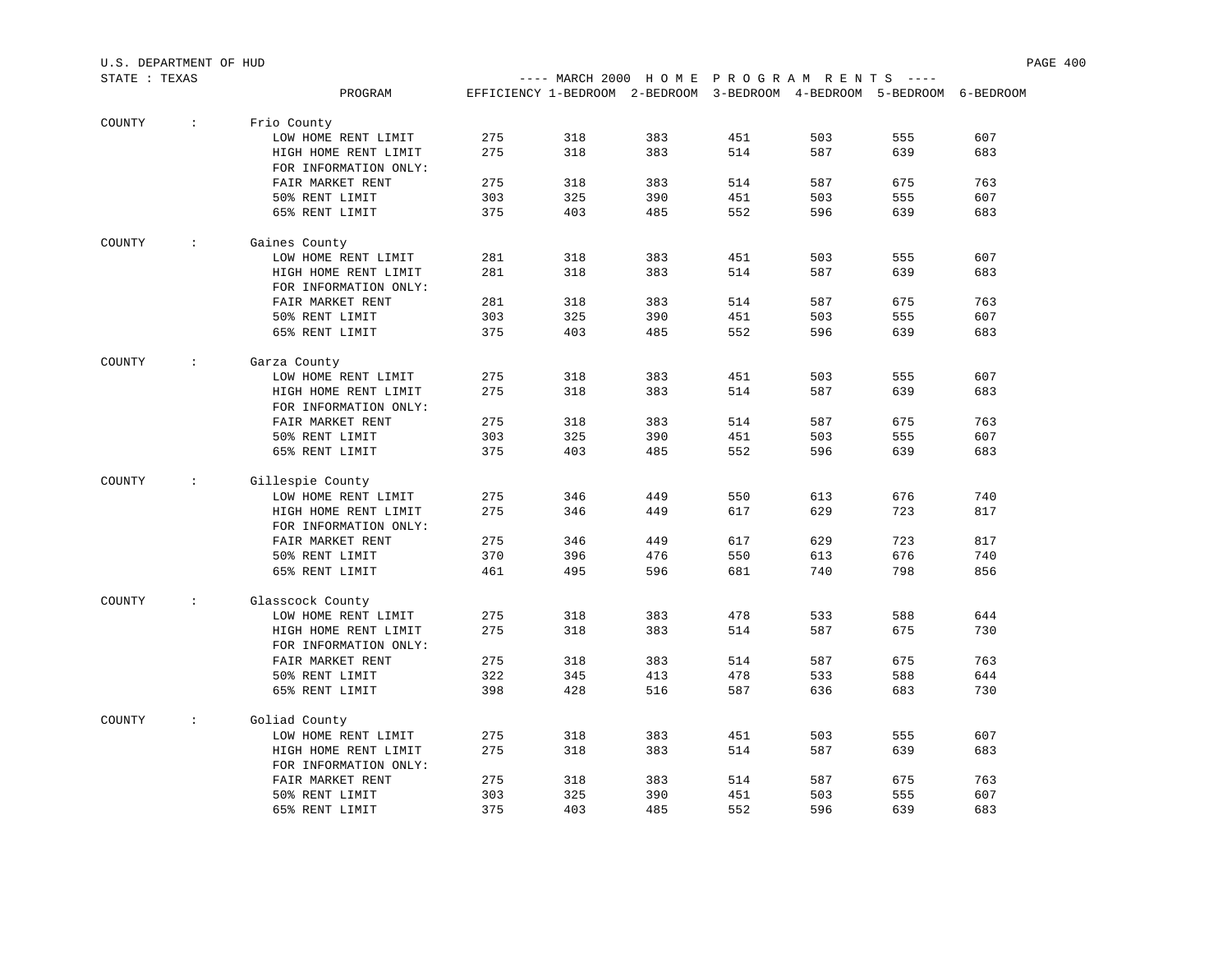U.S. DEPARTMENT OF HUD

STATE : TEXAS

---- MARCH 2000 H O M E  P R O G R A M  R E N T S ----

| COUNTY | PROGRAM | EFFICIENCY | 1-BEDROOM | 2-BEDROOM | 3-BEDROOM | 4-BEDROOM | 5-BEDROOM | 6-BEDROOM |
|---|---|---|---|---|---|---|---|---|
| Frio County | LOW HOME RENT LIMIT | 275 | 318 | 383 | 451 | 503 | 555 | 607 |
| | HIGH HOME RENT LIMIT | 275 | 318 | 383 | 514 | 587 | 639 | 683 |
| | FOR INFORMATION ONLY: | | | | | | | |
| | FAIR MARKET RENT | 275 | 318 | 383 | 514 | 587 | 675 | 763 |
| | 50% RENT LIMIT | 303 | 325 | 390 | 451 | 503 | 555 | 607 |
| | 65% RENT LIMIT | 375 | 403 | 485 | 552 | 596 | 639 | 683 |
| Gaines County | LOW HOME RENT LIMIT | 281 | 318 | 383 | 451 | 503 | 555 | 607 |
| | HIGH HOME RENT LIMIT | 281 | 318 | 383 | 514 | 587 | 639 | 683 |
| | FOR INFORMATION ONLY: | | | | | | | |
| | FAIR MARKET RENT | 281 | 318 | 383 | 514 | 587 | 675 | 763 |
| | 50% RENT LIMIT | 303 | 325 | 390 | 451 | 503 | 555 | 607 |
| | 65% RENT LIMIT | 375 | 403 | 485 | 552 | 596 | 639 | 683 |
| Garza County | LOW HOME RENT LIMIT | 275 | 318 | 383 | 451 | 503 | 555 | 607 |
| | HIGH HOME RENT LIMIT | 275 | 318 | 383 | 514 | 587 | 639 | 683 |
| | FOR INFORMATION ONLY: | | | | | | | |
| | FAIR MARKET RENT | 275 | 318 | 383 | 514 | 587 | 675 | 763 |
| | 50% RENT LIMIT | 303 | 325 | 390 | 451 | 503 | 555 | 607 |
| | 65% RENT LIMIT | 375 | 403 | 485 | 552 | 596 | 639 | 683 |
| Gillespie County | LOW HOME RENT LIMIT | 275 | 346 | 449 | 550 | 613 | 676 | 740 |
| | HIGH HOME RENT LIMIT | 275 | 346 | 449 | 617 | 629 | 723 | 817 |
| | FOR INFORMATION ONLY: | | | | | | | |
| | FAIR MARKET RENT | 275 | 346 | 449 | 617 | 629 | 723 | 817 |
| | 50% RENT LIMIT | 370 | 396 | 476 | 550 | 613 | 676 | 740 |
| | 65% RENT LIMIT | 461 | 495 | 596 | 681 | 740 | 798 | 856 |
| Glasscock County | LOW HOME RENT LIMIT | 275 | 318 | 383 | 478 | 533 | 588 | 644 |
| | HIGH HOME RENT LIMIT | 275 | 318 | 383 | 514 | 587 | 675 | 730 |
| | FOR INFORMATION ONLY: | | | | | | | |
| | FAIR MARKET RENT | 275 | 318 | 383 | 514 | 587 | 675 | 763 |
| | 50% RENT LIMIT | 322 | 345 | 413 | 478 | 533 | 588 | 644 |
| | 65% RENT LIMIT | 398 | 428 | 516 | 587 | 636 | 683 | 730 |
| Goliad County | LOW HOME RENT LIMIT | 275 | 318 | 383 | 451 | 503 | 555 | 607 |
| | HIGH HOME RENT LIMIT | 275 | 318 | 383 | 514 | 587 | 639 | 683 |
| | FOR INFORMATION ONLY: | | | | | | | |
| | FAIR MARKET RENT | 275 | 318 | 383 | 514 | 587 | 675 | 763 |
| | 50% RENT LIMIT | 303 | 325 | 390 | 451 | 503 | 555 | 607 |
| | 65% RENT LIMIT | 375 | 403 | 485 | 552 | 596 | 639 | 683 |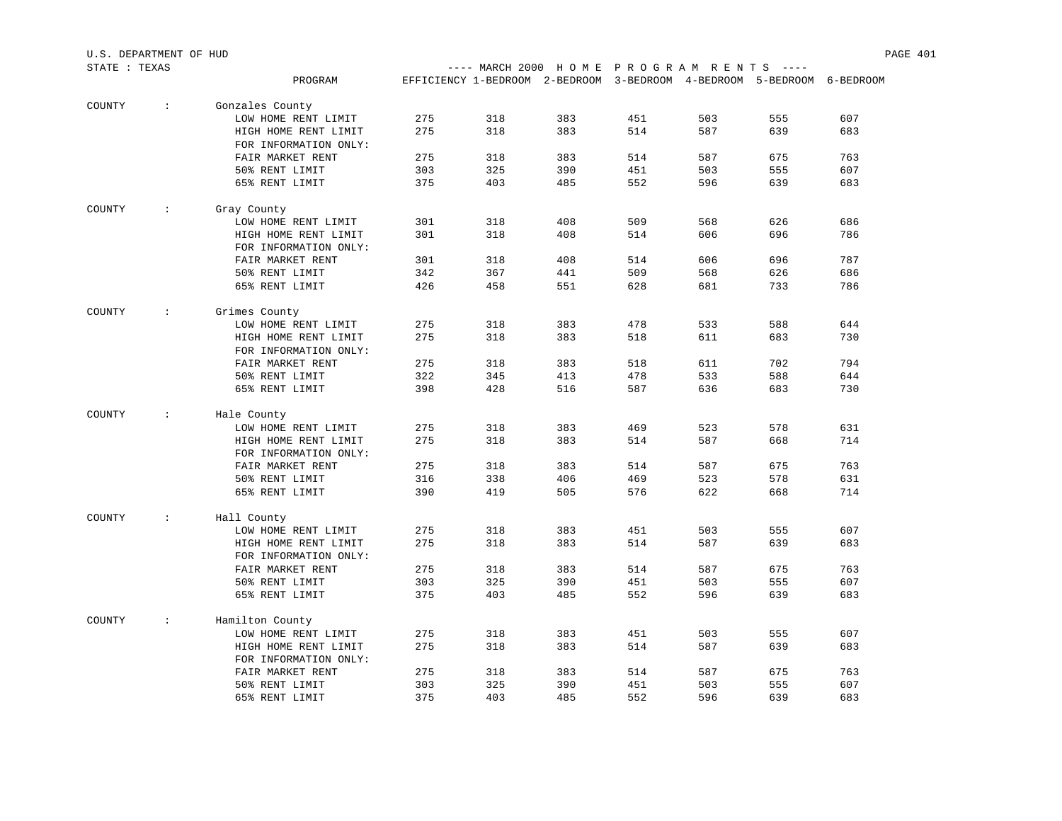U.S. DEPARTMENT OF HUD
STATE : TEXAS

---- MARCH 2000 H O M E P R O G R A M R E N T S ----

| | PROGRAM | EFFICIENCY | 1-BEDROOM | 2-BEDROOM | 3-BEDROOM | 4-BEDROOM | 5-BEDROOM | 6-BEDROOM |
|---|---|---|---|---|---|---|---|---|
| COUNTY : | Gonzales County | | | | | | | |
| | LOW HOME RENT LIMIT | 275 | 318 | 383 | 451 | 503 | 555 | 607 |
| | HIGH HOME RENT LIMIT | 275 | 318 | 383 | 514 | 587 | 639 | 683 |
| | FOR INFORMATION ONLY: | | | | | | | |
| | FAIR MARKET RENT | 275 | 318 | 383 | 514 | 587 | 675 | 763 |
| | 50% RENT LIMIT | 303 | 325 | 390 | 451 | 503 | 555 | 607 |
| | 65% RENT LIMIT | 375 | 403 | 485 | 552 | 596 | 639 | 683 |
| COUNTY : | Gray County | | | | | | | |
| | LOW HOME RENT LIMIT | 301 | 318 | 408 | 509 | 568 | 626 | 686 |
| | HIGH HOME RENT LIMIT | 301 | 318 | 408 | 514 | 606 | 696 | 786 |
| | FOR INFORMATION ONLY: | | | | | | | |
| | FAIR MARKET RENT | 301 | 318 | 408 | 514 | 606 | 696 | 787 |
| | 50% RENT LIMIT | 342 | 367 | 441 | 509 | 568 | 626 | 686 |
| | 65% RENT LIMIT | 426 | 458 | 551 | 628 | 681 | 733 | 786 |
| COUNTY : | Grimes County | | | | | | | |
| | LOW HOME RENT LIMIT | 275 | 318 | 383 | 478 | 533 | 588 | 644 |
| | HIGH HOME RENT LIMIT | 275 | 318 | 383 | 518 | 611 | 683 | 730 |
| | FOR INFORMATION ONLY: | | | | | | | |
| | FAIR MARKET RENT | 275 | 318 | 383 | 518 | 611 | 702 | 794 |
| | 50% RENT LIMIT | 322 | 345 | 413 | 478 | 533 | 588 | 644 |
| | 65% RENT LIMIT | 398 | 428 | 516 | 587 | 636 | 683 | 730 |
| COUNTY : | Hale County | | | | | | | |
| | LOW HOME RENT LIMIT | 275 | 318 | 383 | 469 | 523 | 578 | 631 |
| | HIGH HOME RENT LIMIT | 275 | 318 | 383 | 514 | 587 | 668 | 714 |
| | FOR INFORMATION ONLY: | | | | | | | |
| | FAIR MARKET RENT | 275 | 318 | 383 | 514 | 587 | 675 | 763 |
| | 50% RENT LIMIT | 316 | 338 | 406 | 469 | 523 | 578 | 631 |
| | 65% RENT LIMIT | 390 | 419 | 505 | 576 | 622 | 668 | 714 |
| COUNTY : | Hall County | | | | | | | |
| | LOW HOME RENT LIMIT | 275 | 318 | 383 | 451 | 503 | 555 | 607 |
| | HIGH HOME RENT LIMIT | 275 | 318 | 383 | 514 | 587 | 639 | 683 |
| | FOR INFORMATION ONLY: | | | | | | | |
| | FAIR MARKET RENT | 275 | 318 | 383 | 514 | 587 | 675 | 763 |
| | 50% RENT LIMIT | 303 | 325 | 390 | 451 | 503 | 555 | 607 |
| | 65% RENT LIMIT | 375 | 403 | 485 | 552 | 596 | 639 | 683 |
| COUNTY : | Hamilton County | | | | | | | |
| | LOW HOME RENT LIMIT | 275 | 318 | 383 | 451 | 503 | 555 | 607 |
| | HIGH HOME RENT LIMIT | 275 | 318 | 383 | 514 | 587 | 639 | 683 |
| | FOR INFORMATION ONLY: | | | | | | | |
| | FAIR MARKET RENT | 275 | 318 | 383 | 514 | 587 | 675 | 763 |
| | 50% RENT LIMIT | 303 | 325 | 390 | 451 | 503 | 555 | 607 |
| | 65% RENT LIMIT | 375 | 403 | 485 | 552 | 596 | 639 | 683 |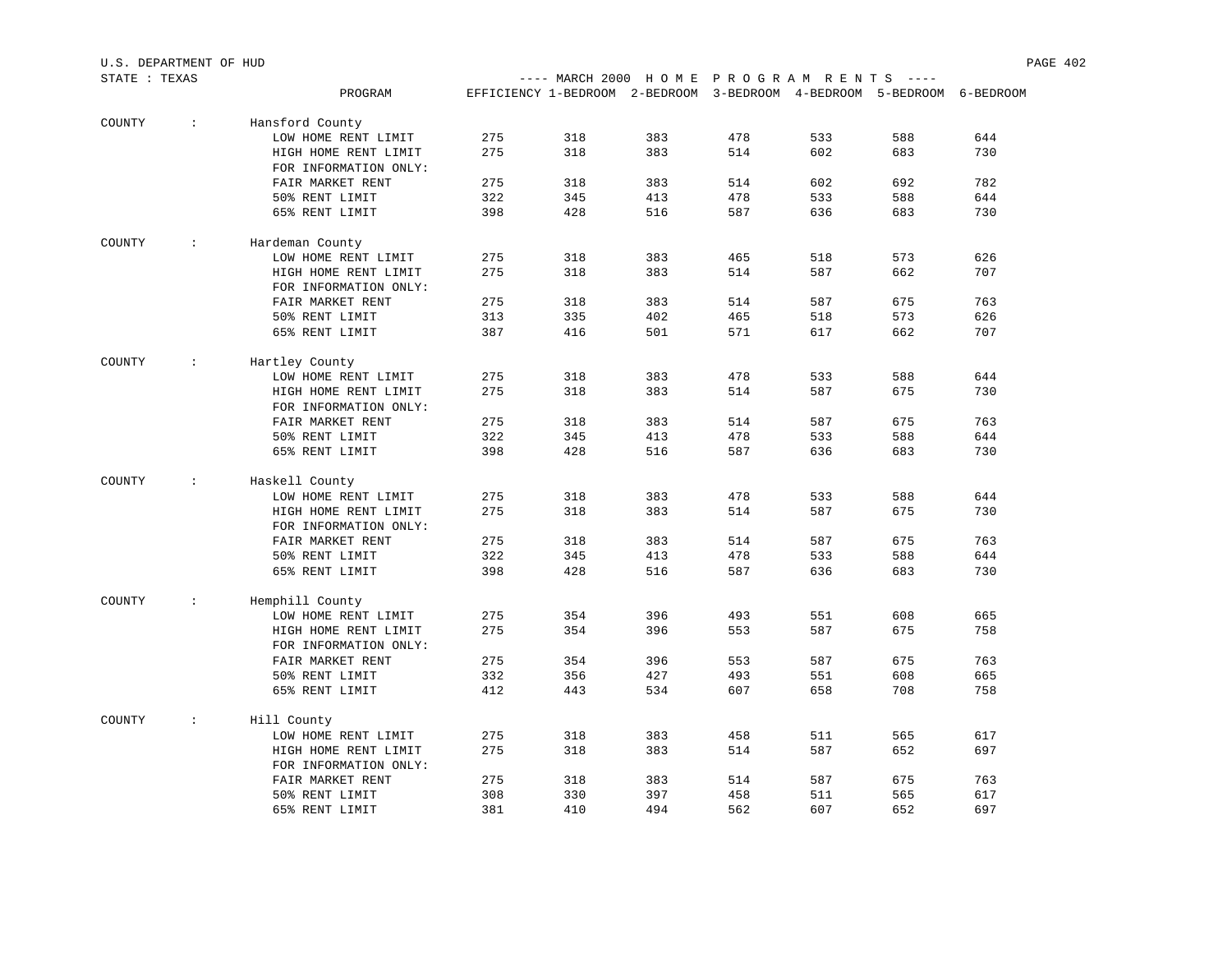U.S. DEPARTMENT OF HUD

STATE : TEXAS

---- MARCH 2000 H O M E P R O G R A M R E N T S ----

| COUNTY | PROGRAM | EFFICIENCY | 1-BEDROOM | 2-BEDROOM | 3-BEDROOM | 4-BEDROOM | 5-BEDROOM | 6-BEDROOM |
|---|---|---|---|---|---|---|---|---|
| Hansford County | LOW HOME RENT LIMIT | 275 | 318 | 383 | 478 | 533 | 588 | 644 |
| | HIGH HOME RENT LIMIT | 275 | 318 | 383 | 514 | 602 | 683 | 730 |
| | FOR INFORMATION ONLY: | | | | | | | |
| | FAIR MARKET RENT | 275 | 318 | 383 | 514 | 602 | 692 | 782 |
| | 50% RENT LIMIT | 322 | 345 | 413 | 478 | 533 | 588 | 644 |
| | 65% RENT LIMIT | 398 | 428 | 516 | 587 | 636 | 683 | 730 |
| Hardeman County | LOW HOME RENT LIMIT | 275 | 318 | 383 | 465 | 518 | 573 | 626 |
| | HIGH HOME RENT LIMIT | 275 | 318 | 383 | 514 | 587 | 662 | 707 |
| | FOR INFORMATION ONLY: | | | | | | | |
| | FAIR MARKET RENT | 275 | 318 | 383 | 514 | 587 | 675 | 763 |
| | 50% RENT LIMIT | 313 | 335 | 402 | 465 | 518 | 573 | 626 |
| | 65% RENT LIMIT | 387 | 416 | 501 | 571 | 617 | 662 | 707 |
| Hartley County | LOW HOME RENT LIMIT | 275 | 318 | 383 | 478 | 533 | 588 | 644 |
| | HIGH HOME RENT LIMIT | 275 | 318 | 383 | 514 | 587 | 675 | 730 |
| | FOR INFORMATION ONLY: | | | | | | | |
| | FAIR MARKET RENT | 275 | 318 | 383 | 514 | 587 | 675 | 763 |
| | 50% RENT LIMIT | 322 | 345 | 413 | 478 | 533 | 588 | 644 |
| | 65% RENT LIMIT | 398 | 428 | 516 | 587 | 636 | 683 | 730 |
| Haskell County | LOW HOME RENT LIMIT | 275 | 318 | 383 | 478 | 533 | 588 | 644 |
| | HIGH HOME RENT LIMIT | 275 | 318 | 383 | 514 | 587 | 675 | 730 |
| | FOR INFORMATION ONLY: | | | | | | | |
| | FAIR MARKET RENT | 275 | 318 | 383 | 514 | 587 | 675 | 763 |
| | 50% RENT LIMIT | 322 | 345 | 413 | 478 | 533 | 588 | 644 |
| | 65% RENT LIMIT | 398 | 428 | 516 | 587 | 636 | 683 | 730 |
| Hemphill County | LOW HOME RENT LIMIT | 275 | 354 | 396 | 493 | 551 | 608 | 665 |
| | HIGH HOME RENT LIMIT | 275 | 354 | 396 | 553 | 587 | 675 | 758 |
| | FOR INFORMATION ONLY: | | | | | | | |
| | FAIR MARKET RENT | 275 | 354 | 396 | 553 | 587 | 675 | 763 |
| | 50% RENT LIMIT | 332 | 356 | 427 | 493 | 551 | 608 | 665 |
| | 65% RENT LIMIT | 412 | 443 | 534 | 607 | 658 | 708 | 758 |
| Hill County | LOW HOME RENT LIMIT | 275 | 318 | 383 | 458 | 511 | 565 | 617 |
| | HIGH HOME RENT LIMIT | 275 | 318 | 383 | 514 | 587 | 652 | 697 |
| | FOR INFORMATION ONLY: | | | | | | | |
| | FAIR MARKET RENT | 275 | 318 | 383 | 514 | 587 | 675 | 763 |
| | 50% RENT LIMIT | 308 | 330 | 397 | 458 | 511 | 565 | 617 |
| | 65% RENT LIMIT | 381 | 410 | 494 | 562 | 607 | 652 | 697 |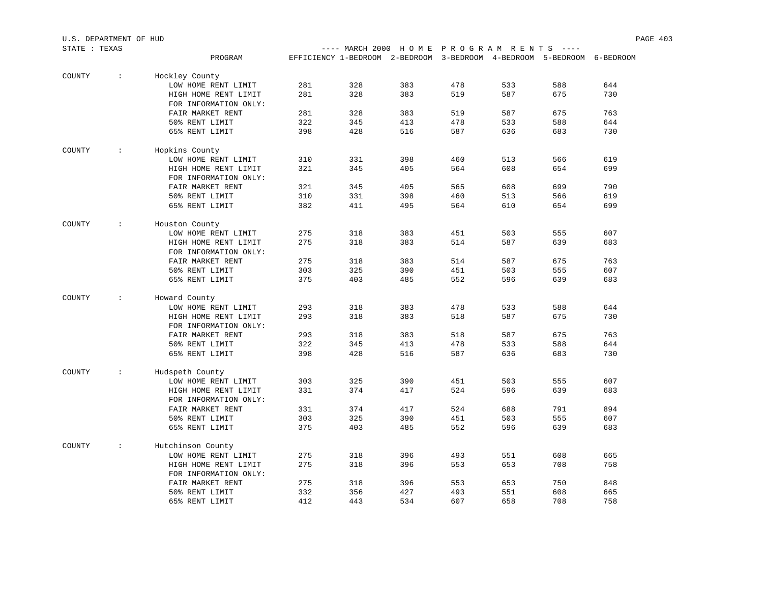U.S. DEPARTMENT OF HUD

STATE : TEXAS

---- MARCH 2000 H O M E P R O G R A M R E N T S ----

| COUNTY | PROGRAM | EFFICIENCY | 1-BEDROOM | 2-BEDROOM | 3-BEDROOM | 4-BEDROOM | 5-BEDROOM | 6-BEDROOM |
|---|---|---|---|---|---|---|---|---|
| Hockley County | LOW HOME RENT LIMIT | 281 | 328 | 383 | 478 | 533 | 588 | 644 |
| | HIGH HOME RENT LIMIT | 281 | 328 | 383 | 519 | 587 | 675 | 730 |
| | FOR INFORMATION ONLY: | | | | | | | |
| | FAIR MARKET RENT | 281 | 328 | 383 | 519 | 587 | 675 | 763 |
| | 50% RENT LIMIT | 322 | 345 | 413 | 478 | 533 | 588 | 644 |
| | 65% RENT LIMIT | 398 | 428 | 516 | 587 | 636 | 683 | 730 |
| Hopkins County | LOW HOME RENT LIMIT | 310 | 331 | 398 | 460 | 513 | 566 | 619 |
| | HIGH HOME RENT LIMIT | 321 | 345 | 405 | 564 | 608 | 654 | 699 |
| | FOR INFORMATION ONLY: | | | | | | | |
| | FAIR MARKET RENT | 321 | 345 | 405 | 565 | 608 | 699 | 790 |
| | 50% RENT LIMIT | 310 | 331 | 398 | 460 | 513 | 566 | 619 |
| | 65% RENT LIMIT | 382 | 411 | 495 | 564 | 610 | 654 | 699 |
| Houston County | LOW HOME RENT LIMIT | 275 | 318 | 383 | 451 | 503 | 555 | 607 |
| | HIGH HOME RENT LIMIT | 275 | 318 | 383 | 514 | 587 | 639 | 683 |
| | FOR INFORMATION ONLY: | | | | | | | |
| | FAIR MARKET RENT | 275 | 318 | 383 | 514 | 587 | 675 | 763 |
| | 50% RENT LIMIT | 303 | 325 | 390 | 451 | 503 | 555 | 607 |
| | 65% RENT LIMIT | 375 | 403 | 485 | 552 | 596 | 639 | 683 |
| Howard County | LOW HOME RENT LIMIT | 293 | 318 | 383 | 478 | 533 | 588 | 644 |
| | HIGH HOME RENT LIMIT | 293 | 318 | 383 | 518 | 587 | 675 | 730 |
| | FOR INFORMATION ONLY: | | | | | | | |
| | FAIR MARKET RENT | 293 | 318 | 383 | 518 | 587 | 675 | 763 |
| | 50% RENT LIMIT | 322 | 345 | 413 | 478 | 533 | 588 | 644 |
| | 65% RENT LIMIT | 398 | 428 | 516 | 587 | 636 | 683 | 730 |
| Hudspeth County | LOW HOME RENT LIMIT | 303 | 325 | 390 | 451 | 503 | 555 | 607 |
| | HIGH HOME RENT LIMIT | 331 | 374 | 417 | 524 | 596 | 639 | 683 |
| | FOR INFORMATION ONLY: | | | | | | | |
| | FAIR MARKET RENT | 331 | 374 | 417 | 524 | 688 | 791 | 894 |
| | 50% RENT LIMIT | 303 | 325 | 390 | 451 | 503 | 555 | 607 |
| | 65% RENT LIMIT | 375 | 403 | 485 | 552 | 596 | 639 | 683 |
| Hutchinson County | LOW HOME RENT LIMIT | 275 | 318 | 396 | 493 | 551 | 608 | 665 |
| | HIGH HOME RENT LIMIT | 275 | 318 | 396 | 553 | 653 | 708 | 758 |
| | FOR INFORMATION ONLY: | | | | | | | |
| | FAIR MARKET RENT | 275 | 318 | 396 | 553 | 653 | 750 | 848 |
| | 50% RENT LIMIT | 332 | 356 | 427 | 493 | 551 | 608 | 665 |
| | 65% RENT LIMIT | 412 | 443 | 534 | 607 | 658 | 708 | 758 |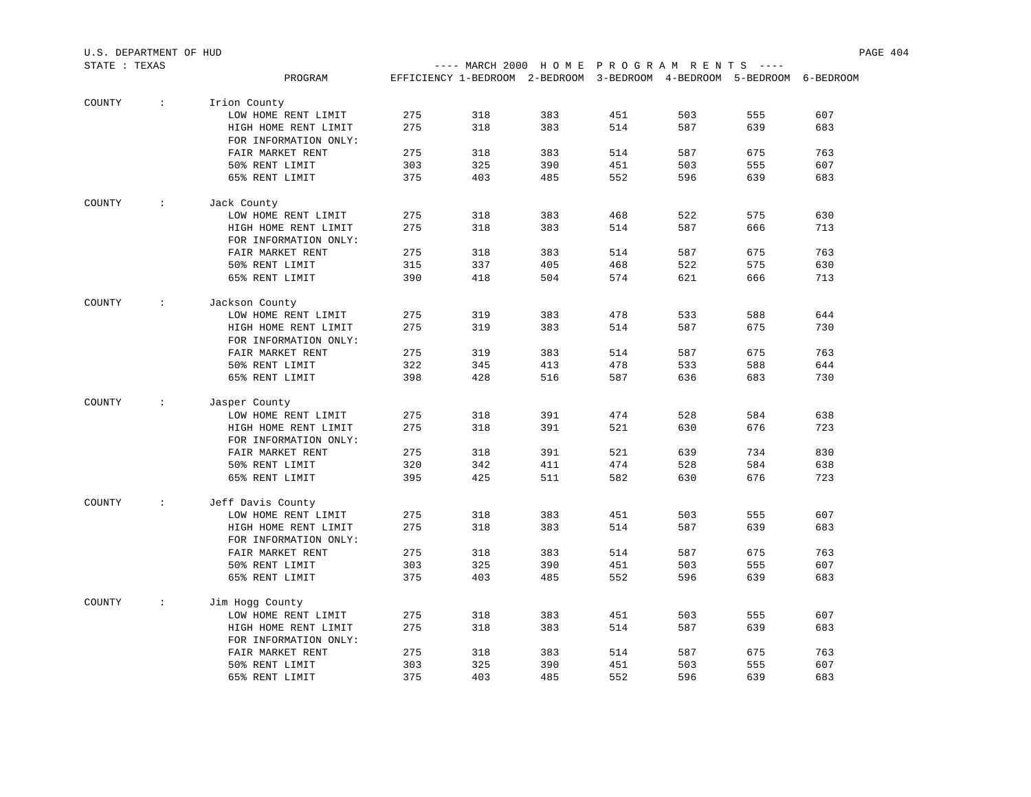U.S. DEPARTMENT OF HUD

STATE : TEXAS

---- MARCH 2000 H O M E P R O G R A M R E N T S ----

| COUNTY | PROGRAM | EFFICIENCY | 1-BEDROOM | 2-BEDROOM | 3-BEDROOM | 4-BEDROOM | 5-BEDROOM | 6-BEDROOM |
|---|---|---|---|---|---|---|---|---|
| Irion County | LOW HOME RENT LIMIT | 275 | 318 | 383 | 451 | 503 | 555 | 607 |
| | HIGH HOME RENT LIMIT | 275 | 318 | 383 | 514 | 587 | 639 | 683 |
| | FOR INFORMATION ONLY: | | | | | | | |
| | FAIR MARKET RENT | 275 | 318 | 383 | 514 | 587 | 675 | 763 |
| | 50% RENT LIMIT | 303 | 325 | 390 | 451 | 503 | 555 | 607 |
| | 65% RENT LIMIT | 375 | 403 | 485 | 552 | 596 | 639 | 683 |
| Jack County | LOW HOME RENT LIMIT | 275 | 318 | 383 | 468 | 522 | 575 | 630 |
| | HIGH HOME RENT LIMIT | 275 | 318 | 383 | 514 | 587 | 666 | 713 |
| | FOR INFORMATION ONLY: | | | | | | | |
| | FAIR MARKET RENT | 275 | 318 | 383 | 514 | 587 | 675 | 763 |
| | 50% RENT LIMIT | 315 | 337 | 405 | 468 | 522 | 575 | 630 |
| | 65% RENT LIMIT | 390 | 418 | 504 | 574 | 621 | 666 | 713 |
| Jackson County | LOW HOME RENT LIMIT | 275 | 319 | 383 | 478 | 533 | 588 | 644 |
| | HIGH HOME RENT LIMIT | 275 | 319 | 383 | 514 | 587 | 675 | 730 |
| | FOR INFORMATION ONLY: | | | | | | | |
| | FAIR MARKET RENT | 275 | 319 | 383 | 514 | 587 | 675 | 763 |
| | 50% RENT LIMIT | 322 | 345 | 413 | 478 | 533 | 588 | 644 |
| | 65% RENT LIMIT | 398 | 428 | 516 | 587 | 636 | 683 | 730 |
| Jasper County | LOW HOME RENT LIMIT | 275 | 318 | 391 | 474 | 528 | 584 | 638 |
| | HIGH HOME RENT LIMIT | 275 | 318 | 391 | 521 | 630 | 676 | 723 |
| | FOR INFORMATION ONLY: | | | | | | | |
| | FAIR MARKET RENT | 275 | 318 | 391 | 521 | 639 | 734 | 830 |
| | 50% RENT LIMIT | 320 | 342 | 411 | 474 | 528 | 584 | 638 |
| | 65% RENT LIMIT | 395 | 425 | 511 | 582 | 630 | 676 | 723 |
| Jeff Davis County | LOW HOME RENT LIMIT | 275 | 318 | 383 | 451 | 503 | 555 | 607 |
| | HIGH HOME RENT LIMIT | 275 | 318 | 383 | 514 | 587 | 639 | 683 |
| | FOR INFORMATION ONLY: | | | | | | | |
| | FAIR MARKET RENT | 275 | 318 | 383 | 514 | 587 | 675 | 763 |
| | 50% RENT LIMIT | 303 | 325 | 390 | 451 | 503 | 555 | 607 |
| | 65% RENT LIMIT | 375 | 403 | 485 | 552 | 596 | 639 | 683 |
| Jim Hogg County | LOW HOME RENT LIMIT | 275 | 318 | 383 | 451 | 503 | 555 | 607 |
| | HIGH HOME RENT LIMIT | 275 | 318 | 383 | 514 | 587 | 639 | 683 |
| | FOR INFORMATION ONLY: | | | | | | | |
| | FAIR MARKET RENT | 275 | 318 | 383 | 514 | 587 | 675 | 763 |
| | 50% RENT LIMIT | 303 | 325 | 390 | 451 | 503 | 555 | 607 |
| | 65% RENT LIMIT | 375 | 403 | 485 | 552 | 596 | 639 | 683 |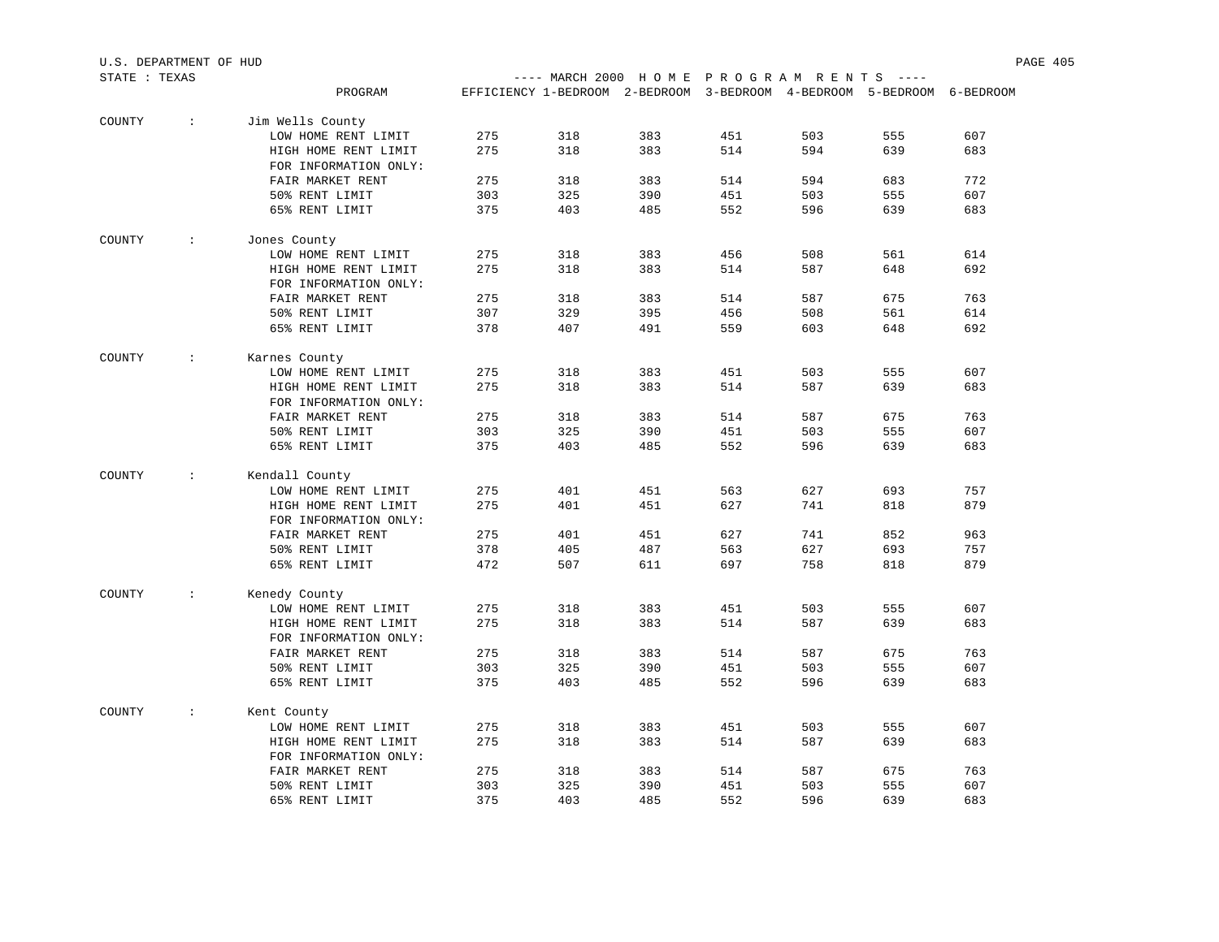U.S. DEPARTMENT OF HUD

STATE : TEXAS

---- MARCH 2000 H O M E P R O G R A M R E N T S ----

| | | PROGRAM | EFFICIENCY | 1-BEDROOM | 2-BEDROOM | 3-BEDROOM | 4-BEDROOM | 5-BEDROOM | 6-BEDROOM |
|---|---|---|---|---|---|---|---|---|---|
| COUNTY | : | Jim Wells County | | | | | | | |
| | | LOW HOME RENT LIMIT | 275 | 318 | 383 | 451 | 503 | 555 | 607 |
| | | HIGH HOME RENT LIMIT | 275 | 318 | 383 | 514 | 594 | 639 | 683 |
| | | FOR INFORMATION ONLY: | | | | | | | |
| | | FAIR MARKET RENT | 275 | 318 | 383 | 514 | 594 | 683 | 772 |
| | | 50% RENT LIMIT | 303 | 325 | 390 | 451 | 503 | 555 | 607 |
| | | 65% RENT LIMIT | 375 | 403 | 485 | 552 | 596 | 639 | 683 |
| COUNTY | : | Jones County | | | | | | | |
| | | LOW HOME RENT LIMIT | 275 | 318 | 383 | 456 | 508 | 561 | 614 |
| | | HIGH HOME RENT LIMIT | 275 | 318 | 383 | 514 | 587 | 648 | 692 |
| | | FOR INFORMATION ONLY: | | | | | | | |
| | | FAIR MARKET RENT | 275 | 318 | 383 | 514 | 587 | 675 | 763 |
| | | 50% RENT LIMIT | 307 | 329 | 395 | 456 | 508 | 561 | 614 |
| | | 65% RENT LIMIT | 378 | 407 | 491 | 559 | 603 | 648 | 692 |
| COUNTY | : | Karnes County | | | | | | | |
| | | LOW HOME RENT LIMIT | 275 | 318 | 383 | 451 | 503 | 555 | 607 |
| | | HIGH HOME RENT LIMIT | 275 | 318 | 383 | 514 | 587 | 639 | 683 |
| | | FOR INFORMATION ONLY: | | | | | | | |
| | | FAIR MARKET RENT | 275 | 318 | 383 | 514 | 587 | 675 | 763 |
| | | 50% RENT LIMIT | 303 | 325 | 390 | 451 | 503 | 555 | 607 |
| | | 65% RENT LIMIT | 375 | 403 | 485 | 552 | 596 | 639 | 683 |
| COUNTY | : | Kendall County | | | | | | | |
| | | LOW HOME RENT LIMIT | 275 | 401 | 451 | 563 | 627 | 693 | 757 |
| | | HIGH HOME RENT LIMIT | 275 | 401 | 451 | 627 | 741 | 818 | 879 |
| | | FOR INFORMATION ONLY: | | | | | | | |
| | | FAIR MARKET RENT | 275 | 401 | 451 | 627 | 741 | 852 | 963 |
| | | 50% RENT LIMIT | 378 | 405 | 487 | 563 | 627 | 693 | 757 |
| | | 65% RENT LIMIT | 472 | 507 | 611 | 697 | 758 | 818 | 879 |
| COUNTY | : | Kenedy County | | | | | | | |
| | | LOW HOME RENT LIMIT | 275 | 318 | 383 | 451 | 503 | 555 | 607 |
| | | HIGH HOME RENT LIMIT | 275 | 318 | 383 | 514 | 587 | 639 | 683 |
| | | FOR INFORMATION ONLY: | | | | | | | |
| | | FAIR MARKET RENT | 275 | 318 | 383 | 514 | 587 | 675 | 763 |
| | | 50% RENT LIMIT | 303 | 325 | 390 | 451 | 503 | 555 | 607 |
| | | 65% RENT LIMIT | 375 | 403 | 485 | 552 | 596 | 639 | 683 |
| COUNTY | : | Kent County | | | | | | | |
| | | LOW HOME RENT LIMIT | 275 | 318 | 383 | 451 | 503 | 555 | 607 |
| | | HIGH HOME RENT LIMIT | 275 | 318 | 383 | 514 | 587 | 639 | 683 |
| | | FOR INFORMATION ONLY: | | | | | | | |
| | | FAIR MARKET RENT | 275 | 318 | 383 | 514 | 587 | 675 | 763 |
| | | 50% RENT LIMIT | 303 | 325 | 390 | 451 | 503 | 555 | 607 |
| | | 65% RENT LIMIT | 375 | 403 | 485 | 552 | 596 | 639 | 683 |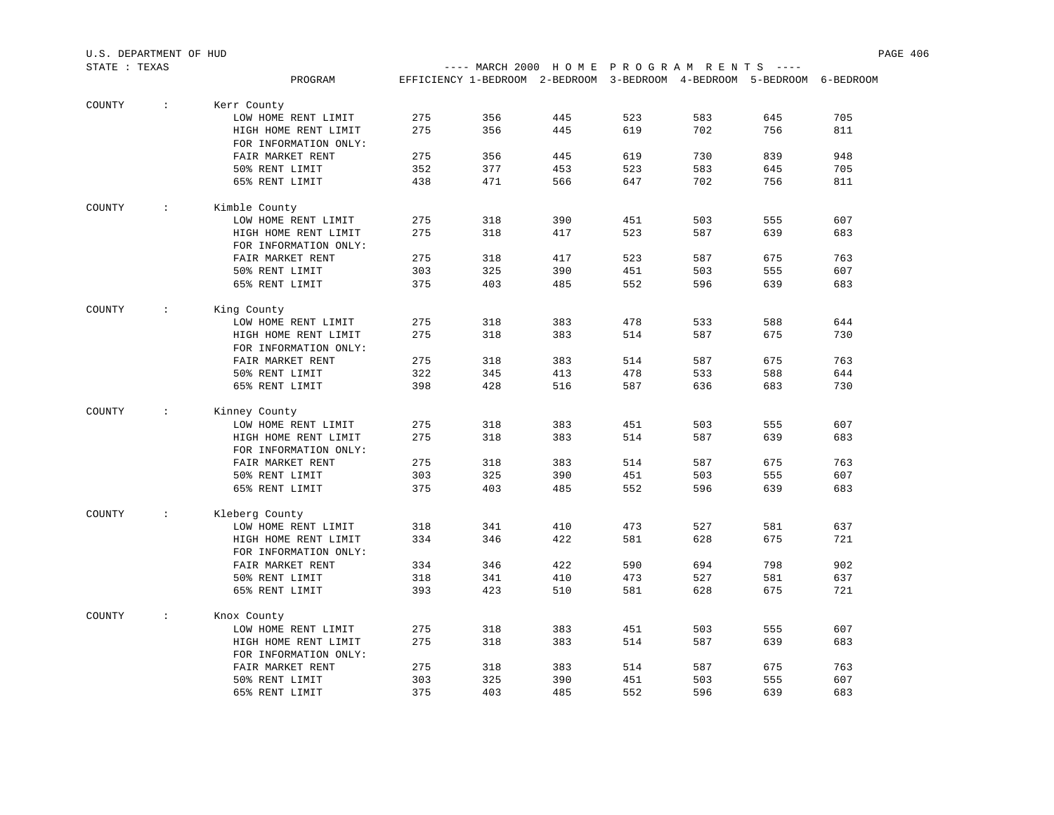U.S. DEPARTMENT OF HUD

STATE : TEXAS

---- MARCH 2000 H O M E P R O G R A M R E N T S ----

| | | PROGRAM | EFFICIENCY | 1-BEDROOM | 2-BEDROOM | 3-BEDROOM | 4-BEDROOM | 5-BEDROOM | 6-BEDROOM |
|---|---|---|---|---|---|---|---|---|---|
| COUNTY | : | Kerr County | | | | | | | |
| | | LOW HOME RENT LIMIT | 275 | 356 | 445 | 523 | 583 | 645 | 705 |
| | | HIGH HOME RENT LIMIT | 275 | 356 | 445 | 619 | 702 | 756 | 811 |
| | | FOR INFORMATION ONLY: | | | | | | | |
| | | FAIR MARKET RENT | 275 | 356 | 445 | 619 | 730 | 839 | 948 |
| | | 50% RENT LIMIT | 352 | 377 | 453 | 523 | 583 | 645 | 705 |
| | | 65% RENT LIMIT | 438 | 471 | 566 | 647 | 702 | 756 | 811 |
| COUNTY | : | Kimble County | | | | | | | |
| | | LOW HOME RENT LIMIT | 275 | 318 | 390 | 451 | 503 | 555 | 607 |
| | | HIGH HOME RENT LIMIT | 275 | 318 | 417 | 523 | 587 | 639 | 683 |
| | | FOR INFORMATION ONLY: | | | | | | | |
| | | FAIR MARKET RENT | 275 | 318 | 417 | 523 | 587 | 675 | 763 |
| | | 50% RENT LIMIT | 303 | 325 | 390 | 451 | 503 | 555 | 607 |
| | | 65% RENT LIMIT | 375 | 403 | 485 | 552 | 596 | 639 | 683 |
| COUNTY | : | King County | | | | | | | |
| | | LOW HOME RENT LIMIT | 275 | 318 | 383 | 478 | 533 | 588 | 644 |
| | | HIGH HOME RENT LIMIT | 275 | 318 | 383 | 514 | 587 | 675 | 730 |
| | | FOR INFORMATION ONLY: | | | | | | | |
| | | FAIR MARKET RENT | 275 | 318 | 383 | 514 | 587 | 675 | 763 |
| | | 50% RENT LIMIT | 322 | 345 | 413 | 478 | 533 | 588 | 644 |
| | | 65% RENT LIMIT | 398 | 428 | 516 | 587 | 636 | 683 | 730 |
| COUNTY | : | Kinney County | | | | | | | |
| | | LOW HOME RENT LIMIT | 275 | 318 | 383 | 451 | 503 | 555 | 607 |
| | | HIGH HOME RENT LIMIT | 275 | 318 | 383 | 514 | 587 | 639 | 683 |
| | | FOR INFORMATION ONLY: | | | | | | | |
| | | FAIR MARKET RENT | 275 | 318 | 383 | 514 | 587 | 675 | 763 |
| | | 50% RENT LIMIT | 303 | 325 | 390 | 451 | 503 | 555 | 607 |
| | | 65% RENT LIMIT | 375 | 403 | 485 | 552 | 596 | 639 | 683 |
| COUNTY | : | Kleberg County | | | | | | | |
| | | LOW HOME RENT LIMIT | 318 | 341 | 410 | 473 | 527 | 581 | 637 |
| | | HIGH HOME RENT LIMIT | 334 | 346 | 422 | 581 | 628 | 675 | 721 |
| | | FOR INFORMATION ONLY: | | | | | | | |
| | | FAIR MARKET RENT | 334 | 346 | 422 | 590 | 694 | 798 | 902 |
| | | 50% RENT LIMIT | 318 | 341 | 410 | 473 | 527 | 581 | 637 |
| | | 65% RENT LIMIT | 393 | 423 | 510 | 581 | 628 | 675 | 721 |
| COUNTY | : | Knox County | | | | | | | |
| | | LOW HOME RENT LIMIT | 275 | 318 | 383 | 451 | 503 | 555 | 607 |
| | | HIGH HOME RENT LIMIT | 275 | 318 | 383 | 514 | 587 | 639 | 683 |
| | | FOR INFORMATION ONLY: | | | | | | | |
| | | FAIR MARKET RENT | 275 | 318 | 383 | 514 | 587 | 675 | 763 |
| | | 50% RENT LIMIT | 303 | 325 | 390 | 451 | 503 | 555 | 607 |
| | | 65% RENT LIMIT | 375 | 403 | 485 | 552 | 596 | 639 | 683 |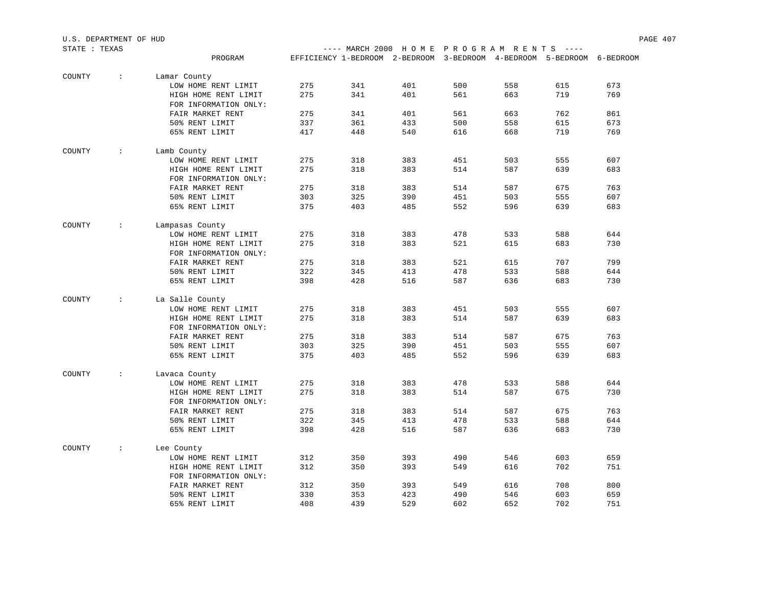U.S. DEPARTMENT OF HUD

STATE : TEXAS

---- MARCH 2000 H O M E P R O G R A M R E N T S ----

| | | PROGRAM | EFFICIENCY | 1-BEDROOM | 2-BEDROOM | 3-BEDROOM | 4-BEDROOM | 5-BEDROOM | 6-BEDROOM |
|---|---|---|---|---|---|---|---|---|---|
| COUNTY | : | Lamar County | | | | | | | |
| | | LOW HOME RENT LIMIT | 275 | 341 | 401 | 500 | 558 | 615 | 673 |
| | | HIGH HOME RENT LIMIT | 275 | 341 | 401 | 561 | 663 | 719 | 769 |
| | | FOR INFORMATION ONLY: | | | | | | | |
| | | FAIR MARKET RENT | 275 | 341 | 401 | 561 | 663 | 762 | 861 |
| | | 50% RENT LIMIT | 337 | 361 | 433 | 500 | 558 | 615 | 673 |
| | | 65% RENT LIMIT | 417 | 448 | 540 | 616 | 668 | 719 | 769 |
| COUNTY | : | Lamb County | | | | | | | |
| | | LOW HOME RENT LIMIT | 275 | 318 | 383 | 451 | 503 | 555 | 607 |
| | | HIGH HOME RENT LIMIT | 275 | 318 | 383 | 514 | 587 | 639 | 683 |
| | | FOR INFORMATION ONLY: | | | | | | | |
| | | FAIR MARKET RENT | 275 | 318 | 383 | 514 | 587 | 675 | 763 |
| | | 50% RENT LIMIT | 303 | 325 | 390 | 451 | 503 | 555 | 607 |
| | | 65% RENT LIMIT | 375 | 403 | 485 | 552 | 596 | 639 | 683 |
| COUNTY | : | Lampasas County | | | | | | | |
| | | LOW HOME RENT LIMIT | 275 | 318 | 383 | 478 | 533 | 588 | 644 |
| | | HIGH HOME RENT LIMIT | 275 | 318 | 383 | 521 | 615 | 683 | 730 |
| | | FOR INFORMATION ONLY: | | | | | | | |
| | | FAIR MARKET RENT | 275 | 318 | 383 | 521 | 615 | 707 | 799 |
| | | 50% RENT LIMIT | 322 | 345 | 413 | 478 | 533 | 588 | 644 |
| | | 65% RENT LIMIT | 398 | 428 | 516 | 587 | 636 | 683 | 730 |
| COUNTY | : | La Salle County | | | | | | | |
| | | LOW HOME RENT LIMIT | 275 | 318 | 383 | 451 | 503 | 555 | 607 |
| | | HIGH HOME RENT LIMIT | 275 | 318 | 383 | 514 | 587 | 639 | 683 |
| | | FOR INFORMATION ONLY: | | | | | | | |
| | | FAIR MARKET RENT | 275 | 318 | 383 | 514 | 587 | 675 | 763 |
| | | 50% RENT LIMIT | 303 | 325 | 390 | 451 | 503 | 555 | 607 |
| | | 65% RENT LIMIT | 375 | 403 | 485 | 552 | 596 | 639 | 683 |
| COUNTY | : | Lavaca County | | | | | | | |
| | | LOW HOME RENT LIMIT | 275 | 318 | 383 | 478 | 533 | 588 | 644 |
| | | HIGH HOME RENT LIMIT | 275 | 318 | 383 | 514 | 587 | 675 | 730 |
| | | FOR INFORMATION ONLY: | | | | | | | |
| | | FAIR MARKET RENT | 275 | 318 | 383 | 514 | 587 | 675 | 763 |
| | | 50% RENT LIMIT | 322 | 345 | 413 | 478 | 533 | 588 | 644 |
| | | 65% RENT LIMIT | 398 | 428 | 516 | 587 | 636 | 683 | 730 |
| COUNTY | : | Lee County | | | | | | | |
| | | LOW HOME RENT LIMIT | 312 | 350 | 393 | 490 | 546 | 603 | 659 |
| | | HIGH HOME RENT LIMIT | 312 | 350 | 393 | 549 | 616 | 702 | 751 |
| | | FOR INFORMATION ONLY: | | | | | | | |
| | | FAIR MARKET RENT | 312 | 350 | 393 | 549 | 616 | 708 | 800 |
| | | 50% RENT LIMIT | 330 | 353 | 423 | 490 | 546 | 603 | 659 |
| | | 65% RENT LIMIT | 408 | 439 | 529 | 602 | 652 | 702 | 751 |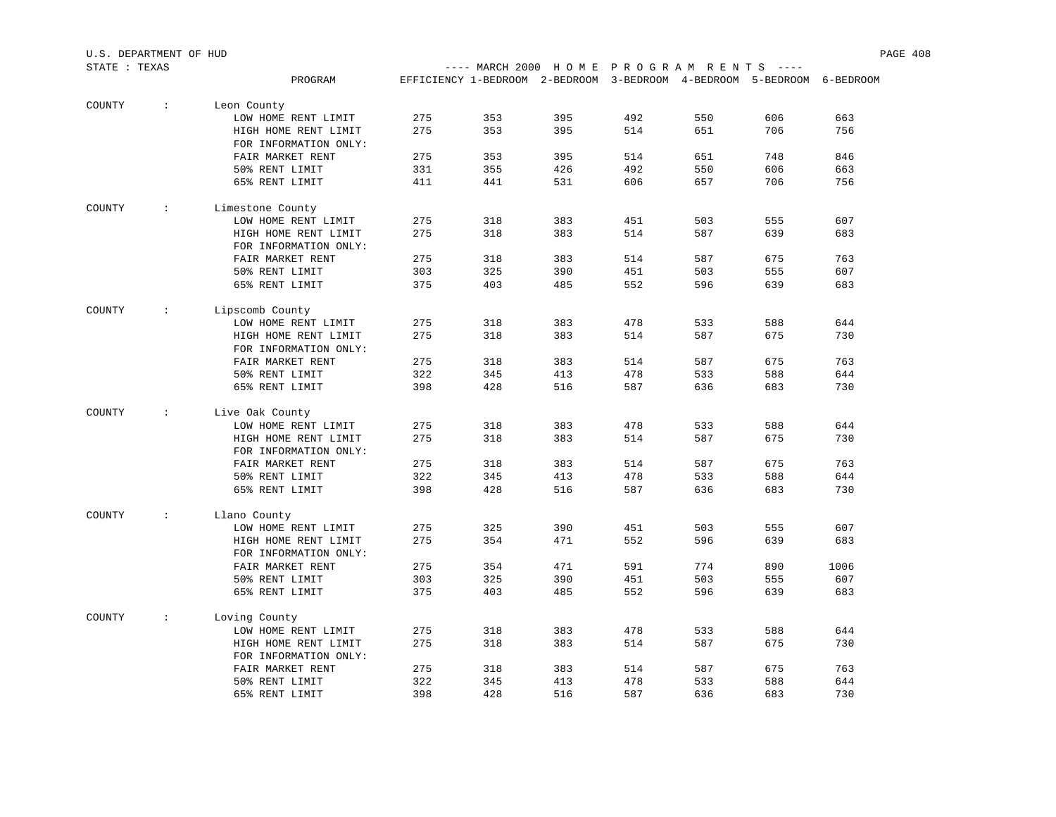U.S. DEPARTMENT OF HUD

STATE : TEXAS

---- MARCH 2000 H O M E P R O G R A M R E N T S ----

| | PROGRAM | EFFICIENCY | 1-BEDROOM | 2-BEDROOM | 3-BEDROOM | 4-BEDROOM | 5-BEDROOM | 6-BEDROOM |
|---|---|---|---|---|---|---|---|---|
| COUNTY : | Leon County | | | | | | | |
| | LOW HOME RENT LIMIT | 275 | 353 | 395 | 492 | 550 | 606 | 663 |
| | HIGH HOME RENT LIMIT | 275 | 353 | 395 | 514 | 651 | 706 | 756 |
| | FOR INFORMATION ONLY: | | | | | | | |
| | FAIR MARKET RENT | 275 | 353 | 395 | 514 | 651 | 748 | 846 |
| | 50% RENT LIMIT | 331 | 355 | 426 | 492 | 550 | 606 | 663 |
| | 65% RENT LIMIT | 411 | 441 | 531 | 606 | 657 | 706 | 756 |
| COUNTY : | Limestone County | | | | | | | |
| | LOW HOME RENT LIMIT | 275 | 318 | 383 | 451 | 503 | 555 | 607 |
| | HIGH HOME RENT LIMIT | 275 | 318 | 383 | 514 | 587 | 639 | 683 |
| | FOR INFORMATION ONLY: | | | | | | | |
| | FAIR MARKET RENT | 275 | 318 | 383 | 514 | 587 | 675 | 763 |
| | 50% RENT LIMIT | 303 | 325 | 390 | 451 | 503 | 555 | 607 |
| | 65% RENT LIMIT | 375 | 403 | 485 | 552 | 596 | 639 | 683 |
| COUNTY : | Lipscomb County | | | | | | | |
| | LOW HOME RENT LIMIT | 275 | 318 | 383 | 478 | 533 | 588 | 644 |
| | HIGH HOME RENT LIMIT | 275 | 318 | 383 | 514 | 587 | 675 | 730 |
| | FOR INFORMATION ONLY: | | | | | | | |
| | FAIR MARKET RENT | 275 | 318 | 383 | 514 | 587 | 675 | 763 |
| | 50% RENT LIMIT | 322 | 345 | 413 | 478 | 533 | 588 | 644 |
| | 65% RENT LIMIT | 398 | 428 | 516 | 587 | 636 | 683 | 730 |
| COUNTY : | Live Oak County | | | | | | | |
| | LOW HOME RENT LIMIT | 275 | 318 | 383 | 478 | 533 | 588 | 644 |
| | HIGH HOME RENT LIMIT | 275 | 318 | 383 | 514 | 587 | 675 | 730 |
| | FOR INFORMATION ONLY: | | | | | | | |
| | FAIR MARKET RENT | 275 | 318 | 383 | 514 | 587 | 675 | 763 |
| | 50% RENT LIMIT | 322 | 345 | 413 | 478 | 533 | 588 | 644 |
| | 65% RENT LIMIT | 398 | 428 | 516 | 587 | 636 | 683 | 730 |
| COUNTY : | Llano County | | | | | | | |
| | LOW HOME RENT LIMIT | 275 | 325 | 390 | 451 | 503 | 555 | 607 |
| | HIGH HOME RENT LIMIT | 275 | 354 | 471 | 552 | 596 | 639 | 683 |
| | FOR INFORMATION ONLY: | | | | | | | |
| | FAIR MARKET RENT | 275 | 354 | 471 | 591 | 774 | 890 | 1006 |
| | 50% RENT LIMIT | 303 | 325 | 390 | 451 | 503 | 555 | 607 |
| | 65% RENT LIMIT | 375 | 403 | 485 | 552 | 596 | 639 | 683 |
| COUNTY : | Loving County | | | | | | | |
| | LOW HOME RENT LIMIT | 275 | 318 | 383 | 478 | 533 | 588 | 644 |
| | HIGH HOME RENT LIMIT | 275 | 318 | 383 | 514 | 587 | 675 | 730 |
| | FOR INFORMATION ONLY: | | | | | | | |
| | FAIR MARKET RENT | 275 | 318 | 383 | 514 | 587 | 675 | 763 |
| | 50% RENT LIMIT | 322 | 345 | 413 | 478 | 533 | 588 | 644 |
| | 65% RENT LIMIT | 398 | 428 | 516 | 587 | 636 | 683 | 730 |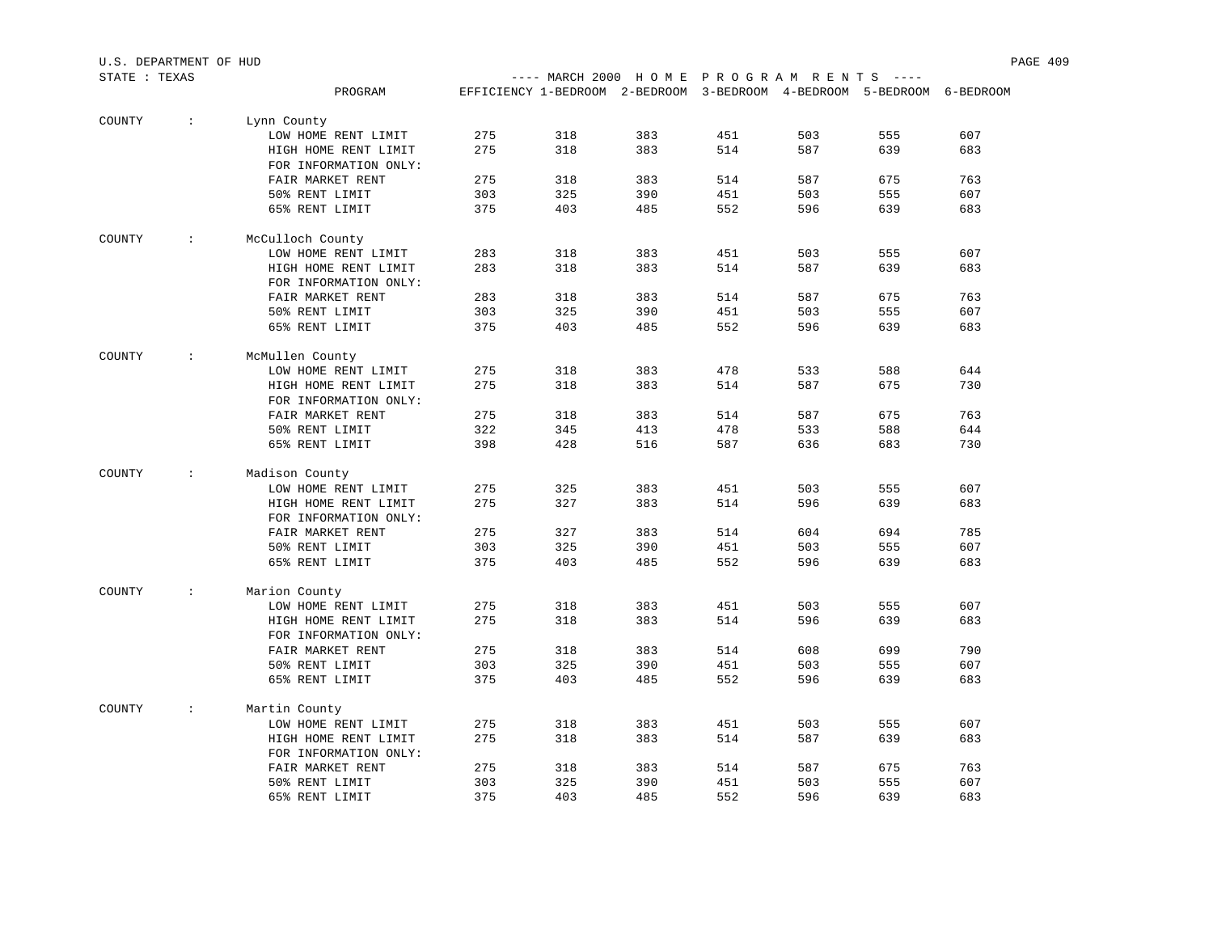U.S. DEPARTMENT OF HUD

STATE : TEXAS

---- MARCH 2000 H O M E P R O G R A M R E N T S ----

| | PROGRAM | EFFICIENCY | 1-BEDROOM | 2-BEDROOM | 3-BEDROOM | 4-BEDROOM | 5-BEDROOM | 6-BEDROOM |
|---|---|---|---|---|---|---|---|---|
| COUNTY : | Lynn County | | | | | | | |
| | LOW HOME RENT LIMIT | 275 | 318 | 383 | 451 | 503 | 555 | 607 |
| | HIGH HOME RENT LIMIT | 275 | 318 | 383 | 514 | 587 | 639 | 683 |
| | FOR INFORMATION ONLY: | | | | | | | |
| | FAIR MARKET RENT | 275 | 318 | 383 | 514 | 587 | 675 | 763 |
| | 50% RENT LIMIT | 303 | 325 | 390 | 451 | 503 | 555 | 607 |
| | 65% RENT LIMIT | 375 | 403 | 485 | 552 | 596 | 639 | 683 |
| COUNTY : | McCulloch County | | | | | | | |
| | LOW HOME RENT LIMIT | 283 | 318 | 383 | 451 | 503 | 555 | 607 |
| | HIGH HOME RENT LIMIT | 283 | 318 | 383 | 514 | 587 | 639 | 683 |
| | FOR INFORMATION ONLY: | | | | | | | |
| | FAIR MARKET RENT | 283 | 318 | 383 | 514 | 587 | 675 | 763 |
| | 50% RENT LIMIT | 303 | 325 | 390 | 451 | 503 | 555 | 607 |
| | 65% RENT LIMIT | 375 | 403 | 485 | 552 | 596 | 639 | 683 |
| COUNTY : | McMullen County | | | | | | | |
| | LOW HOME RENT LIMIT | 275 | 318 | 383 | 478 | 533 | 588 | 644 |
| | HIGH HOME RENT LIMIT | 275 | 318 | 383 | 514 | 587 | 675 | 730 |
| | FOR INFORMATION ONLY: | | | | | | | |
| | FAIR MARKET RENT | 275 | 318 | 383 | 514 | 587 | 675 | 763 |
| | 50% RENT LIMIT | 322 | 345 | 413 | 478 | 533 | 588 | 644 |
| | 65% RENT LIMIT | 398 | 428 | 516 | 587 | 636 | 683 | 730 |
| COUNTY : | Madison County | | | | | | | |
| | LOW HOME RENT LIMIT | 275 | 325 | 383 | 451 | 503 | 555 | 607 |
| | HIGH HOME RENT LIMIT | 275 | 327 | 383 | 514 | 596 | 639 | 683 |
| | FOR INFORMATION ONLY: | | | | | | | |
| | FAIR MARKET RENT | 275 | 327 | 383 | 514 | 604 | 694 | 785 |
| | 50% RENT LIMIT | 303 | 325 | 390 | 451 | 503 | 555 | 607 |
| | 65% RENT LIMIT | 375 | 403 | 485 | 552 | 596 | 639 | 683 |
| COUNTY : | Marion County | | | | | | | |
| | LOW HOME RENT LIMIT | 275 | 318 | 383 | 451 | 503 | 555 | 607 |
| | HIGH HOME RENT LIMIT | 275 | 318 | 383 | 514 | 596 | 639 | 683 |
| | FOR INFORMATION ONLY: | | | | | | | |
| | FAIR MARKET RENT | 275 | 318 | 383 | 514 | 608 | 699 | 790 |
| | 50% RENT LIMIT | 303 | 325 | 390 | 451 | 503 | 555 | 607 |
| | 65% RENT LIMIT | 375 | 403 | 485 | 552 | 596 | 639 | 683 |
| COUNTY : | Martin County | | | | | | | |
| | LOW HOME RENT LIMIT | 275 | 318 | 383 | 451 | 503 | 555 | 607 |
| | HIGH HOME RENT LIMIT | 275 | 318 | 383 | 514 | 587 | 639 | 683 |
| | FOR INFORMATION ONLY: | | | | | | | |
| | FAIR MARKET RENT | 275 | 318 | 383 | 514 | 587 | 675 | 763 |
| | 50% RENT LIMIT | 303 | 325 | 390 | 451 | 503 | 555 | 607 |
| | 65% RENT LIMIT | 375 | 403 | 485 | 552 | 596 | 639 | 683 |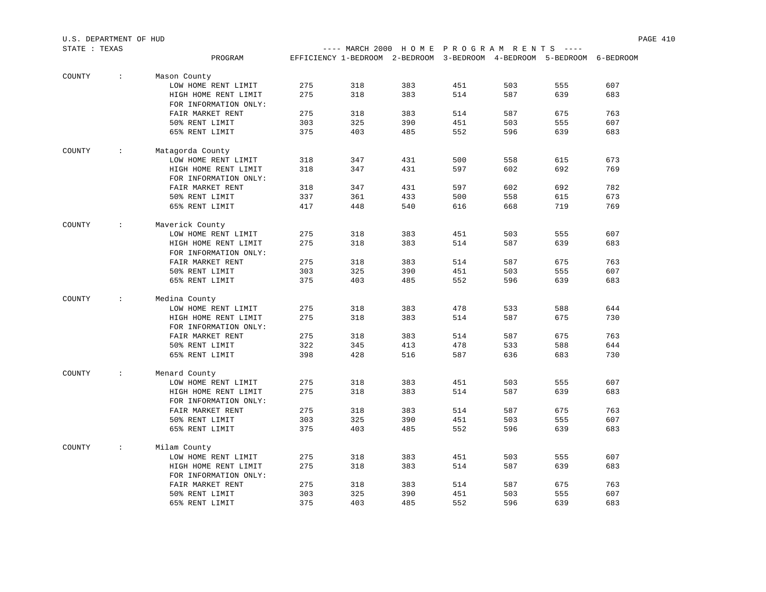U.S. DEPARTMENT OF HUD

STATE : TEXAS

---- MARCH 2000 H O M E  P R O G R A M  R E N T S ----

| | PROGRAM | EFFICIENCY | 1-BEDROOM | 2-BEDROOM | 3-BEDROOM | 4-BEDROOM | 5-BEDROOM | 6-BEDROOM |
|---|---|---|---|---|---|---|---|---|
| COUNTY : | Mason County | | | | | | | |
| | LOW HOME RENT LIMIT | 275 | 318 | 383 | 451 | 503 | 555 | 607 |
| | HIGH HOME RENT LIMIT | 275 | 318 | 383 | 514 | 587 | 639 | 683 |
| | FOR INFORMATION ONLY: | | | | | | | |
| | FAIR MARKET RENT | 275 | 318 | 383 | 514 | 587 | 675 | 763 |
| | 50% RENT LIMIT | 303 | 325 | 390 | 451 | 503 | 555 | 607 |
| | 65% RENT LIMIT | 375 | 403 | 485 | 552 | 596 | 639 | 683 |
| COUNTY : | Matagorda County | | | | | | | |
| | LOW HOME RENT LIMIT | 318 | 347 | 431 | 500 | 558 | 615 | 673 |
| | HIGH HOME RENT LIMIT | 318 | 347 | 431 | 597 | 602 | 692 | 769 |
| | FOR INFORMATION ONLY: | | | | | | | |
| | FAIR MARKET RENT | 318 | 347 | 431 | 597 | 602 | 692 | 782 |
| | 50% RENT LIMIT | 337 | 361 | 433 | 500 | 558 | 615 | 673 |
| | 65% RENT LIMIT | 417 | 448 | 540 | 616 | 668 | 719 | 769 |
| COUNTY : | Maverick County | | | | | | | |
| | LOW HOME RENT LIMIT | 275 | 318 | 383 | 451 | 503 | 555 | 607 |
| | HIGH HOME RENT LIMIT | 275 | 318 | 383 | 514 | 587 | 639 | 683 |
| | FOR INFORMATION ONLY: | | | | | | | |
| | FAIR MARKET RENT | 275 | 318 | 383 | 514 | 587 | 675 | 763 |
| | 50% RENT LIMIT | 303 | 325 | 390 | 451 | 503 | 555 | 607 |
| | 65% RENT LIMIT | 375 | 403 | 485 | 552 | 596 | 639 | 683 |
| COUNTY : | Medina County | | | | | | | |
| | LOW HOME RENT LIMIT | 275 | 318 | 383 | 478 | 533 | 588 | 644 |
| | HIGH HOME RENT LIMIT | 275 | 318 | 383 | 514 | 587 | 675 | 730 |
| | FOR INFORMATION ONLY: | | | | | | | |
| | FAIR MARKET RENT | 275 | 318 | 383 | 514 | 587 | 675 | 763 |
| | 50% RENT LIMIT | 322 | 345 | 413 | 478 | 533 | 588 | 644 |
| | 65% RENT LIMIT | 398 | 428 | 516 | 587 | 636 | 683 | 730 |
| COUNTY : | Menard County | | | | | | | |
| | LOW HOME RENT LIMIT | 275 | 318 | 383 | 451 | 503 | 555 | 607 |
| | HIGH HOME RENT LIMIT | 275 | 318 | 383 | 514 | 587 | 639 | 683 |
| | FOR INFORMATION ONLY: | | | | | | | |
| | FAIR MARKET RENT | 275 | 318 | 383 | 514 | 587 | 675 | 763 |
| | 50% RENT LIMIT | 303 | 325 | 390 | 451 | 503 | 555 | 607 |
| | 65% RENT LIMIT | 375 | 403 | 485 | 552 | 596 | 639 | 683 |
| COUNTY : | Milam County | | | | | | | |
| | LOW HOME RENT LIMIT | 275 | 318 | 383 | 451 | 503 | 555 | 607 |
| | HIGH HOME RENT LIMIT | 275 | 318 | 383 | 514 | 587 | 639 | 683 |
| | FOR INFORMATION ONLY: | | | | | | | |
| | FAIR MARKET RENT | 275 | 318 | 383 | 514 | 587 | 675 | 763 |
| | 50% RENT LIMIT | 303 | 325 | 390 | 451 | 503 | 555 | 607 |
| | 65% RENT LIMIT | 375 | 403 | 485 | 552 | 596 | 639 | 683 |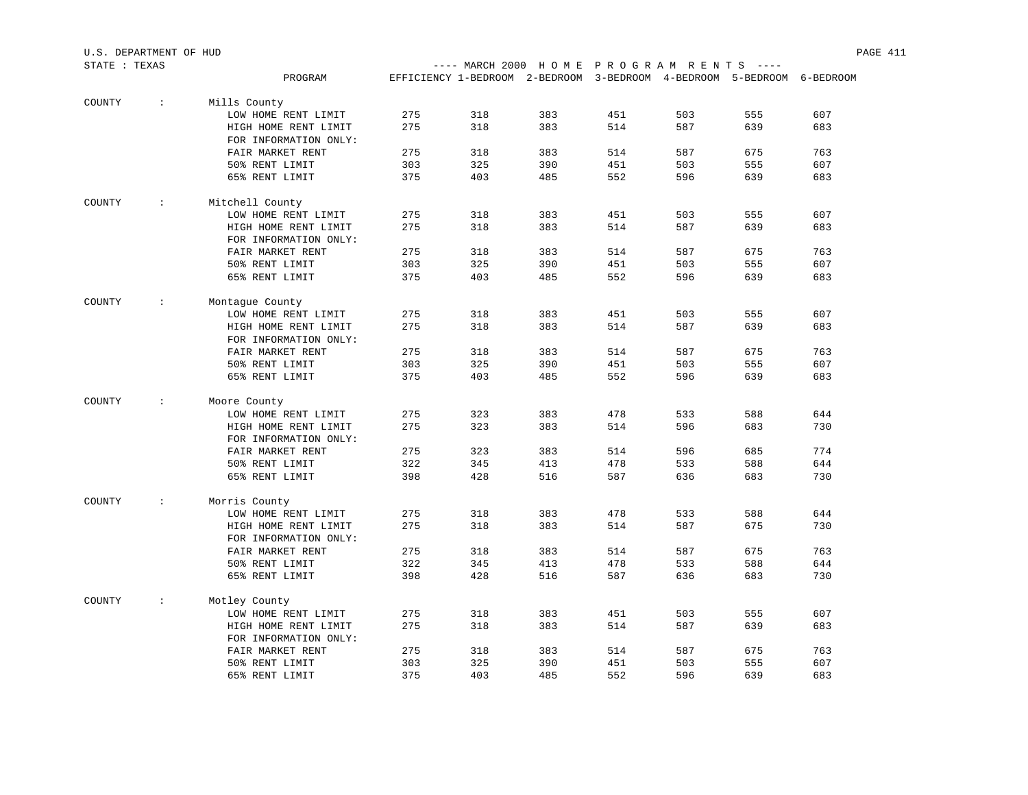U.S. DEPARTMENT OF HUD

STATE : TEXAS

---- MARCH 2000 H O M E P R O G R A M R E N T S ----

| | PROGRAM | EFFICIENCY | 1-BEDROOM | 2-BEDROOM | 3-BEDROOM | 4-BEDROOM | 5-BEDROOM | 6-BEDROOM |
|---|---|---|---|---|---|---|---|---|
| COUNTY : | Mills County | | | | | | | |
| | LOW HOME RENT LIMIT | 275 | 318 | 383 | 451 | 503 | 555 | 607 |
| | HIGH HOME RENT LIMIT | 275 | 318 | 383 | 514 | 587 | 639 | 683 |
| | FOR INFORMATION ONLY: | | | | | | | |
| | FAIR MARKET RENT | 275 | 318 | 383 | 514 | 587 | 675 | 763 |
| | 50% RENT LIMIT | 303 | 325 | 390 | 451 | 503 | 555 | 607 |
| | 65% RENT LIMIT | 375 | 403 | 485 | 552 | 596 | 639 | 683 |
| COUNTY : | Mitchell County | | | | | | | |
| | LOW HOME RENT LIMIT | 275 | 318 | 383 | 451 | 503 | 555 | 607 |
| | HIGH HOME RENT LIMIT | 275 | 318 | 383 | 514 | 587 | 639 | 683 |
| | FOR INFORMATION ONLY: | | | | | | | |
| | FAIR MARKET RENT | 275 | 318 | 383 | 514 | 587 | 675 | 763 |
| | 50% RENT LIMIT | 303 | 325 | 390 | 451 | 503 | 555 | 607 |
| | 65% RENT LIMIT | 375 | 403 | 485 | 552 | 596 | 639 | 683 |
| COUNTY : | Montague County | | | | | | | |
| | LOW HOME RENT LIMIT | 275 | 318 | 383 | 451 | 503 | 555 | 607 |
| | HIGH HOME RENT LIMIT | 275 | 318 | 383 | 514 | 587 | 639 | 683 |
| | FOR INFORMATION ONLY: | | | | | | | |
| | FAIR MARKET RENT | 275 | 318 | 383 | 514 | 587 | 675 | 763 |
| | 50% RENT LIMIT | 303 | 325 | 390 | 451 | 503 | 555 | 607 |
| | 65% RENT LIMIT | 375 | 403 | 485 | 552 | 596 | 639 | 683 |
| COUNTY : | Moore County | | | | | | | |
| | LOW HOME RENT LIMIT | 275 | 323 | 383 | 478 | 533 | 588 | 644 |
| | HIGH HOME RENT LIMIT | 275 | 323 | 383 | 514 | 596 | 683 | 730 |
| | FOR INFORMATION ONLY: | | | | | | | |
| | FAIR MARKET RENT | 275 | 323 | 383 | 514 | 596 | 685 | 774 |
| | 50% RENT LIMIT | 322 | 345 | 413 | 478 | 533 | 588 | 644 |
| | 65% RENT LIMIT | 398 | 428 | 516 | 587 | 636 | 683 | 730 |
| COUNTY : | Morris County | | | | | | | |
| | LOW HOME RENT LIMIT | 275 | 318 | 383 | 478 | 533 | 588 | 644 |
| | HIGH HOME RENT LIMIT | 275 | 318 | 383 | 514 | 587 | 675 | 730 |
| | FOR INFORMATION ONLY: | | | | | | | |
| | FAIR MARKET RENT | 275 | 318 | 383 | 514 | 587 | 675 | 763 |
| | 50% RENT LIMIT | 322 | 345 | 413 | 478 | 533 | 588 | 644 |
| | 65% RENT LIMIT | 398 | 428 | 516 | 587 | 636 | 683 | 730 |
| COUNTY : | Motley County | | | | | | | |
| | LOW HOME RENT LIMIT | 275 | 318 | 383 | 451 | 503 | 555 | 607 |
| | HIGH HOME RENT LIMIT | 275 | 318 | 383 | 514 | 587 | 639 | 683 |
| | FOR INFORMATION ONLY: | | | | | | | |
| | FAIR MARKET RENT | 275 | 318 | 383 | 514 | 587 | 675 | 763 |
| | 50% RENT LIMIT | 303 | 325 | 390 | 451 | 503 | 555 | 607 |
| | 65% RENT LIMIT | 375 | 403 | 485 | 552 | 596 | 639 | 683 |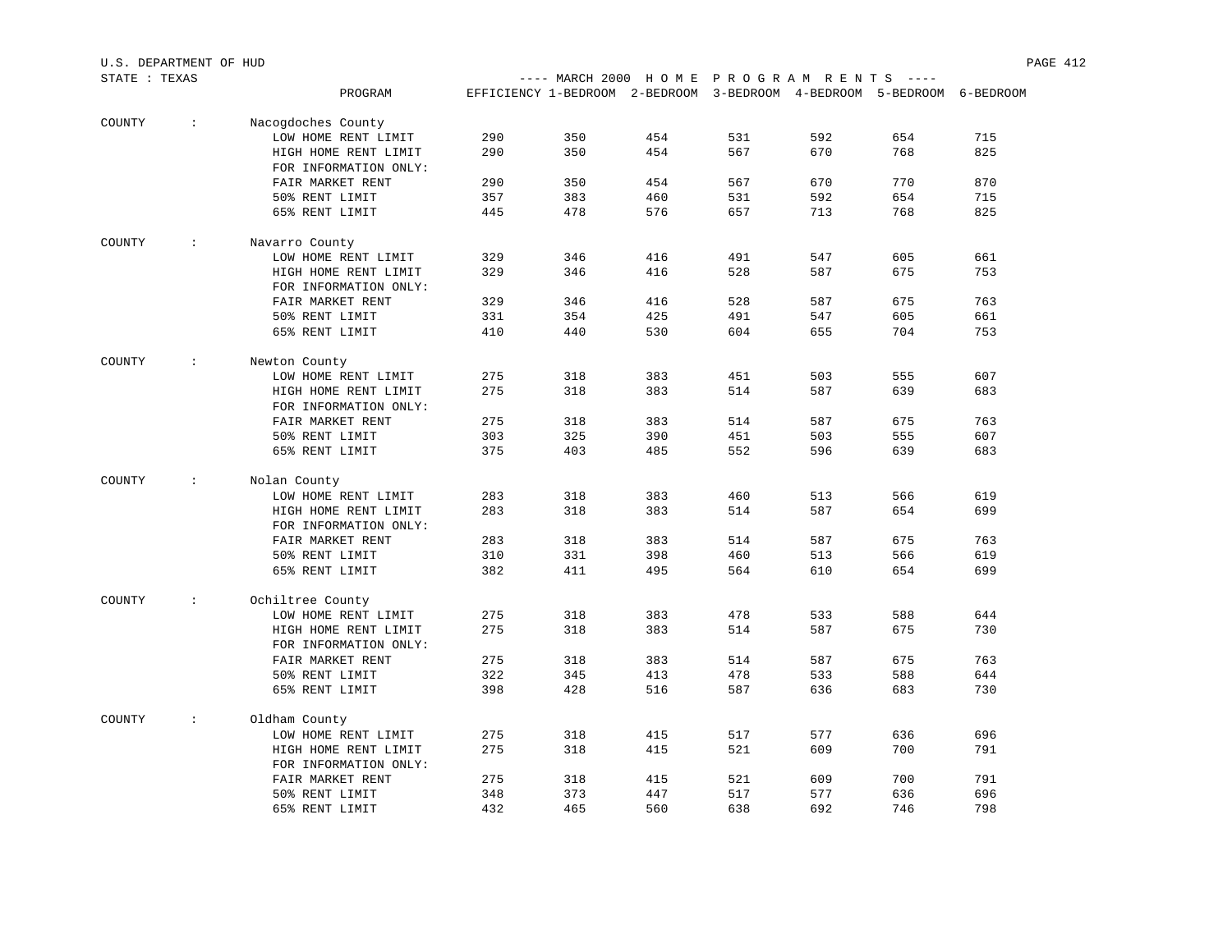U.S. DEPARTMENT OF HUD
STATE : TEXAS

---- MARCH 2000 H O M E P R O G R A M R E N T S ----

| | PROGRAM | EFFICIENCY | 1-BEDROOM | 2-BEDROOM | 3-BEDROOM | 4-BEDROOM | 5-BEDROOM | 6-BEDROOM |
|---|---|---|---|---|---|---|---|---|
| COUNTY : | Nacogdoches County | | | | | | | |
| | LOW HOME RENT LIMIT | 290 | 350 | 454 | 531 | 592 | 654 | 715 |
| | HIGH HOME RENT LIMIT | 290 | 350 | 454 | 567 | 670 | 768 | 825 |
| | FOR INFORMATION ONLY: | | | | | | | |
| | FAIR MARKET RENT | 290 | 350 | 454 | 567 | 670 | 770 | 870 |
| | 50% RENT LIMIT | 357 | 383 | 460 | 531 | 592 | 654 | 715 |
| | 65% RENT LIMIT | 445 | 478 | 576 | 657 | 713 | 768 | 825 |
| COUNTY : | Navarro County | | | | | | | |
| | LOW HOME RENT LIMIT | 329 | 346 | 416 | 491 | 547 | 605 | 661 |
| | HIGH HOME RENT LIMIT | 329 | 346 | 416 | 528 | 587 | 675 | 753 |
| | FOR INFORMATION ONLY: | | | | | | | |
| | FAIR MARKET RENT | 329 | 346 | 416 | 528 | 587 | 675 | 763 |
| | 50% RENT LIMIT | 331 | 354 | 425 | 491 | 547 | 605 | 661 |
| | 65% RENT LIMIT | 410 | 440 | 530 | 604 | 655 | 704 | 753 |
| COUNTY : | Newton County | | | | | | | |
| | LOW HOME RENT LIMIT | 275 | 318 | 383 | 451 | 503 | 555 | 607 |
| | HIGH HOME RENT LIMIT | 275 | 318 | 383 | 514 | 587 | 639 | 683 |
| | FOR INFORMATION ONLY: | | | | | | | |
| | FAIR MARKET RENT | 275 | 318 | 383 | 514 | 587 | 675 | 763 |
| | 50% RENT LIMIT | 303 | 325 | 390 | 451 | 503 | 555 | 607 |
| | 65% RENT LIMIT | 375 | 403 | 485 | 552 | 596 | 639 | 683 |
| COUNTY : | Nolan County | | | | | | | |
| | LOW HOME RENT LIMIT | 283 | 318 | 383 | 460 | 513 | 566 | 619 |
| | HIGH HOME RENT LIMIT | 283 | 318 | 383 | 514 | 587 | 654 | 699 |
| | FOR INFORMATION ONLY: | | | | | | | |
| | FAIR MARKET RENT | 283 | 318 | 383 | 514 | 587 | 675 | 763 |
| | 50% RENT LIMIT | 310 | 331 | 398 | 460 | 513 | 566 | 619 |
| | 65% RENT LIMIT | 382 | 411 | 495 | 564 | 610 | 654 | 699 |
| COUNTY : | Ochiltree County | | | | | | | |
| | LOW HOME RENT LIMIT | 275 | 318 | 383 | 478 | 533 | 588 | 644 |
| | HIGH HOME RENT LIMIT | 275 | 318 | 383 | 514 | 587 | 675 | 730 |
| | FOR INFORMATION ONLY: | | | | | | | |
| | FAIR MARKET RENT | 275 | 318 | 383 | 514 | 587 | 675 | 763 |
| | 50% RENT LIMIT | 322 | 345 | 413 | 478 | 533 | 588 | 644 |
| | 65% RENT LIMIT | 398 | 428 | 516 | 587 | 636 | 683 | 730 |
| COUNTY : | Oldham County | | | | | | | |
| | LOW HOME RENT LIMIT | 275 | 318 | 415 | 517 | 577 | 636 | 696 |
| | HIGH HOME RENT LIMIT | 275 | 318 | 415 | 521 | 609 | 700 | 791 |
| | FOR INFORMATION ONLY: | | | | | | | |
| | FAIR MARKET RENT | 275 | 318 | 415 | 521 | 609 | 700 | 791 |
| | 50% RENT LIMIT | 348 | 373 | 447 | 517 | 577 | 636 | 696 |
| | 65% RENT LIMIT | 432 | 465 | 560 | 638 | 692 | 746 | 798 |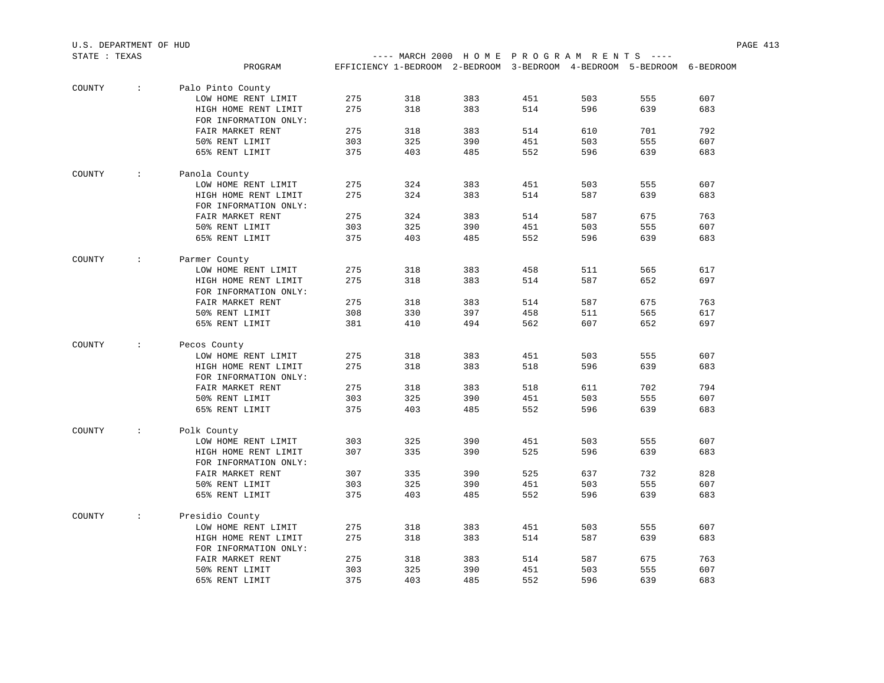U.S. DEPARTMENT OF HUD

STATE : TEXAS

---- MARCH 2000 H O M E P R O G R A M R E N T S ----

| | PROGRAM | EFFICIENCY | 1-BEDROOM | 2-BEDROOM | 3-BEDROOM | 4-BEDROOM | 5-BEDROOM | 6-BEDROOM |
|---|---|---|---|---|---|---|---|---|
| COUNTY : | Palo Pinto County | | | | | | | |
| | LOW HOME RENT LIMIT | 275 | 318 | 383 | 451 | 503 | 555 | 607 |
| | HIGH HOME RENT LIMIT | 275 | 318 | 383 | 514 | 596 | 639 | 683 |
| | FOR INFORMATION ONLY: | | | | | | | |
| | FAIR MARKET RENT | 275 | 318 | 383 | 514 | 610 | 701 | 792 |
| | 50% RENT LIMIT | 303 | 325 | 390 | 451 | 503 | 555 | 607 |
| | 65% RENT LIMIT | 375 | 403 | 485 | 552 | 596 | 639 | 683 |
| COUNTY : | Panola County | | | | | | | |
| | LOW HOME RENT LIMIT | 275 | 324 | 383 | 451 | 503 | 555 | 607 |
| | HIGH HOME RENT LIMIT | 275 | 324 | 383 | 514 | 587 | 639 | 683 |
| | FOR INFORMATION ONLY: | | | | | | | |
| | FAIR MARKET RENT | 275 | 324 | 383 | 514 | 587 | 675 | 763 |
| | 50% RENT LIMIT | 303 | 325 | 390 | 451 | 503 | 555 | 607 |
| | 65% RENT LIMIT | 375 | 403 | 485 | 552 | 596 | 639 | 683 |
| COUNTY : | Parmer County | | | | | | | |
| | LOW HOME RENT LIMIT | 275 | 318 | 383 | 458 | 511 | 565 | 617 |
| | HIGH HOME RENT LIMIT | 275 | 318 | 383 | 514 | 587 | 652 | 697 |
| | FOR INFORMATION ONLY: | | | | | | | |
| | FAIR MARKET RENT | 275 | 318 | 383 | 514 | 587 | 675 | 763 |
| | 50% RENT LIMIT | 308 | 330 | 397 | 458 | 511 | 565 | 617 |
| | 65% RENT LIMIT | 381 | 410 | 494 | 562 | 607 | 652 | 697 |
| COUNTY : | Pecos County | | | | | | | |
| | LOW HOME RENT LIMIT | 275 | 318 | 383 | 451 | 503 | 555 | 607 |
| | HIGH HOME RENT LIMIT | 275 | 318 | 383 | 518 | 596 | 639 | 683 |
| | FOR INFORMATION ONLY: | | | | | | | |
| | FAIR MARKET RENT | 275 | 318 | 383 | 518 | 611 | 702 | 794 |
| | 50% RENT LIMIT | 303 | 325 | 390 | 451 | 503 | 555 | 607 |
| | 65% RENT LIMIT | 375 | 403 | 485 | 552 | 596 | 639 | 683 |
| COUNTY : | Polk County | | | | | | | |
| | LOW HOME RENT LIMIT | 303 | 325 | 390 | 451 | 503 | 555 | 607 |
| | HIGH HOME RENT LIMIT | 307 | 335 | 390 | 525 | 596 | 639 | 683 |
| | FOR INFORMATION ONLY: | | | | | | | |
| | FAIR MARKET RENT | 307 | 335 | 390 | 525 | 637 | 732 | 828 |
| | 50% RENT LIMIT | 303 | 325 | 390 | 451 | 503 | 555 | 607 |
| | 65% RENT LIMIT | 375 | 403 | 485 | 552 | 596 | 639 | 683 |
| COUNTY : | Presidio County | | | | | | | |
| | LOW HOME RENT LIMIT | 275 | 318 | 383 | 451 | 503 | 555 | 607 |
| | HIGH HOME RENT LIMIT | 275 | 318 | 383 | 514 | 587 | 639 | 683 |
| | FOR INFORMATION ONLY: | | | | | | | |
| | FAIR MARKET RENT | 275 | 318 | 383 | 514 | 587 | 675 | 763 |
| | 50% RENT LIMIT | 303 | 325 | 390 | 451 | 503 | 555 | 607 |
| | 65% RENT LIMIT | 375 | 403 | 485 | 552 | 596 | 639 | 683 |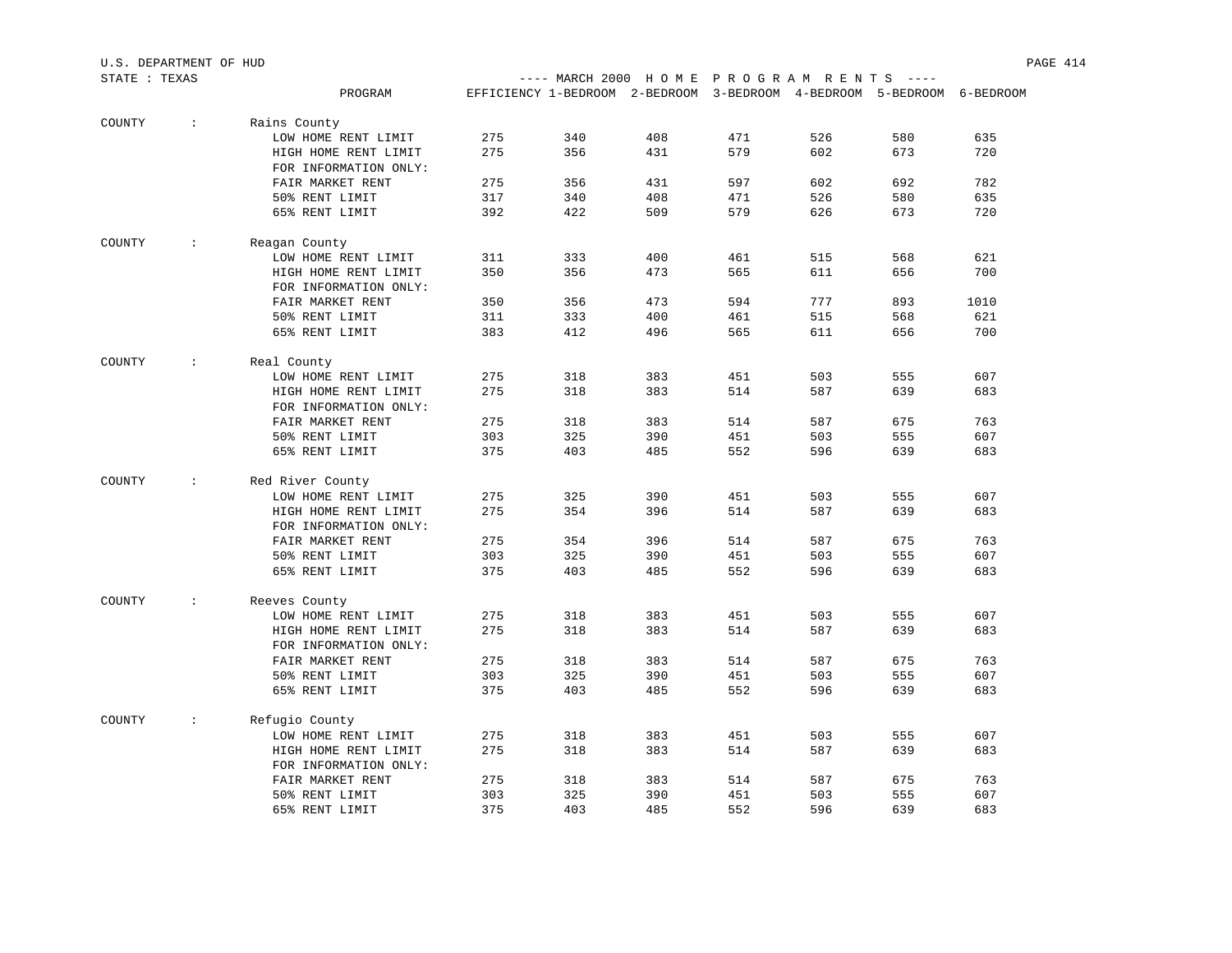U.S. DEPARTMENT OF HUD

STATE : TEXAS

---- MARCH 2000 H O M E P R O G R A M R E N T S ----

| COUNTY | PROGRAM | EFFICIENCY | 1-BEDROOM | 2-BEDROOM | 3-BEDROOM | 4-BEDROOM | 5-BEDROOM | 6-BEDROOM |
|---|---|---|---|---|---|---|---|---|
| COUNTY : | Rains County | | | | | | | |
| | LOW HOME RENT LIMIT | 275 | 340 | 408 | 471 | 526 | 580 | 635 |
| | HIGH HOME RENT LIMIT | 275 | 356 | 431 | 579 | 602 | 673 | 720 |
| | FOR INFORMATION ONLY: | | | | | | | |
| | FAIR MARKET RENT | 275 | 356 | 431 | 597 | 602 | 692 | 782 |
| | 50% RENT LIMIT | 317 | 340 | 408 | 471 | 526 | 580 | 635 |
| | 65% RENT LIMIT | 392 | 422 | 509 | 579 | 626 | 673 | 720 |
| COUNTY : | Reagan County | | | | | | | |
| | LOW HOME RENT LIMIT | 311 | 333 | 400 | 461 | 515 | 568 | 621 |
| | HIGH HOME RENT LIMIT | 350 | 356 | 473 | 565 | 611 | 656 | 700 |
| | FOR INFORMATION ONLY: | | | | | | | |
| | FAIR MARKET RENT | 350 | 356 | 473 | 594 | 777 | 893 | 1010 |
| | 50% RENT LIMIT | 311 | 333 | 400 | 461 | 515 | 568 | 621 |
| | 65% RENT LIMIT | 383 | 412 | 496 | 565 | 611 | 656 | 700 |
| COUNTY : | Real County | | | | | | | |
| | LOW HOME RENT LIMIT | 275 | 318 | 383 | 451 | 503 | 555 | 607 |
| | HIGH HOME RENT LIMIT | 275 | 318 | 383 | 514 | 587 | 639 | 683 |
| | FOR INFORMATION ONLY: | | | | | | | |
| | FAIR MARKET RENT | 275 | 318 | 383 | 514 | 587 | 675 | 763 |
| | 50% RENT LIMIT | 303 | 325 | 390 | 451 | 503 | 555 | 607 |
| | 65% RENT LIMIT | 375 | 403 | 485 | 552 | 596 | 639 | 683 |
| COUNTY : | Red River County | | | | | | | |
| | LOW HOME RENT LIMIT | 275 | 325 | 390 | 451 | 503 | 555 | 607 |
| | HIGH HOME RENT LIMIT | 275 | 354 | 396 | 514 | 587 | 639 | 683 |
| | FOR INFORMATION ONLY: | | | | | | | |
| | FAIR MARKET RENT | 275 | 354 | 396 | 514 | 587 | 675 | 763 |
| | 50% RENT LIMIT | 303 | 325 | 390 | 451 | 503 | 555 | 607 |
| | 65% RENT LIMIT | 375 | 403 | 485 | 552 | 596 | 639 | 683 |
| COUNTY : | Reeves County | | | | | | | |
| | LOW HOME RENT LIMIT | 275 | 318 | 383 | 451 | 503 | 555 | 607 |
| | HIGH HOME RENT LIMIT | 275 | 318 | 383 | 514 | 587 | 639 | 683 |
| | FOR INFORMATION ONLY: | | | | | | | |
| | FAIR MARKET RENT | 275 | 318 | 383 | 514 | 587 | 675 | 763 |
| | 50% RENT LIMIT | 303 | 325 | 390 | 451 | 503 | 555 | 607 |
| | 65% RENT LIMIT | 375 | 403 | 485 | 552 | 596 | 639 | 683 |
| COUNTY : | Refugio County | | | | | | | |
| | LOW HOME RENT LIMIT | 275 | 318 | 383 | 451 | 503 | 555 | 607 |
| | HIGH HOME RENT LIMIT | 275 | 318 | 383 | 514 | 587 | 639 | 683 |
| | FOR INFORMATION ONLY: | | | | | | | |
| | FAIR MARKET RENT | 275 | 318 | 383 | 514 | 587 | 675 | 763 |
| | 50% RENT LIMIT | 303 | 325 | 390 | 451 | 503 | 555 | 607 |
| | 65% RENT LIMIT | 375 | 403 | 485 | 552 | 596 | 639 | 683 |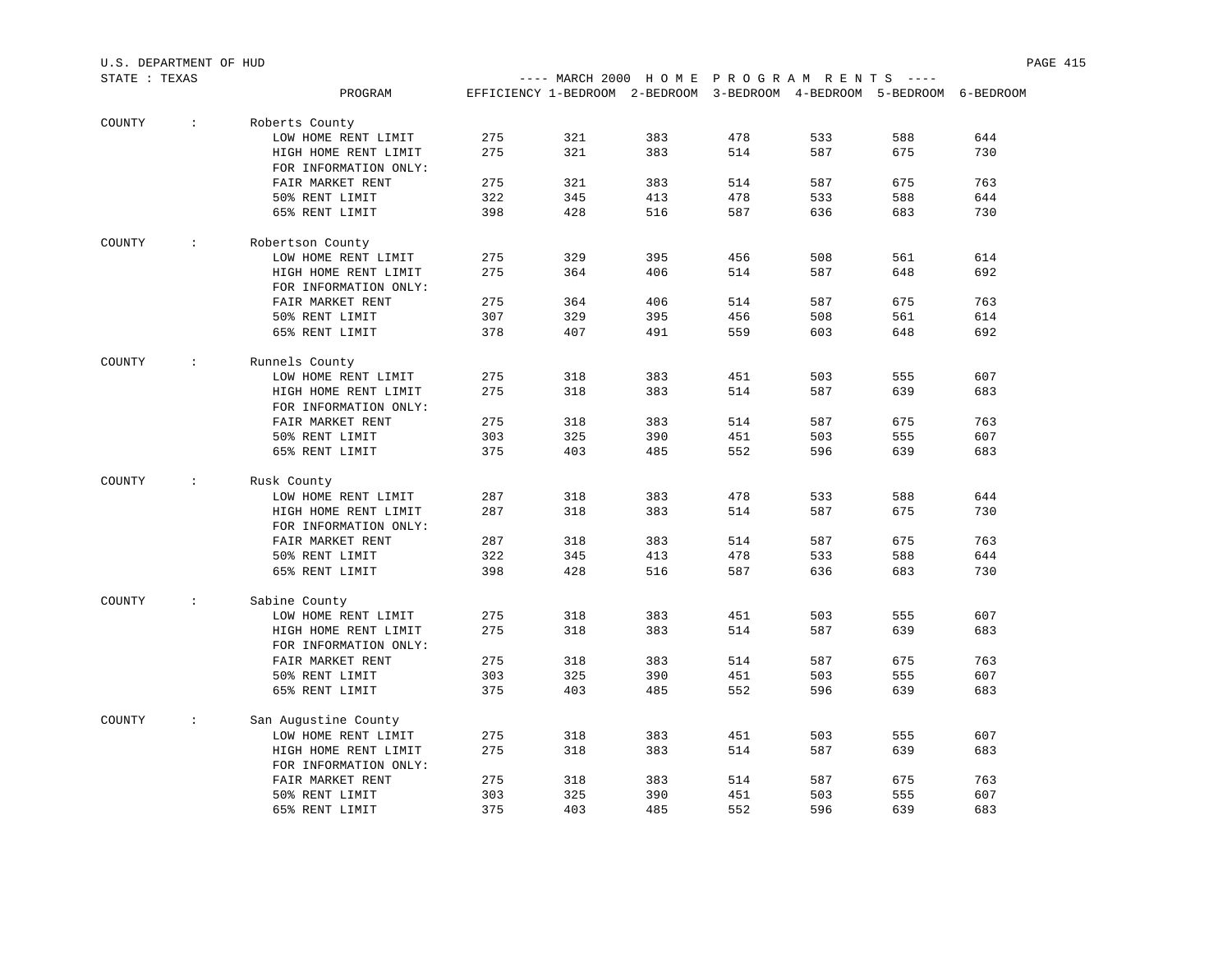U.S. DEPARTMENT OF HUD

STATE : TEXAS

---- MARCH 2000 H O M E P R O G R A M R E N T S ----

| | PROGRAM | EFFICIENCY | 1-BEDROOM | 2-BEDROOM | 3-BEDROOM | 4-BEDROOM | 5-BEDROOM | 6-BEDROOM |
|---|---|---|---|---|---|---|---|---|
| COUNTY : | Roberts County | | | | | | | |
| | LOW HOME RENT LIMIT | 275 | 321 | 383 | 478 | 533 | 588 | 644 |
| | HIGH HOME RENT LIMIT | 275 | 321 | 383 | 514 | 587 | 675 | 730 |
| | FOR INFORMATION ONLY: | | | | | | | |
| | FAIR MARKET RENT | 275 | 321 | 383 | 514 | 587 | 675 | 763 |
| | 50% RENT LIMIT | 322 | 345 | 413 | 478 | 533 | 588 | 644 |
| | 65% RENT LIMIT | 398 | 428 | 516 | 587 | 636 | 683 | 730 |
| COUNTY : | Robertson County | | | | | | | |
| | LOW HOME RENT LIMIT | 275 | 329 | 395 | 456 | 508 | 561 | 614 |
| | HIGH HOME RENT LIMIT | 275 | 364 | 406 | 514 | 587 | 648 | 692 |
| | FOR INFORMATION ONLY: | | | | | | | |
| | FAIR MARKET RENT | 275 | 364 | 406 | 514 | 587 | 675 | 763 |
| | 50% RENT LIMIT | 307 | 329 | 395 | 456 | 508 | 561 | 614 |
| | 65% RENT LIMIT | 378 | 407 | 491 | 559 | 603 | 648 | 692 |
| COUNTY : | Runnels County | | | | | | | |
| | LOW HOME RENT LIMIT | 275 | 318 | 383 | 451 | 503 | 555 | 607 |
| | HIGH HOME RENT LIMIT | 275 | 318 | 383 | 514 | 587 | 639 | 683 |
| | FOR INFORMATION ONLY: | | | | | | | |
| | FAIR MARKET RENT | 275 | 318 | 383 | 514 | 587 | 675 | 763 |
| | 50% RENT LIMIT | 303 | 325 | 390 | 451 | 503 | 555 | 607 |
| | 65% RENT LIMIT | 375 | 403 | 485 | 552 | 596 | 639 | 683 |
| COUNTY : | Rusk County | | | | | | | |
| | LOW HOME RENT LIMIT | 287 | 318 | 383 | 478 | 533 | 588 | 644 |
| | HIGH HOME RENT LIMIT | 287 | 318 | 383 | 514 | 587 | 675 | 730 |
| | FOR INFORMATION ONLY: | | | | | | | |
| | FAIR MARKET RENT | 287 | 318 | 383 | 514 | 587 | 675 | 763 |
| | 50% RENT LIMIT | 322 | 345 | 413 | 478 | 533 | 588 | 644 |
| | 65% RENT LIMIT | 398 | 428 | 516 | 587 | 636 | 683 | 730 |
| COUNTY : | Sabine County | | | | | | | |
| | LOW HOME RENT LIMIT | 275 | 318 | 383 | 451 | 503 | 555 | 607 |
| | HIGH HOME RENT LIMIT | 275 | 318 | 383 | 514 | 587 | 639 | 683 |
| | FOR INFORMATION ONLY: | | | | | | | |
| | FAIR MARKET RENT | 275 | 318 | 383 | 514 | 587 | 675 | 763 |
| | 50% RENT LIMIT | 303 | 325 | 390 | 451 | 503 | 555 | 607 |
| | 65% RENT LIMIT | 375 | 403 | 485 | 552 | 596 | 639 | 683 |
| COUNTY : | San Augustine County | | | | | | | |
| | LOW HOME RENT LIMIT | 275 | 318 | 383 | 451 | 503 | 555 | 607 |
| | HIGH HOME RENT LIMIT | 275 | 318 | 383 | 514 | 587 | 639 | 683 |
| | FOR INFORMATION ONLY: | | | | | | | |
| | FAIR MARKET RENT | 275 | 318 | 383 | 514 | 587 | 675 | 763 |
| | 50% RENT LIMIT | 303 | 325 | 390 | 451 | 503 | 555 | 607 |
| | 65% RENT LIMIT | 375 | 403 | 485 | 552 | 596 | 639 | 683 |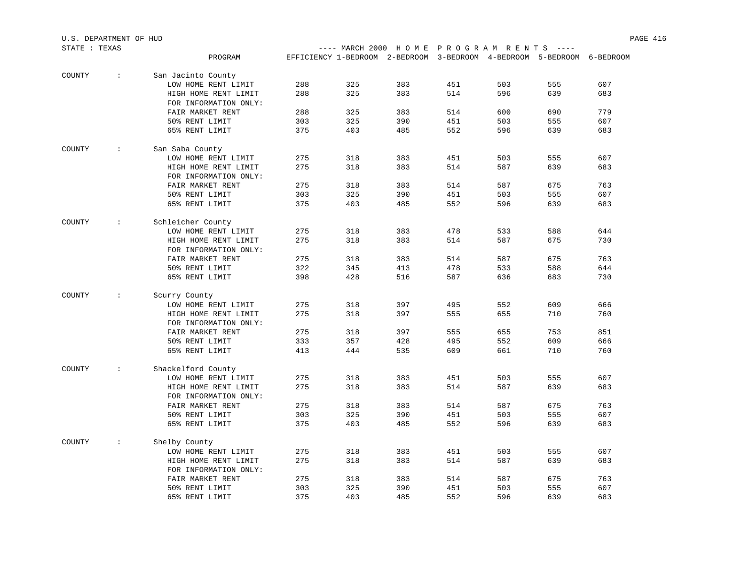U.S. DEPARTMENT OF HUD

STATE : TEXAS

---- MARCH 2000 H O M E P R O G R A M R E N T S ----

| | PROGRAM | EFFICIENCY | 1-BEDROOM | 2-BEDROOM | 3-BEDROOM | 4-BEDROOM | 5-BEDROOM | 6-BEDROOM |
|---|---|---|---|---|---|---|---|---|
| COUNTY : | San Jacinto County | | | | | | | |
| | LOW HOME RENT LIMIT | 288 | 325 | 383 | 451 | 503 | 555 | 607 |
| | HIGH HOME RENT LIMIT | 288 | 325 | 383 | 514 | 596 | 639 | 683 |
| | FOR INFORMATION ONLY: | | | | | | | |
| | FAIR MARKET RENT | 288 | 325 | 383 | 514 | 600 | 690 | 779 |
| | 50% RENT LIMIT | 303 | 325 | 390 | 451 | 503 | 555 | 607 |
| | 65% RENT LIMIT | 375 | 403 | 485 | 552 | 596 | 639 | 683 |
| COUNTY : | San Saba County | | | | | | | |
| | LOW HOME RENT LIMIT | 275 | 318 | 383 | 451 | 503 | 555 | 607 |
| | HIGH HOME RENT LIMIT | 275 | 318 | 383 | 514 | 587 | 639 | 683 |
| | FOR INFORMATION ONLY: | | | | | | | |
| | FAIR MARKET RENT | 275 | 318 | 383 | 514 | 587 | 675 | 763 |
| | 50% RENT LIMIT | 303 | 325 | 390 | 451 | 503 | 555 | 607 |
| | 65% RENT LIMIT | 375 | 403 | 485 | 552 | 596 | 639 | 683 |
| COUNTY : | Schleicher County | | | | | | | |
| | LOW HOME RENT LIMIT | 275 | 318 | 383 | 478 | 533 | 588 | 644 |
| | HIGH HOME RENT LIMIT | 275 | 318 | 383 | 514 | 587 | 675 | 730 |
| | FOR INFORMATION ONLY: | | | | | | | |
| | FAIR MARKET RENT | 275 | 318 | 383 | 514 | 587 | 675 | 763 |
| | 50% RENT LIMIT | 322 | 345 | 413 | 478 | 533 | 588 | 644 |
| | 65% RENT LIMIT | 398 | 428 | 516 | 587 | 636 | 683 | 730 |
| COUNTY : | Scurry County | | | | | | | |
| | LOW HOME RENT LIMIT | 275 | 318 | 397 | 495 | 552 | 609 | 666 |
| | HIGH HOME RENT LIMIT | 275 | 318 | 397 | 555 | 655 | 710 | 760 |
| | FOR INFORMATION ONLY: | | | | | | | |
| | FAIR MARKET RENT | 275 | 318 | 397 | 555 | 655 | 753 | 851 |
| | 50% RENT LIMIT | 333 | 357 | 428 | 495 | 552 | 609 | 666 |
| | 65% RENT LIMIT | 413 | 444 | 535 | 609 | 661 | 710 | 760 |
| COUNTY : | Shackelford County | | | | | | | |
| | LOW HOME RENT LIMIT | 275 | 318 | 383 | 451 | 503 | 555 | 607 |
| | HIGH HOME RENT LIMIT | 275 | 318 | 383 | 514 | 587 | 639 | 683 |
| | FOR INFORMATION ONLY: | | | | | | | |
| | FAIR MARKET RENT | 275 | 318 | 383 | 514 | 587 | 675 | 763 |
| | 50% RENT LIMIT | 303 | 325 | 390 | 451 | 503 | 555 | 607 |
| | 65% RENT LIMIT | 375 | 403 | 485 | 552 | 596 | 639 | 683 |
| COUNTY : | Shelby County | | | | | | | |
| | LOW HOME RENT LIMIT | 275 | 318 | 383 | 451 | 503 | 555 | 607 |
| | HIGH HOME RENT LIMIT | 275 | 318 | 383 | 514 | 587 | 639 | 683 |
| | FOR INFORMATION ONLY: | | | | | | | |
| | FAIR MARKET RENT | 275 | 318 | 383 | 514 | 587 | 675 | 763 |
| | 50% RENT LIMIT | 303 | 325 | 390 | 451 | 503 | 555 | 607 |
| | 65% RENT LIMIT | 375 | 403 | 485 | 552 | 596 | 639 | 683 |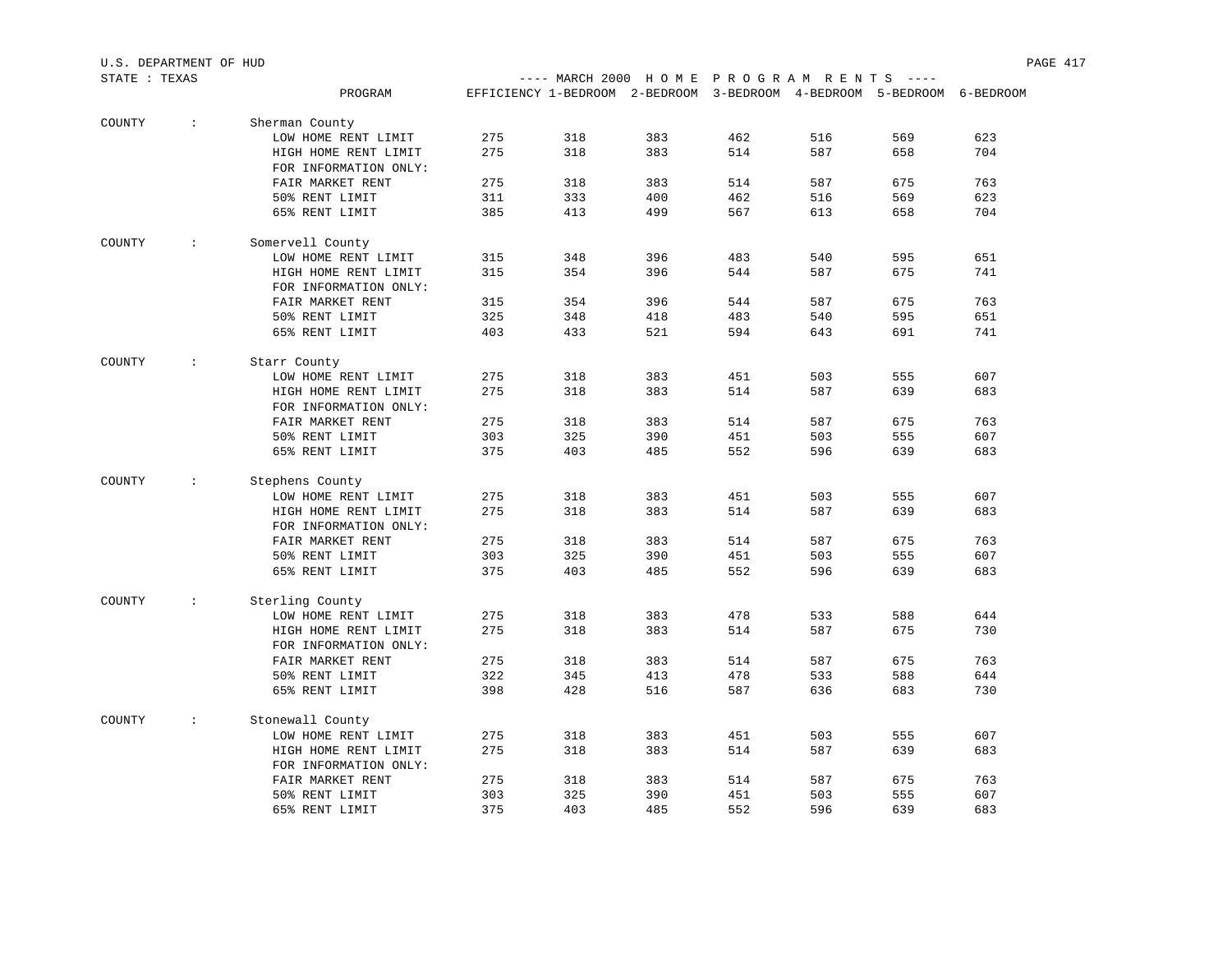U.S. DEPARTMENT OF HUD

STATE : TEXAS

---- MARCH 2000 H O M E P R O G R A M R E N T S ----

| | PROGRAM | EFFICIENCY | 1-BEDROOM | 2-BEDROOM | 3-BEDROOM | 4-BEDROOM | 5-BEDROOM | 6-BEDROOM |
|---|---|---|---|---|---|---|---|---|
| COUNTY : | Sherman County | | | | | | | |
| | LOW HOME RENT LIMIT | 275 | 318 | 383 | 462 | 516 | 569 | 623 |
| | HIGH HOME RENT LIMIT | 275 | 318 | 383 | 514 | 587 | 658 | 704 |
| | FOR INFORMATION ONLY: | | | | | | | |
| | FAIR MARKET RENT | 275 | 318 | 383 | 514 | 587 | 675 | 763 |
| | 50% RENT LIMIT | 311 | 333 | 400 | 462 | 516 | 569 | 623 |
| | 65% RENT LIMIT | 385 | 413 | 499 | 567 | 613 | 658 | 704 |
| COUNTY : | Somervell County | | | | | | | |
| | LOW HOME RENT LIMIT | 315 | 348 | 396 | 483 | 540 | 595 | 651 |
| | HIGH HOME RENT LIMIT | 315 | 354 | 396 | 544 | 587 | 675 | 741 |
| | FOR INFORMATION ONLY: | | | | | | | |
| | FAIR MARKET RENT | 315 | 354 | 396 | 544 | 587 | 675 | 763 |
| | 50% RENT LIMIT | 325 | 348 | 418 | 483 | 540 | 595 | 651 |
| | 65% RENT LIMIT | 403 | 433 | 521 | 594 | 643 | 691 | 741 |
| COUNTY : | Starr County | | | | | | | |
| | LOW HOME RENT LIMIT | 275 | 318 | 383 | 451 | 503 | 555 | 607 |
| | HIGH HOME RENT LIMIT | 275 | 318 | 383 | 514 | 587 | 639 | 683 |
| | FOR INFORMATION ONLY: | | | | | | | |
| | FAIR MARKET RENT | 275 | 318 | 383 | 514 | 587 | 675 | 763 |
| | 50% RENT LIMIT | 303 | 325 | 390 | 451 | 503 | 555 | 607 |
| | 65% RENT LIMIT | 375 | 403 | 485 | 552 | 596 | 639 | 683 |
| COUNTY : | Stephens County | | | | | | | |
| | LOW HOME RENT LIMIT | 275 | 318 | 383 | 451 | 503 | 555 | 607 |
| | HIGH HOME RENT LIMIT | 275 | 318 | 383 | 514 | 587 | 639 | 683 |
| | FOR INFORMATION ONLY: | | | | | | | |
| | FAIR MARKET RENT | 275 | 318 | 383 | 514 | 587 | 675 | 763 |
| | 50% RENT LIMIT | 303 | 325 | 390 | 451 | 503 | 555 | 607 |
| | 65% RENT LIMIT | 375 | 403 | 485 | 552 | 596 | 639 | 683 |
| COUNTY : | Sterling County | | | | | | | |
| | LOW HOME RENT LIMIT | 275 | 318 | 383 | 478 | 533 | 588 | 644 |
| | HIGH HOME RENT LIMIT | 275 | 318 | 383 | 514 | 587 | 675 | 730 |
| | FOR INFORMATION ONLY: | | | | | | | |
| | FAIR MARKET RENT | 275 | 318 | 383 | 514 | 587 | 675 | 763 |
| | 50% RENT LIMIT | 322 | 345 | 413 | 478 | 533 | 588 | 644 |
| | 65% RENT LIMIT | 398 | 428 | 516 | 587 | 636 | 683 | 730 |
| COUNTY : | Stonewall County | | | | | | | |
| | LOW HOME RENT LIMIT | 275 | 318 | 383 | 451 | 503 | 555 | 607 |
| | HIGH HOME RENT LIMIT | 275 | 318 | 383 | 514 | 587 | 639 | 683 |
| | FOR INFORMATION ONLY: | | | | | | | |
| | FAIR MARKET RENT | 275 | 318 | 383 | 514 | 587 | 675 | 763 |
| | 50% RENT LIMIT | 303 | 325 | 390 | 451 | 503 | 555 | 607 |
| | 65% RENT LIMIT | 375 | 403 | 485 | 552 | 596 | 639 | 683 |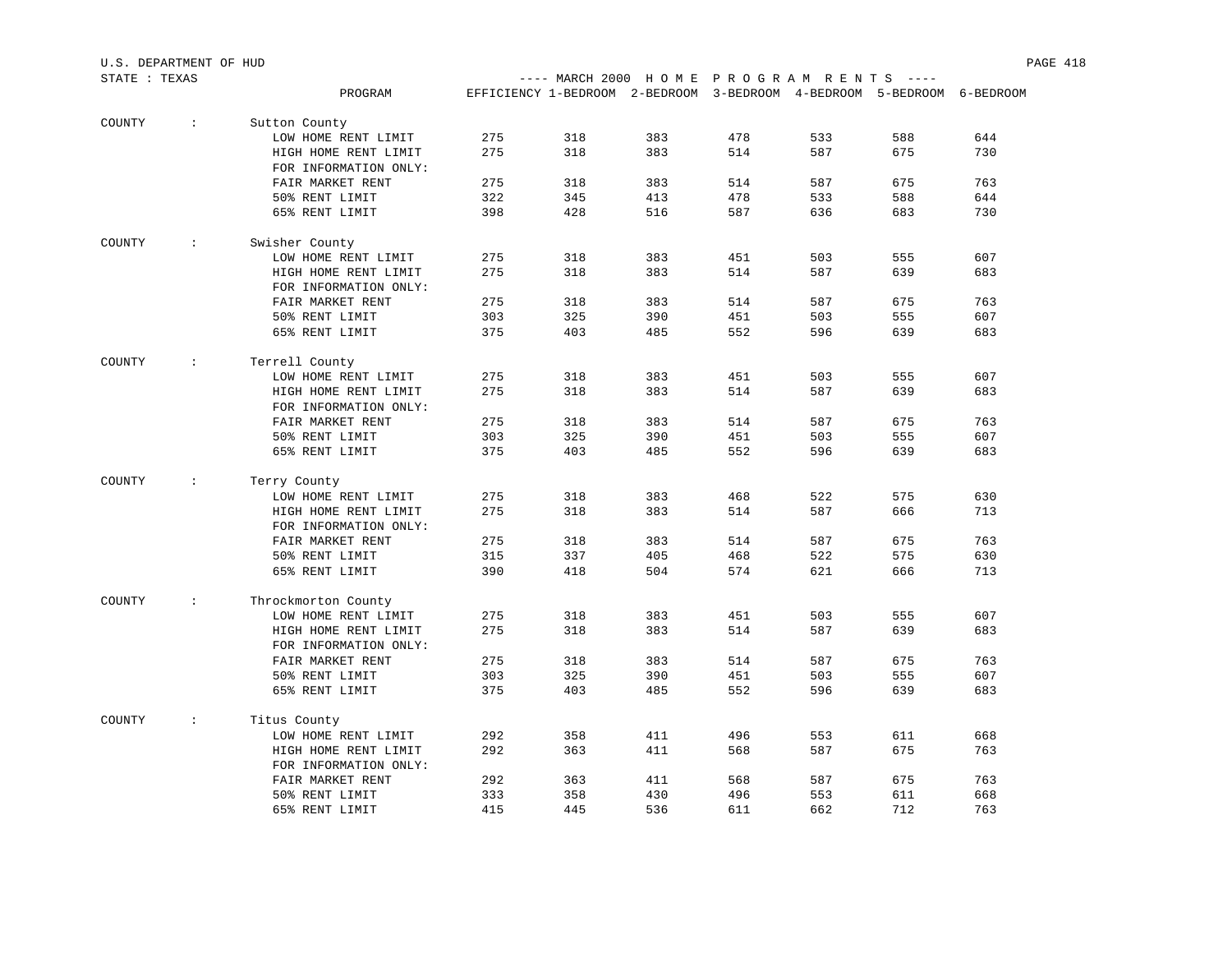U.S. DEPARTMENT OF HUD

STATE : TEXAS

---- MARCH 2000 H O M E P R O G R A M R E N T S ----

| | PROGRAM | EFFICIENCY | 1-BEDROOM | 2-BEDROOM | 3-BEDROOM | 4-BEDROOM | 5-BEDROOM | 6-BEDROOM |
|---|---|---|---|---|---|---|---|---|
| COUNTY : | Sutton County | | | | | | | |
| | LOW HOME RENT LIMIT | 275 | 318 | 383 | 478 | 533 | 588 | 644 |
| | HIGH HOME RENT LIMIT | 275 | 318 | 383 | 514 | 587 | 675 | 730 |
| | FOR INFORMATION ONLY: | | | | | | | |
| | FAIR MARKET RENT | 275 | 318 | 383 | 514 | 587 | 675 | 763 |
| | 50% RENT LIMIT | 322 | 345 | 413 | 478 | 533 | 588 | 644 |
| | 65% RENT LIMIT | 398 | 428 | 516 | 587 | 636 | 683 | 730 |
| COUNTY : | Swisher County | | | | | | | |
| | LOW HOME RENT LIMIT | 275 | 318 | 383 | 451 | 503 | 555 | 607 |
| | HIGH HOME RENT LIMIT | 275 | 318 | 383 | 514 | 587 | 639 | 683 |
| | FOR INFORMATION ONLY: | | | | | | | |
| | FAIR MARKET RENT | 275 | 318 | 383 | 514 | 587 | 675 | 763 |
| | 50% RENT LIMIT | 303 | 325 | 390 | 451 | 503 | 555 | 607 |
| | 65% RENT LIMIT | 375 | 403 | 485 | 552 | 596 | 639 | 683 |
| COUNTY : | Terrell County | | | | | | | |
| | LOW HOME RENT LIMIT | 275 | 318 | 383 | 451 | 503 | 555 | 607 |
| | HIGH HOME RENT LIMIT | 275 | 318 | 383 | 514 | 587 | 639 | 683 |
| | FOR INFORMATION ONLY: | | | | | | | |
| | FAIR MARKET RENT | 275 | 318 | 383 | 514 | 587 | 675 | 763 |
| | 50% RENT LIMIT | 303 | 325 | 390 | 451 | 503 | 555 | 607 |
| | 65% RENT LIMIT | 375 | 403 | 485 | 552 | 596 | 639 | 683 |
| COUNTY : | Terry County | | | | | | | |
| | LOW HOME RENT LIMIT | 275 | 318 | 383 | 468 | 522 | 575 | 630 |
| | HIGH HOME RENT LIMIT | 275 | 318 | 383 | 514 | 587 | 666 | 713 |
| | FOR INFORMATION ONLY: | | | | | | | |
| | FAIR MARKET RENT | 275 | 318 | 383 | 514 | 587 | 675 | 763 |
| | 50% RENT LIMIT | 315 | 337 | 405 | 468 | 522 | 575 | 630 |
| | 65% RENT LIMIT | 390 | 418 | 504 | 574 | 621 | 666 | 713 |
| COUNTY : | Throckmorton County | | | | | | | |
| | LOW HOME RENT LIMIT | 275 | 318 | 383 | 451 | 503 | 555 | 607 |
| | HIGH HOME RENT LIMIT | 275 | 318 | 383 | 514 | 587 | 639 | 683 |
| | FOR INFORMATION ONLY: | | | | | | | |
| | FAIR MARKET RENT | 275 | 318 | 383 | 514 | 587 | 675 | 763 |
| | 50% RENT LIMIT | 303 | 325 | 390 | 451 | 503 | 555 | 607 |
| | 65% RENT LIMIT | 375 | 403 | 485 | 552 | 596 | 639 | 683 |
| COUNTY : | Titus County | | | | | | | |
| | LOW HOME RENT LIMIT | 292 | 358 | 411 | 496 | 553 | 611 | 668 |
| | HIGH HOME RENT LIMIT | 292 | 363 | 411 | 568 | 587 | 675 | 763 |
| | FOR INFORMATION ONLY: | | | | | | | |
| | FAIR MARKET RENT | 292 | 363 | 411 | 568 | 587 | 675 | 763 |
| | 50% RENT LIMIT | 333 | 358 | 430 | 496 | 553 | 611 | 668 |
| | 65% RENT LIMIT | 415 | 445 | 536 | 611 | 662 | 712 | 763 |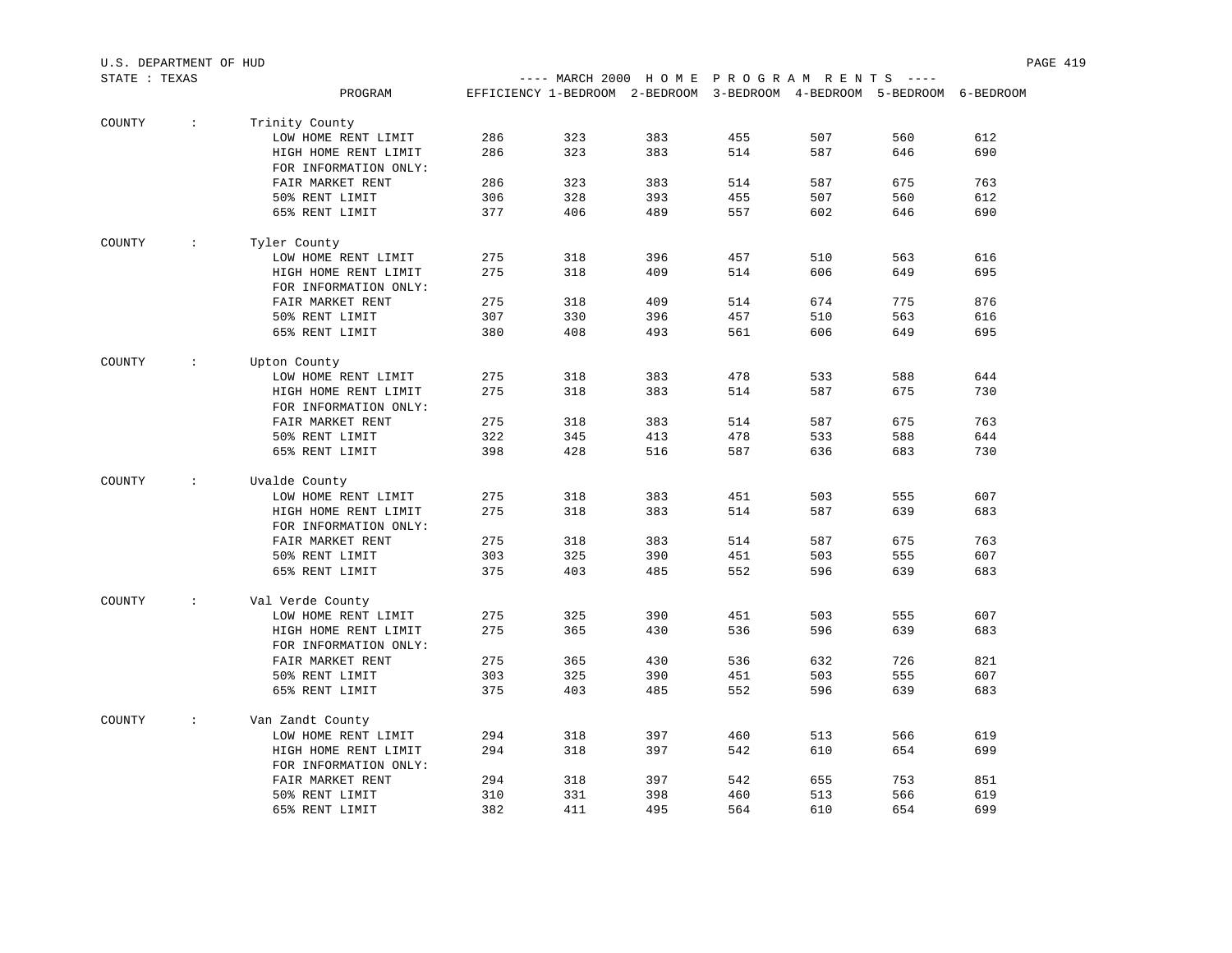U.S. DEPARTMENT OF HUD

STATE : TEXAS

---- MARCH 2000 H O M E P R O G R A M R E N T S ----

| COUNTY | PROGRAM | EFFICIENCY | 1-BEDROOM | 2-BEDROOM | 3-BEDROOM | 4-BEDROOM | 5-BEDROOM | 6-BEDROOM |
|---|---|---|---|---|---|---|---|---|
| COUNTY : | Trinity County | | | | | | | |
| | LOW HOME RENT LIMIT | 286 | 323 | 383 | 455 | 507 | 560 | 612 |
| | HIGH HOME RENT LIMIT | 286 | 323 | 383 | 514 | 587 | 646 | 690 |
| | FOR INFORMATION ONLY: | | | | | | | |
| | FAIR MARKET RENT | 286 | 323 | 383 | 514 | 587 | 675 | 763 |
| | 50% RENT LIMIT | 306 | 328 | 393 | 455 | 507 | 560 | 612 |
| | 65% RENT LIMIT | 377 | 406 | 489 | 557 | 602 | 646 | 690 |
| COUNTY : | Tyler County | | | | | | | |
| | LOW HOME RENT LIMIT | 275 | 318 | 396 | 457 | 510 | 563 | 616 |
| | HIGH HOME RENT LIMIT | 275 | 318 | 409 | 514 | 606 | 649 | 695 |
| | FOR INFORMATION ONLY: | | | | | | | |
| | FAIR MARKET RENT | 275 | 318 | 409 | 514 | 674 | 775 | 876 |
| | 50% RENT LIMIT | 307 | 330 | 396 | 457 | 510 | 563 | 616 |
| | 65% RENT LIMIT | 380 | 408 | 493 | 561 | 606 | 649 | 695 |
| COUNTY : | Upton County | | | | | | | |
| | LOW HOME RENT LIMIT | 275 | 318 | 383 | 478 | 533 | 588 | 644 |
| | HIGH HOME RENT LIMIT | 275 | 318 | 383 | 514 | 587 | 675 | 730 |
| | FOR INFORMATION ONLY: | | | | | | | |
| | FAIR MARKET RENT | 275 | 318 | 383 | 514 | 587 | 675 | 763 |
| | 50% RENT LIMIT | 322 | 345 | 413 | 478 | 533 | 588 | 644 |
| | 65% RENT LIMIT | 398 | 428 | 516 | 587 | 636 | 683 | 730 |
| COUNTY : | Uvalde County | | | | | | | |
| | LOW HOME RENT LIMIT | 275 | 318 | 383 | 451 | 503 | 555 | 607 |
| | HIGH HOME RENT LIMIT | 275 | 318 | 383 | 514 | 587 | 639 | 683 |
| | FOR INFORMATION ONLY: | | | | | | | |
| | FAIR MARKET RENT | 275 | 318 | 383 | 514 | 587 | 675 | 763 |
| | 50% RENT LIMIT | 303 | 325 | 390 | 451 | 503 | 555 | 607 |
| | 65% RENT LIMIT | 375 | 403 | 485 | 552 | 596 | 639 | 683 |
| COUNTY : | Val Verde County | | | | | | | |
| | LOW HOME RENT LIMIT | 275 | 325 | 390 | 451 | 503 | 555 | 607 |
| | HIGH HOME RENT LIMIT | 275 | 365 | 430 | 536 | 596 | 639 | 683 |
| | FOR INFORMATION ONLY: | | | | | | | |
| | FAIR MARKET RENT | 275 | 365 | 430 | 536 | 632 | 726 | 821 |
| | 50% RENT LIMIT | 303 | 325 | 390 | 451 | 503 | 555 | 607 |
| | 65% RENT LIMIT | 375 | 403 | 485 | 552 | 596 | 639 | 683 |
| COUNTY : | Van Zandt County | | | | | | | |
| | LOW HOME RENT LIMIT | 294 | 318 | 397 | 460 | 513 | 566 | 619 |
| | HIGH HOME RENT LIMIT | 294 | 318 | 397 | 542 | 610 | 654 | 699 |
| | FOR INFORMATION ONLY: | | | | | | | |
| | FAIR MARKET RENT | 294 | 318 | 397 | 542 | 655 | 753 | 851 |
| | 50% RENT LIMIT | 310 | 331 | 398 | 460 | 513 | 566 | 619 |
| | 65% RENT LIMIT | 382 | 411 | 495 | 564 | 610 | 654 | 699 |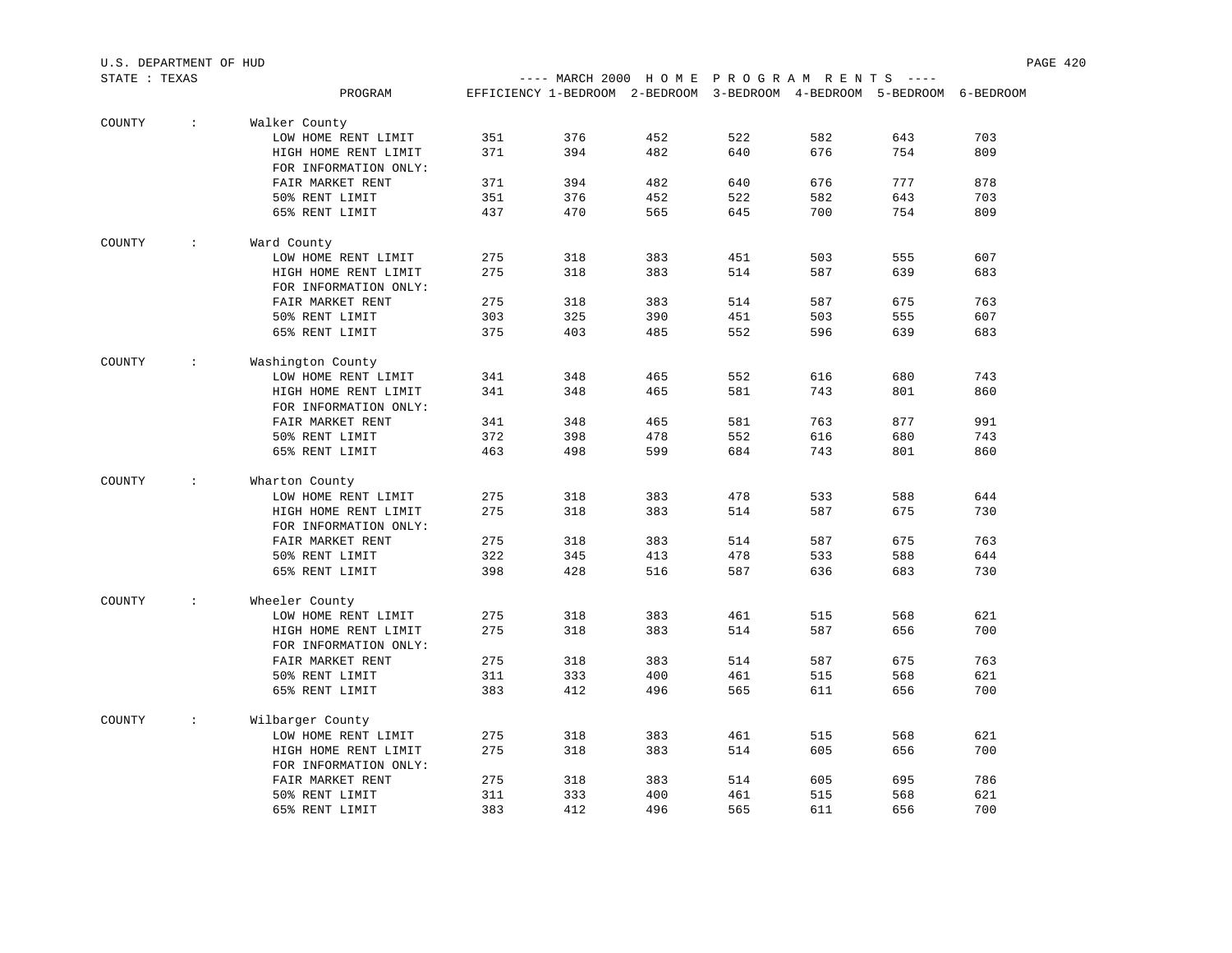U.S. DEPARTMENT OF HUD

STATE : TEXAS

---- MARCH 2000 H O M E P R O G R A M R E N T S ----

| | PROGRAM | EFFICIENCY | 1-BEDROOM | 2-BEDROOM | 3-BEDROOM | 4-BEDROOM | 5-BEDROOM | 6-BEDROOM |
|---|---|---|---|---|---|---|---|---|
| COUNTY : | Walker County | | | | | | | |
| | LOW HOME RENT LIMIT | 351 | 376 | 452 | 522 | 582 | 643 | 703 |
| | HIGH HOME RENT LIMIT | 371 | 394 | 482 | 640 | 676 | 754 | 809 |
| | FOR INFORMATION ONLY: | | | | | | | |
| | FAIR MARKET RENT | 371 | 394 | 482 | 640 | 676 | 777 | 878 |
| | 50% RENT LIMIT | 351 | 376 | 452 | 522 | 582 | 643 | 703 |
| | 65% RENT LIMIT | 437 | 470 | 565 | 645 | 700 | 754 | 809 |
| COUNTY : | Ward County | | | | | | | |
| | LOW HOME RENT LIMIT | 275 | 318 | 383 | 451 | 503 | 555 | 607 |
| | HIGH HOME RENT LIMIT | 275 | 318 | 383 | 514 | 587 | 639 | 683 |
| | FOR INFORMATION ONLY: | | | | | | | |
| | FAIR MARKET RENT | 275 | 318 | 383 | 514 | 587 | 675 | 763 |
| | 50% RENT LIMIT | 303 | 325 | 390 | 451 | 503 | 555 | 607 |
| | 65% RENT LIMIT | 375 | 403 | 485 | 552 | 596 | 639 | 683 |
| COUNTY : | Washington County | | | | | | | |
| | LOW HOME RENT LIMIT | 341 | 348 | 465 | 552 | 616 | 680 | 743 |
| | HIGH HOME RENT LIMIT | 341 | 348 | 465 | 581 | 743 | 801 | 860 |
| | FOR INFORMATION ONLY: | | | | | | | |
| | FAIR MARKET RENT | 341 | 348 | 465 | 581 | 763 | 877 | 991 |
| | 50% RENT LIMIT | 372 | 398 | 478 | 552 | 616 | 680 | 743 |
| | 65% RENT LIMIT | 463 | 498 | 599 | 684 | 743 | 801 | 860 |
| COUNTY : | Wharton County | | | | | | | |
| | LOW HOME RENT LIMIT | 275 | 318 | 383 | 478 | 533 | 588 | 644 |
| | HIGH HOME RENT LIMIT | 275 | 318 | 383 | 514 | 587 | 675 | 730 |
| | FOR INFORMATION ONLY: | | | | | | | |
| | FAIR MARKET RENT | 275 | 318 | 383 | 514 | 587 | 675 | 763 |
| | 50% RENT LIMIT | 322 | 345 | 413 | 478 | 533 | 588 | 644 |
| | 65% RENT LIMIT | 398 | 428 | 516 | 587 | 636 | 683 | 730 |
| COUNTY : | Wheeler County | | | | | | | |
| | LOW HOME RENT LIMIT | 275 | 318 | 383 | 461 | 515 | 568 | 621 |
| | HIGH HOME RENT LIMIT | 275 | 318 | 383 | 514 | 587 | 656 | 700 |
| | FOR INFORMATION ONLY: | | | | | | | |
| | FAIR MARKET RENT | 275 | 318 | 383 | 514 | 587 | 675 | 763 |
| | 50% RENT LIMIT | 311 | 333 | 400 | 461 | 515 | 568 | 621 |
| | 65% RENT LIMIT | 383 | 412 | 496 | 565 | 611 | 656 | 700 |
| COUNTY : | Wilbarger County | | | | | | | |
| | LOW HOME RENT LIMIT | 275 | 318 | 383 | 461 | 515 | 568 | 621 |
| | HIGH HOME RENT LIMIT | 275 | 318 | 383 | 514 | 605 | 656 | 700 |
| | FOR INFORMATION ONLY: | | | | | | | |
| | FAIR MARKET RENT | 275 | 318 | 383 | 514 | 605 | 695 | 786 |
| | 50% RENT LIMIT | 311 | 333 | 400 | 461 | 515 | 568 | 621 |
| | 65% RENT LIMIT | 383 | 412 | 496 | 565 | 611 | 656 | 700 |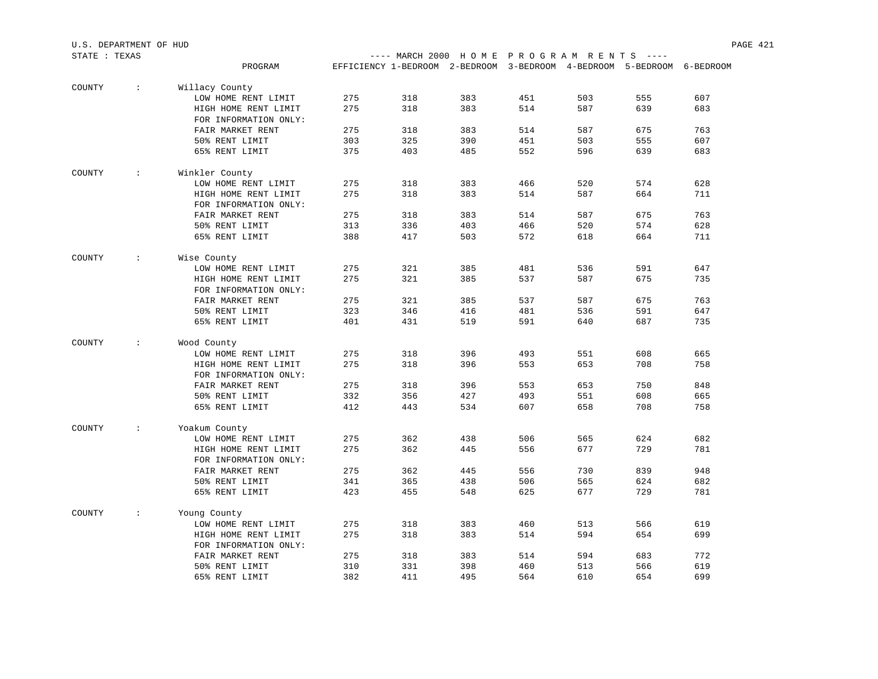U.S. DEPARTMENT OF HUD
STATE : TEXAS

---- MARCH 2000 H O M E P R O G R A M R E N T S ----

| | PROGRAM | EFFICIENCY | 1-BEDROOM | 2-BEDROOM | 3-BEDROOM | 4-BEDROOM | 5-BEDROOM | 6-BEDROOM |
|---|---|---|---|---|---|---|---|---|
| COUNTY : | Willacy County | | | | | | | |
| | LOW HOME RENT LIMIT | 275 | 318 | 383 | 451 | 503 | 555 | 607 |
| | HIGH HOME RENT LIMIT | 275 | 318 | 383 | 514 | 587 | 639 | 683 |
| | FOR INFORMATION ONLY: | | | | | | | |
| | FAIR MARKET RENT | 275 | 318 | 383 | 514 | 587 | 675 | 763 |
| | 50% RENT LIMIT | 303 | 325 | 390 | 451 | 503 | 555 | 607 |
| | 65% RENT LIMIT | 375 | 403 | 485 | 552 | 596 | 639 | 683 |
| COUNTY : | Winkler County | | | | | | | |
| | LOW HOME RENT LIMIT | 275 | 318 | 383 | 466 | 520 | 574 | 628 |
| | HIGH HOME RENT LIMIT | 275 | 318 | 383 | 514 | 587 | 664 | 711 |
| | FOR INFORMATION ONLY: | | | | | | | |
| | FAIR MARKET RENT | 275 | 318 | 383 | 514 | 587 | 675 | 763 |
| | 50% RENT LIMIT | 313 | 336 | 403 | 466 | 520 | 574 | 628 |
| | 65% RENT LIMIT | 388 | 417 | 503 | 572 | 618 | 664 | 711 |
| COUNTY : | Wise County | | | | | | | |
| | LOW HOME RENT LIMIT | 275 | 321 | 385 | 481 | 536 | 591 | 647 |
| | HIGH HOME RENT LIMIT | 275 | 321 | 385 | 537 | 587 | 675 | 735 |
| | FOR INFORMATION ONLY: | | | | | | | |
| | FAIR MARKET RENT | 275 | 321 | 385 | 537 | 587 | 675 | 763 |
| | 50% RENT LIMIT | 323 | 346 | 416 | 481 | 536 | 591 | 647 |
| | 65% RENT LIMIT | 401 | 431 | 519 | 591 | 640 | 687 | 735 |
| COUNTY : | Wood County | | | | | | | |
| | LOW HOME RENT LIMIT | 275 | 318 | 396 | 493 | 551 | 608 | 665 |
| | HIGH HOME RENT LIMIT | 275 | 318 | 396 | 553 | 653 | 708 | 758 |
| | FOR INFORMATION ONLY: | | | | | | | |
| | FAIR MARKET RENT | 275 | 318 | 396 | 553 | 653 | 750 | 848 |
| | 50% RENT LIMIT | 332 | 356 | 427 | 493 | 551 | 608 | 665 |
| | 65% RENT LIMIT | 412 | 443 | 534 | 607 | 658 | 708 | 758 |
| COUNTY : | Yoakum County | | | | | | | |
| | LOW HOME RENT LIMIT | 275 | 362 | 438 | 506 | 565 | 624 | 682 |
| | HIGH HOME RENT LIMIT | 275 | 362 | 445 | 556 | 677 | 729 | 781 |
| | FOR INFORMATION ONLY: | | | | | | | |
| | FAIR MARKET RENT | 275 | 362 | 445 | 556 | 730 | 839 | 948 |
| | 50% RENT LIMIT | 341 | 365 | 438 | 506 | 565 | 624 | 682 |
| | 65% RENT LIMIT | 423 | 455 | 548 | 625 | 677 | 729 | 781 |
| COUNTY : | Young County | | | | | | | |
| | LOW HOME RENT LIMIT | 275 | 318 | 383 | 460 | 513 | 566 | 619 |
| | HIGH HOME RENT LIMIT | 275 | 318 | 383 | 514 | 594 | 654 | 699 |
| | FOR INFORMATION ONLY: | | | | | | | |
| | FAIR MARKET RENT | 275 | 318 | 383 | 514 | 594 | 683 | 772 |
| | 50% RENT LIMIT | 310 | 331 | 398 | 460 | 513 | 566 | 619 |
| | 65% RENT LIMIT | 382 | 411 | 495 | 564 | 610 | 654 | 699 |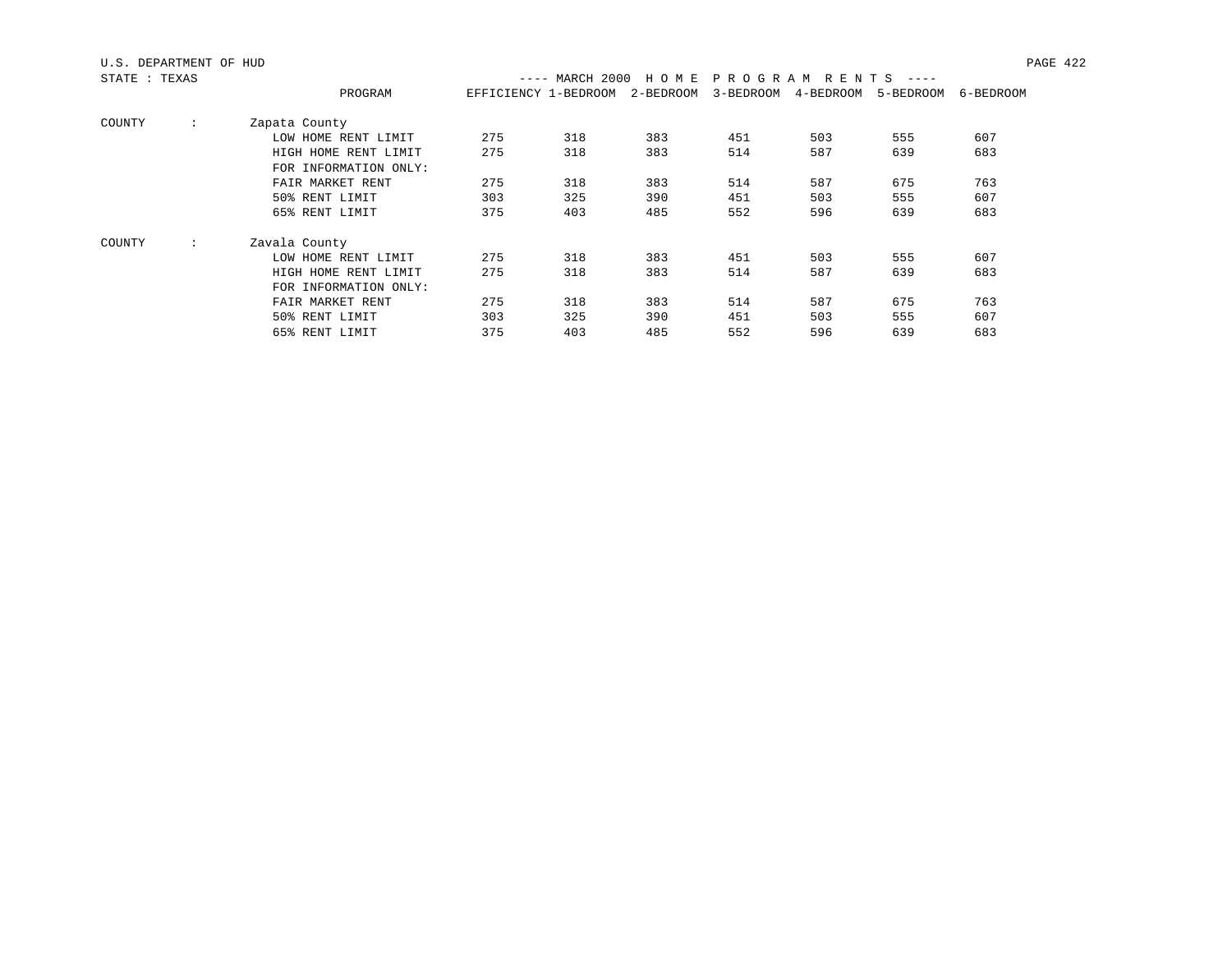U.S. DEPARTMENT OF HUD

STATE : TEXAS

---- MARCH 2000 H O M E P R O G R A M R E N T S ----

| | PROGRAM | EFFICIENCY | 1-BEDROOM | 2-BEDROOM | 3-BEDROOM | 4-BEDROOM | 5-BEDROOM | 6-BEDROOM |
|---|---|---|---|---|---|---|---|---|
| COUNTY : | Zapata County | | | | | | | |
| | LOW HOME RENT LIMIT | 275 | 318 | 383 | 451 | 503 | 555 | 607 |
| | HIGH HOME RENT LIMIT | 275 | 318 | 383 | 514 | 587 | 639 | 683 |
| | FOR INFORMATION ONLY: | | | | | | | |
| | FAIR MARKET RENT | 275 | 318 | 383 | 514 | 587 | 675 | 763 |
| | 50% RENT LIMIT | 303 | 325 | 390 | 451 | 503 | 555 | 607 |
| | 65% RENT LIMIT | 375 | 403 | 485 | 552 | 596 | 639 | 683 |
| COUNTY : | Zavala County | | | | | | | |
| | LOW HOME RENT LIMIT | 275 | 318 | 383 | 451 | 503 | 555 | 607 |
| | HIGH HOME RENT LIMIT | 275 | 318 | 383 | 514 | 587 | 639 | 683 |
| | FOR INFORMATION ONLY: | | | | | | | |
| | FAIR MARKET RENT | 275 | 318 | 383 | 514 | 587 | 675 | 763 |
| | 50% RENT LIMIT | 303 | 325 | 390 | 451 | 503 | 555 | 607 |
| | 65% RENT LIMIT | 375 | 403 | 485 | 552 | 596 | 639 | 683 |